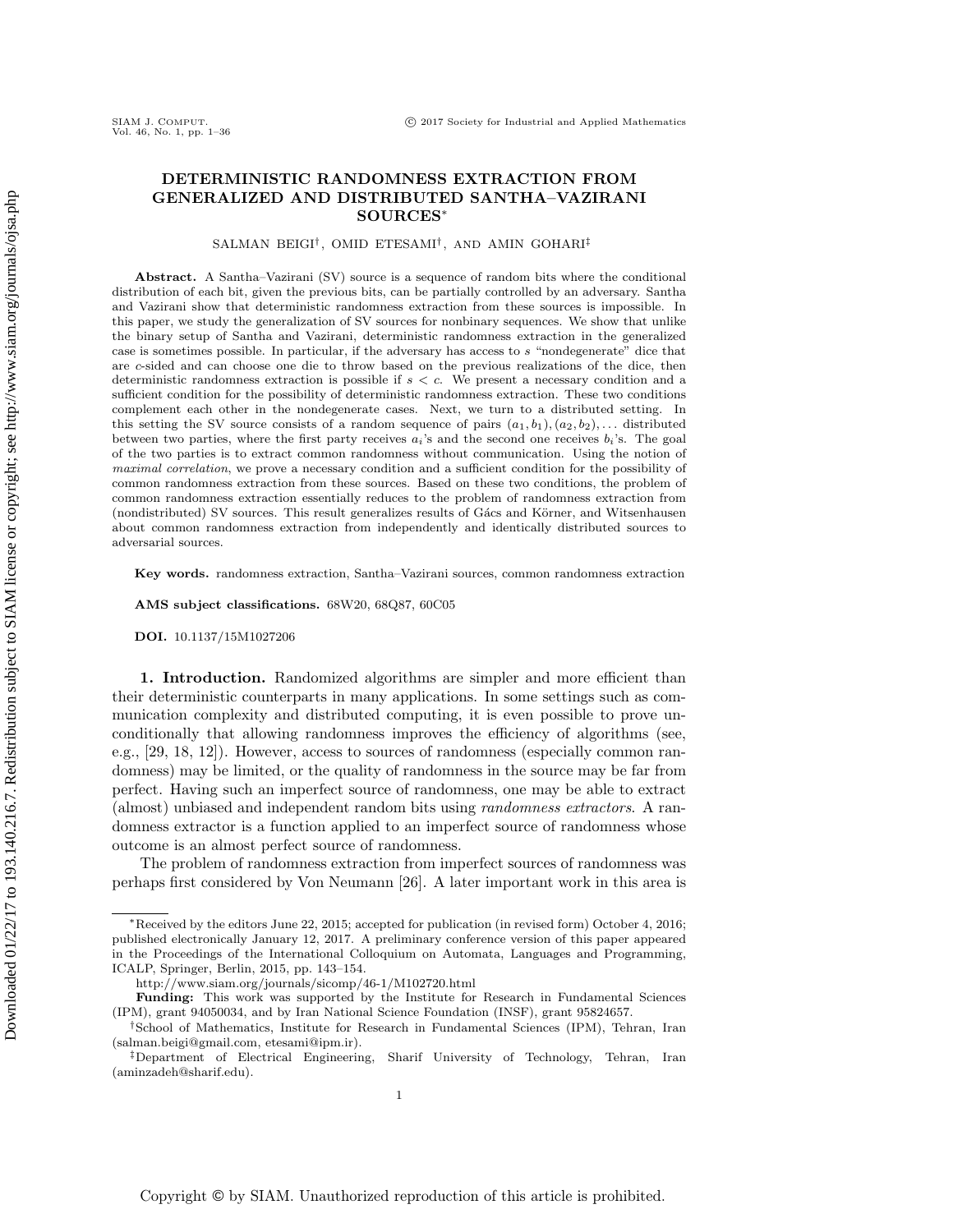# DETERMINISTIC RANDOMNESS EXTRACTION FROM GENERALIZED AND DISTRIBUTED SANTHA–VAZIRANI SOURCES*

SALMAN BEIGI†, OMID ETESAMI†, AND AMIN GOHARI‡

**Abstract.** A Santha–Vazirani (SV) source is a sequence of random bits where the conditional distribution of each bit, given the previous bits, can be partially controlled by an adversary. Santha and Vazirani show that deterministic randomness extraction from these sources is impossible. In this paper, we study the generalization of SV sources for nonbinary sequences. We show that unlike the binary setup of Santha and Vazirani, deterministic randomness extraction in the generalized case is sometimes possible. In particular, if the adversary has access to $s$ "nondegenerate" dice that are $c$-sided and can choose one die to throw based on the previous realizations of the dice, then deterministic randomness extraction is possible if $s < c$. We present a necessary condition and a sufficient condition for the possibility of deterministic randomness extraction. These two conditions complement each other in the nondegenerate cases. Next, we turn to a distributed setting. In this setting the SV source consists of a random sequence of pairs $(a_1, b_1), (a_2, b_2), \ldots$ distributed between two parties, where the first party receives $a_i$'s and the second one receives $b_i$'s. The goal of the two parties is to extract common randomness without communication. Using the notion of *maximal correlation*, we prove a necessary condition and a sufficient condition for the possibility of common randomness extraction from these sources. Based on these two conditions, the problem of common randomness extraction essentially reduces to the problem of randomness extraction from (nondistributed) SV sources. This result generalizes results of Gács and Körner, and Witsenhausen about common randomness extraction from independently and identically distributed sources to adversarial sources.

**Key words.** randomness extraction, Santha–Vazirani sources, common randomness extraction

**AMS subject classifications.** 68W20, 68Q87, 60C05

**DOI.** 10.1137/15M1027206

## 1. Introduction.

Randomized algorithms are simpler and more efficient than their deterministic counterparts in many applications. In some settings such as communication complexity and distributed computing, it is even possible to prove unconditionally that allowing randomness improves the efficiency of algorithms (see, e.g., [29, 18, 12]). However, access to sources of randomness (especially common randomness) may be limited, or the quality of randomness in the source may be far from perfect. Having such an imperfect source of randomness, one may be able to extract (almost) unbiased and independent random bits using *randomness extractors*. A randomness extractor is a function applied to an imperfect source of randomness whose outcome is an almost perfect source of randomness.

The problem of randomness extraction from imperfect sources of randomness was perhaps first considered by Von Neumann [26]. A later important work in this area is

---

*Received by the editors June 22, 2015; accepted for publication (in revised form) October 4, 2016; published electronically January 12, 2017. A preliminary conference version of this paper appeared in the Proceedings of the International Colloquium on Automata, Languages and Programming, ICALP, Springer, Berlin, 2015, pp. 143–154.

http://www.siam.org/journals/sicomp/46-1/M102720.html

**Funding:** This work was supported by the Institute for Research in Fundamental Sciences (IPM), grant 94050034, and by Iran National Science Foundation (INSF), grant 95824657.

†School of Mathematics, Institute for Research in Fundamental Sciences (IPM), Tehran, Iran (salman.beigi@gmail.com, etesami@ipm.ir).

‡Department of Electrical Engineering, Sharif University of Technology, Tehran, Iran (aminzadeh@sharif.edu).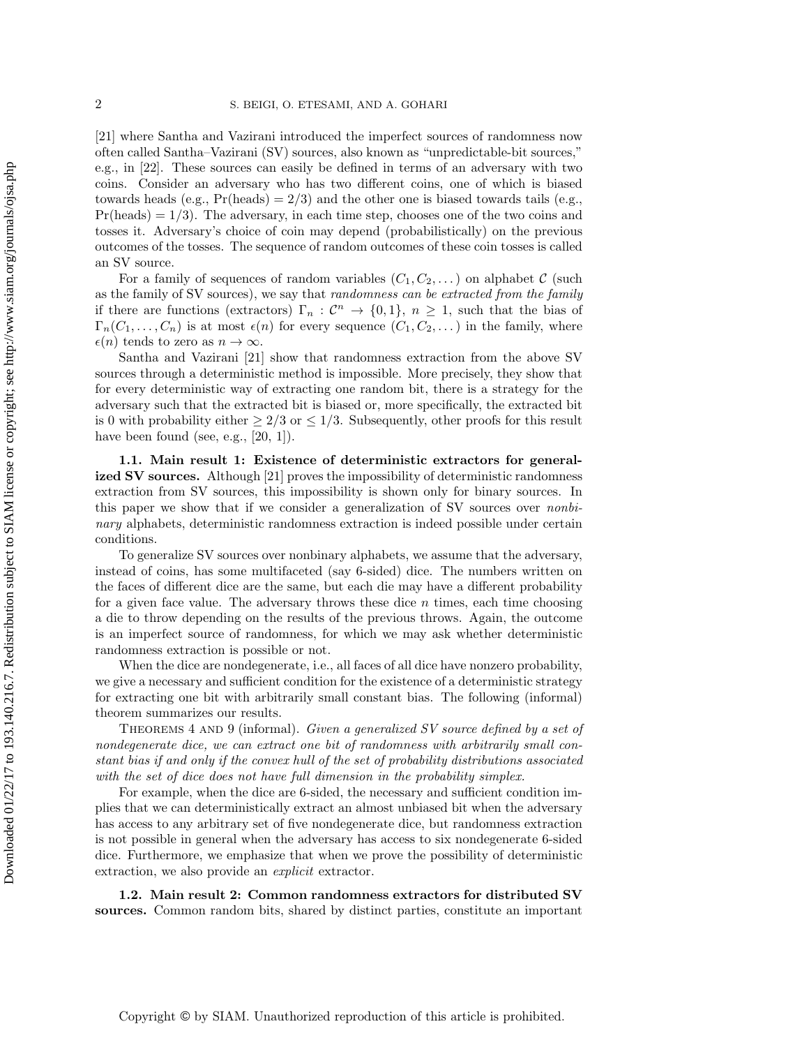[21] where Santha and Vazirani introduced the imperfect sources of randomness now often called Santha–Vazirani (SV) sources, also known as "unpredictable-bit sources," e.g., in [22]. These sources can easily be defined in terms of an adversary with two coins. Consider an adversary who has two different coins, one of which is biased towards heads (e.g., $\Pr(\text{heads}) = 2/3$) and the other one is biased towards tails (e.g., $\Pr(\text{heads}) = 1/3$). The adversary, in each time step, chooses one of the two coins and tosses it. Adversary's choice of coin may depend (probabilistically) on the previous outcomes of the tosses. The sequence of random outcomes of these coin tosses is called an SV source.

For a family of sequences of random variables $(C_1, C_2, \dots)$ on alphabet $\mathcal{C}$ (such as the family of SV sources), we say that *randomness can be extracted from the family* if there are functions (extractors) $\Gamma_n : \mathcal{C}^n \to \{0, 1\}$, $n \geq 1$, such that the bias of $\Gamma_n(C_1, \dots, C_n)$ is at most $\epsilon(n)$ for every sequence $(C_1, C_2, \dots)$ in the family, where $\epsilon(n)$ tends to zero as $n \to \infty$.

Santha and Vazirani [21] show that randomness extraction from the above SV sources through a deterministic method is impossible. More precisely, they show that for every deterministic way of extracting one random bit, there is a strategy for the adversary such that the extracted bit is biased or, more specifically, the extracted bit is 0 with probability either $\geq 2/3$ or $\leq 1/3$. Subsequently, other proofs for this result have been found (see, e.g., [20, 1]).

**1.1. Main result 1: Existence of deterministic extractors for generalized SV sources.** Although [21] proves the impossibility of deterministic randomness extraction from SV sources, this impossibility is shown only for binary sources. In this paper we show that if we consider a generalization of SV sources over *nonbinary* alphabets, deterministic randomness extraction is indeed possible under certain conditions.

To generalize SV sources over nonbinary alphabets, we assume that the adversary, instead of coins, has some multifaceted (say 6-sided) dice. The numbers written on the faces of different dice are the same, but each die may have a different probability for a given face value. The adversary throws these dice $n$ times, each time choosing a die to throw depending on the results of the previous throws. Again, the outcome is an imperfect source of randomness, for which we may ask whether deterministic randomness extraction is possible or not.

When the dice are nondegenerate, i.e., all faces of all dice have nonzero probability, we give a necessary and sufficient condition for the existence of a deterministic strategy for extracting one bit with arbitrarily small constant bias. The following (informal) theorem summarizes our results.

Theorems 4 and 9 (informal). *Given a generalized SV source defined by a set of nondegenerate dice, we can extract one bit of randomness with arbitrarily small constant bias if and only if the convex hull of the set of probability distributions associated with the set of dice does not have full dimension in the probability simplex.*

For example, when the dice are 6-sided, the necessary and sufficient condition implies that we can deterministically extract an almost unbiased bit when the adversary has access to any arbitrary set of five nondegenerate dice, but randomness extraction is not possible in general when the adversary has access to six nondegenerate 6-sided dice. Furthermore, we emphasize that when we prove the possibility of deterministic extraction, we also provide an *explicit* extractor.

**1.2. Main result 2: Common randomness extractors for distributed SV sources.** Common random bits, shared by distinct parties, constitute an important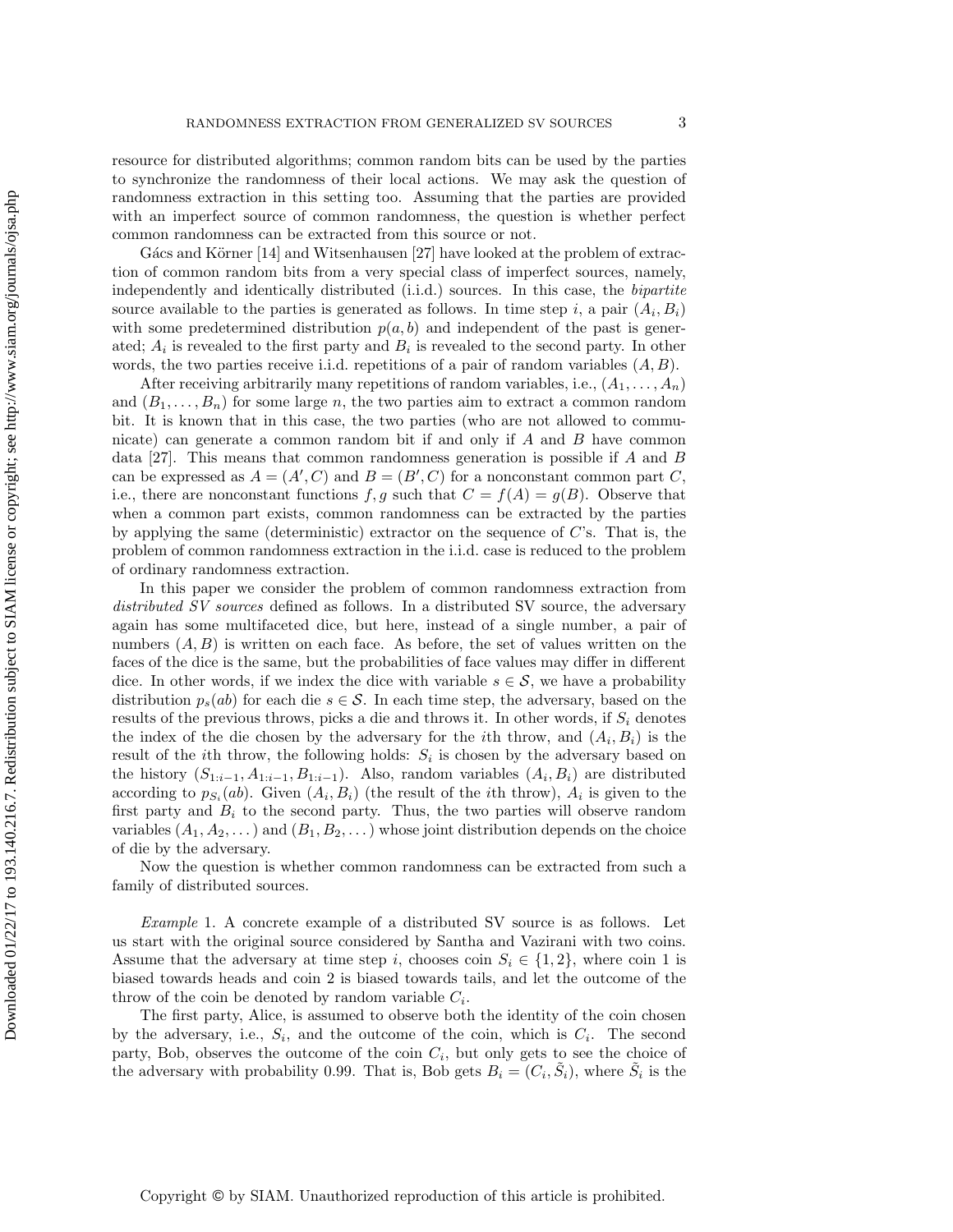resource for distributed algorithms; common random bits can be used by the parties to synchronize the randomness of their local actions. We may ask the question of randomness extraction in this setting too. Assuming that the parties are provided with an imperfect source of common randomness, the question is whether perfect common randomness can be extracted from this source or not.

Gács and Körner [14] and Witsenhausen [27] have looked at the problem of extraction of common random bits from a very special class of imperfect sources, namely, independently and identically distributed (i.i.d.) sources. In this case, the *bipartite* source available to the parties is generated as follows. In time step $i$, a pair $(A_i, B_i)$ with some predetermined distribution $p(a, b)$ and independent of the past is generated; $A_i$ is revealed to the first party and $B_i$ is revealed to the second party. In other words, the two parties receive i.i.d. repetitions of a pair of random variables $(A, B)$.

After receiving arbitrarily many repetitions of random variables, i.e., $(A_1, \dots, A_n)$ and $(B_1, \dots, B_n)$ for some large $n$, the two parties aim to extract a common random bit. It is known that in this case, the two parties (who are not allowed to communicate) can generate a common random bit if and only if $A$ and $B$ have common data [27]. This means that common randomness generation is possible if $A$ and $B$ can be expressed as $A = (A', C)$ and $B = (B', C)$ for a nonconstant common part $C$, i.e., there are nonconstant functions $f, g$ such that $C = f(A) = g(B)$. Observe that when a common part exists, common randomness can be extracted by the parties by applying the same (deterministic) extractor on the sequence of $C$'s. That is, the problem of common randomness extraction in the i.i.d. case is reduced to the problem of ordinary randomness extraction.

In this paper we consider the problem of common randomness extraction from *distributed SV sources* defined as follows. In a distributed SV source, the adversary again has some multifaceted dice, but here, instead of a single number, a pair of numbers $(A, B)$ is written on each face. As before, the set of values written on the faces of the dice is the same, but the probabilities of face values may differ in different dice. In other words, if we index the dice with variable $s \in \mathcal{S}$, we have a probability distribution $p_s(ab)$ for each die $s \in \mathcal{S}$. In each time step, the adversary, based on the results of the previous throws, picks a die and throws it. In other words, if $S_i$ denotes the index of the die chosen by the adversary for the $i$th throw, and $(A_i, B_i)$ is the result of the $i$th throw, the following holds: $S_i$ is chosen by the adversary based on the history $(S_{1:i-1}, A_{1:i-1}, B_{1:i-1})$. Also, random variables $(A_i, B_i)$ are distributed according to $p_{S_i}(ab)$. Given $(A_i, B_i)$ (the result of the $i$th throw), $A_i$ is given to the first party and $B_i$ to the second party. Thus, the two parties will observe random variables $(A_1, A_2, \dots)$ and $(B_1, B_2, \dots)$ whose joint distribution depends on the choice of die by the adversary.

Now the question is whether common randomness can be extracted from such a family of distributed sources.

*Example* 1. A concrete example of a distributed SV source is as follows. Let us start with the original source considered by Santha and Vazirani with two coins. Assume that the adversary at time step $i$, chooses coin $S_i \in \{1, 2\}$, where coin 1 is biased towards heads and coin 2 is biased towards tails, and let the outcome of the throw of the coin be denoted by random variable $C_i$.

The first party, Alice, is assumed to observe both the identity of the coin chosen by the adversary, i.e., $S_i$, and the outcome of the coin, which is $C_i$. The second party, Bob, observes the outcome of the coin $C_i$, but only gets to see the choice of the adversary with probability 0.99. That is, Bob gets $B_i = (C_i, \tilde{S}_i)$, where $\tilde{S}_i$ is the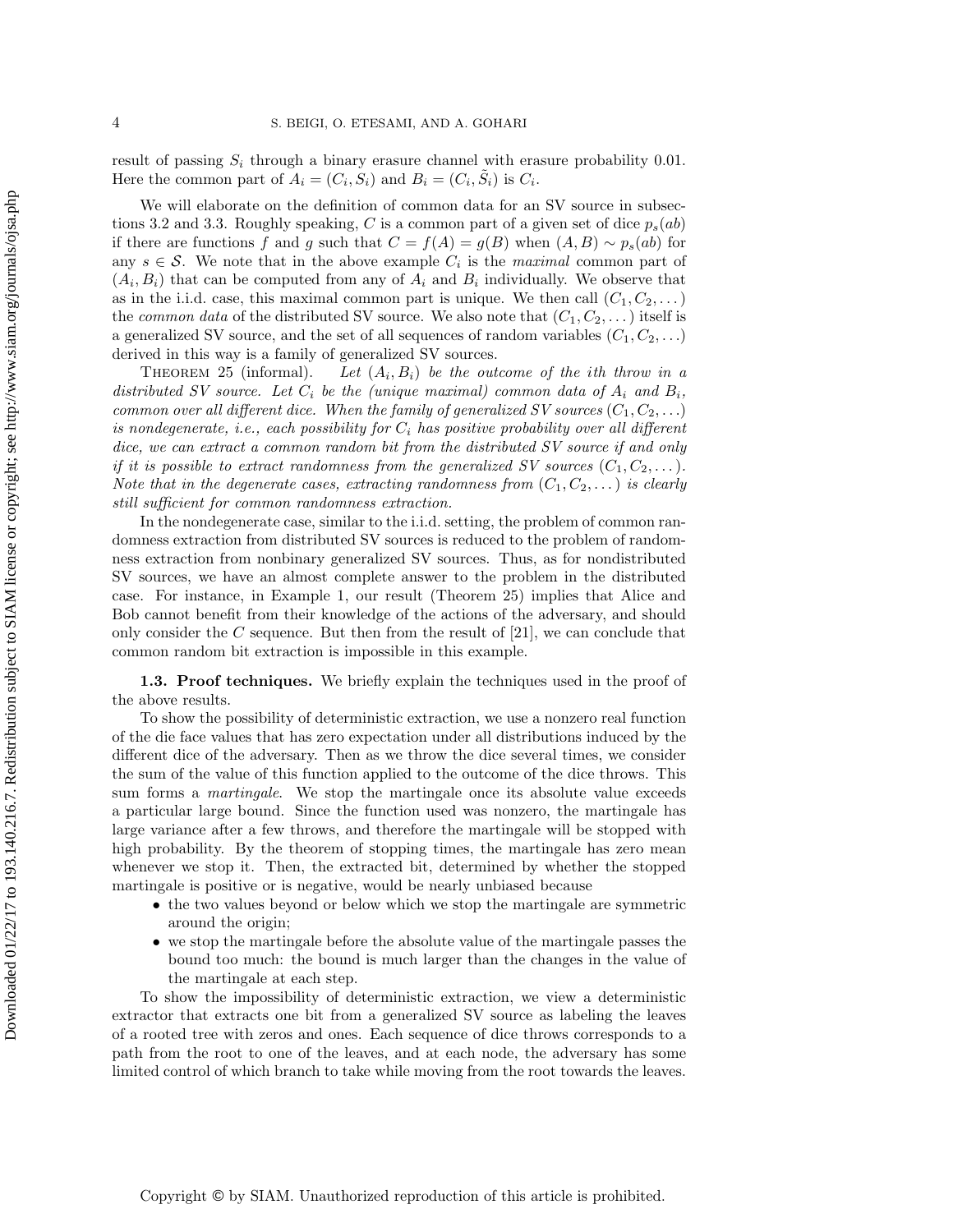result of passing $S_i$ through a binary erasure channel with erasure probability 0.01. Here the common part of $A_i = (C_i, S_i)$ and $B_i = (C_i, \tilde{S}_i)$ is $C_i$.

We will elaborate on the definition of common data for an SV source in subsections 3.2 and 3.3. Roughly speaking, $C$ is a common part of a given set of dice $p_s(ab)$ if there are functions $f$ and $g$ such that $C = f(A) = g(B)$ when $(A, B) \sim p_s(ab)$ for any $s \in \mathcal{S}$. We note that in the above example $C_i$ is the *maximal* common part of $(A_i, B_i)$ that can be computed from any of $A_i$ and $B_i$ individually. We observe that as in the i.i.d. case, this maximal common part is unique. We then call $(C_1, C_2, \dots)$ the *common data* of the distributed SV source. We also note that $(C_1, C_2, \dots)$ itself is a generalized SV source, and the set of all sequences of random variables $(C_1, C_2, \dots)$ derived in this way is a family of generalized SV sources.

THEOREM 25 (informal). *Let $(A_i, B_i)$ be the outcome of the ith throw in a distributed SV source. Let $C_i$ be the (unique maximal) common data of $A_i$ and $B_i$, common over all different dice. When the family of generalized SV sources $(C_1, C_2, \dots)$ is nondegenerate, i.e., each possibility for $C_i$ has positive probability over all different dice, we can extract a common random bit from the distributed SV source if and only if it is possible to extract randomness from the generalized SV sources $(C_1, C_2, \dots)$. Note that in the degenerate cases, extracting randomness from $(C_1, C_2, \dots)$ is clearly still sufficient for common randomness extraction.*

In the nondegenerate case, similar to the i.i.d. setting, the problem of common randomness extraction from distributed SV sources is reduced to the problem of randomness extraction from nonbinary generalized SV sources. Thus, as for nondistributed SV sources, we have an almost complete answer to the problem in the distributed case. For instance, in Example 1, our result (Theorem 25) implies that Alice and Bob cannot benefit from their knowledge of the actions of the adversary, and should only consider the $C$ sequence. But then from the result of [21], we can conclude that common random bit extraction is impossible in this example.

**1.3. Proof techniques.** We briefly explain the techniques used in the proof of the above results.

To show the possibility of deterministic extraction, we use a nonzero real function of the die face values that has zero expectation under all distributions induced by the different dice of the adversary. Then as we throw the dice several times, we consider the sum of the value of this function applied to the outcome of the dice throws. This sum forms a *martingale*. We stop the martingale once its absolute value exceeds a particular large bound. Since the function used was nonzero, the martingale has large variance after a few throws, and therefore the martingale will be stopped with high probability. By the theorem of stopping times, the martingale has zero mean whenever we stop it. Then, the extracted bit, determined by whether the stopped martingale is positive or is negative, would be nearly unbiased because

- the two values beyond or below which we stop the martingale are symmetric around the origin;
- we stop the martingale before the absolute value of the martingale passes the bound too much: the bound is much larger than the changes in the value of the martingale at each step.

To show the impossibility of deterministic extraction, we view a deterministic extractor that extracts one bit from a generalized SV source as labeling the leaves of a rooted tree with zeros and ones. Each sequence of dice throws corresponds to a path from the root to one of the leaves, and at each node, the adversary has some limited control of which branch to take while moving from the root towards the leaves.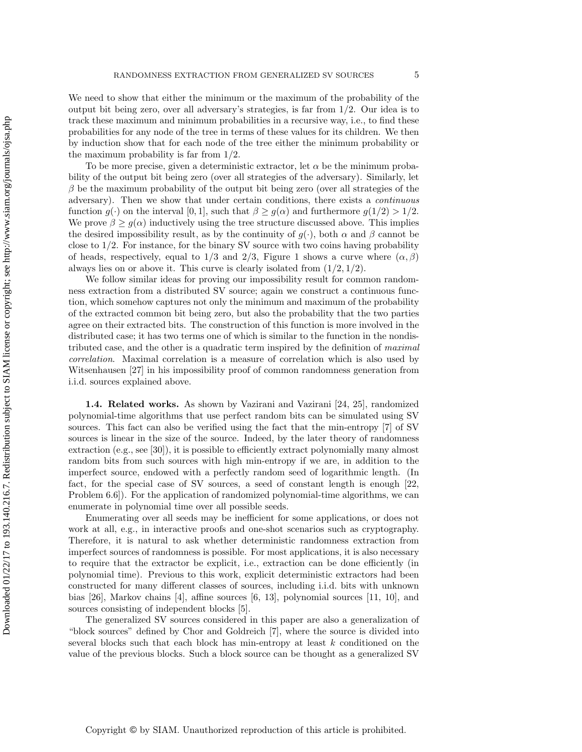We need to show that either the minimum or the maximum of the probability of the output bit being zero, over all adversary's strategies, is far from $1/2$. Our idea is to track these maximum and minimum probabilities in a recursive way, i.e., to find these probabilities for any node of the tree in terms of these values for its children. We then by induction show that for each node of the tree either the minimum probability or the maximum probability is far from $1/2$.

To be more precise, given a deterministic extractor, let $\alpha$ be the minimum probability of the output bit being zero (over all strategies of the adversary). Similarly, let $\beta$ be the maximum probability of the output bit being zero (over all strategies of the adversary). Then we show that under certain conditions, there exists a *continuous* function $g(\cdot)$ on the interval $[0, 1]$, such that $\beta \geq g(\alpha)$ and furthermore $g(1/2) > 1/2$. We prove $\beta \geq g(\alpha)$ inductively using the tree structure discussed above. This implies the desired impossibility result, as by the continuity of $g(\cdot)$, both $\alpha$ and $\beta$ cannot be close to $1/2$. For instance, for the binary SV source with two coins having probability of heads, respectively, equal to $1/3$ and $2/3$, Figure 1 shows a curve where $(\alpha, \beta)$ always lies on or above it. This curve is clearly isolated from $(1/2, 1/2)$.

We follow similar ideas for proving our impossibility result for common randomness extraction from a distributed SV source; again we construct a continuous function, which somehow captures not only the minimum and maximum of the probability of the extracted common bit being zero, but also the probability that the two parties agree on their extracted bits. The construction of this function is more involved in the distributed case; it has two terms one of which is similar to the function in the nondistributed case, and the other is a quadratic term inspired by the definition of *maximal correlation*. Maximal correlation is a measure of correlation which is also used by Witsenhausen [27] in his impossibility proof of common randomness generation from i.i.d. sources explained above.

**1.4. Related works.** As shown by Vazirani and Vazirani [24, 25], randomized polynomial-time algorithms that use perfect random bits can be simulated using SV sources. This fact can also be verified using the fact that the min-entropy [7] of SV sources is linear in the size of the source. Indeed, by the later theory of randomness extraction (e.g., see [30]), it is possible to efficiently extract polynomially many almost random bits from such sources with high min-entropy if we are, in addition to the imperfect source, endowed with a perfectly random seed of logarithmic length. (In fact, for the special case of SV sources, a seed of constant length is enough [22, Problem 6.6]). For the application of randomized polynomial-time algorithms, we can enumerate in polynomial time over all possible seeds.

Enumerating over all seeds may be inefficient for some applications, or does not work at all, e.g., in interactive proofs and one-shot scenarios such as cryptography. Therefore, it is natural to ask whether deterministic randomness extraction from imperfect sources of randomness is possible. For most applications, it is also necessary to require that the extractor be explicit, i.e., extraction can be done efficiently (in polynomial time). Previous to this work, explicit deterministic extractors had been constructed for many different classes of sources, including i.i.d. bits with unknown bias [26], Markov chains [4], affine sources [6, 13], polynomial sources [11, 10], and sources consisting of independent blocks [5].

The generalized SV sources considered in this paper are also a generalization of "block sources" defined by Chor and Goldreich [7], where the source is divided into several blocks such that each block has min-entropy at least $k$ conditioned on the value of the previous blocks. Such a block source can be thought as a generalized SV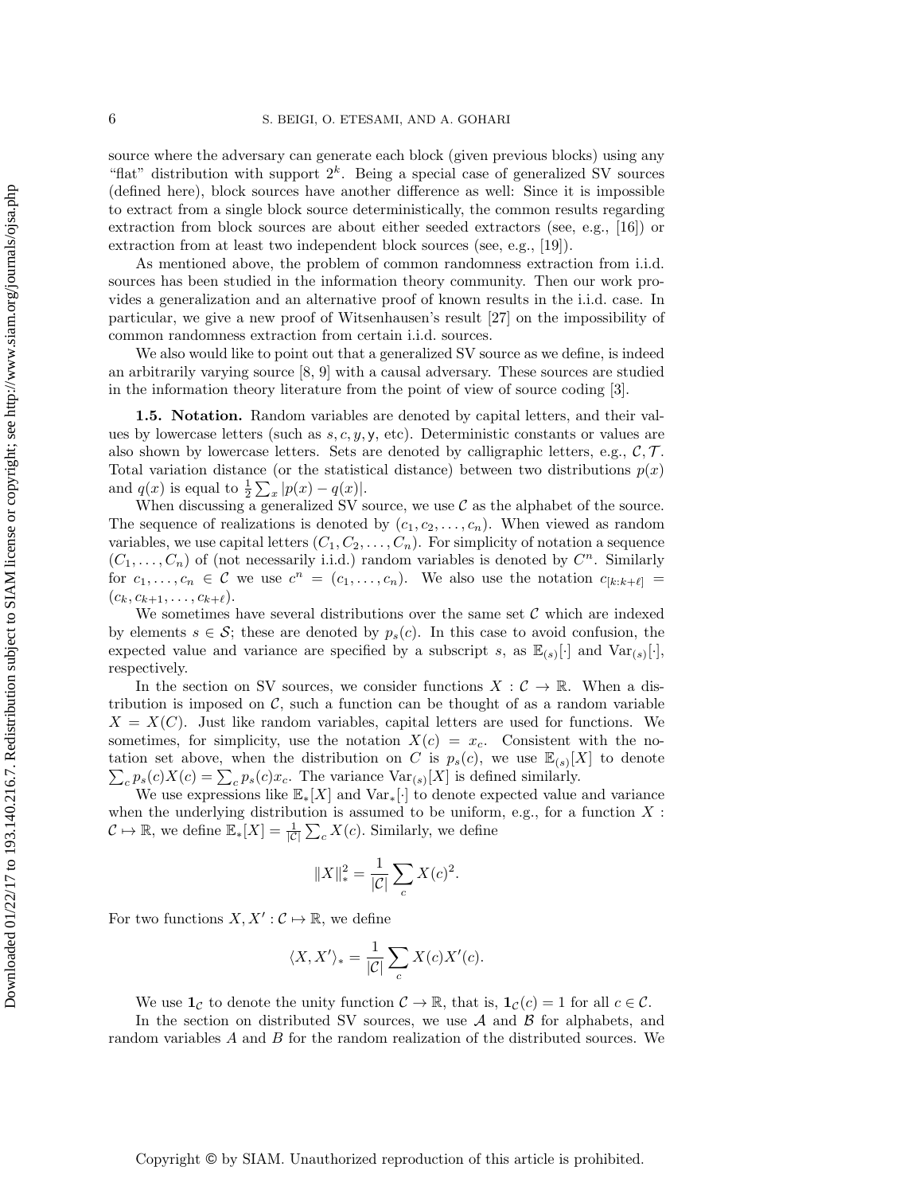source where the adversary can generate each block (given previous blocks) using any "flat" distribution with support $2^k$. Being a special case of generalized SV sources (defined here), block sources have another difference as well: Since it is impossible to extract from a single block source deterministically, the common results regarding extraction from block sources are about either seeded extractors (see, e.g., [16]) or extraction from at least two independent block sources (see, e.g., [19]).

As mentioned above, the problem of common randomness extraction from i.i.d. sources has been studied in the information theory community. Then our work provides a generalization and an alternative proof of known results in the i.i.d. case. In particular, we give a new proof of Witsenhausen's result [27] on the impossibility of common randomness extraction from certain i.i.d. sources.

We also would like to point out that a generalized SV source as we define, is indeed an arbitrarily varying source [8, 9] with a causal adversary. These sources are studied in the information theory literature from the point of view of source coding [3].

**1.5. Notation.** Random variables are denoted by capital letters, and their values by lowercase letters (such as $s, c, y, \mathsf{y}$, etc). Deterministic constants or values are also shown by lowercase letters. Sets are denoted by calligraphic letters, e.g., $\mathcal{C}, \mathcal{T}$. Total variation distance (or the statistical distance) between two distributions $p(x)$ and $q(x)$ is equal to $\frac{1}{2}\sum_x |p(x) - q(x)|$.

When discussing a generalized SV source, we use $\mathcal{C}$ as the alphabet of the source. The sequence of realizations is denoted by $(c_1, c_2, \dots, c_n)$. When viewed as random variables, we use capital letters $(C_1, C_2, \dots, C_n)$. For simplicity of notation a sequence $(C_1, \dots, C_n)$ of (not necessarily i.i.d.) random variables is denoted by $C^n$. Similarly for $c_1, \dots, c_n \in \mathcal{C}$ we use $c^n = (c_1, \dots, c_n)$. We also use the notation $c_{[k:k+\ell]} = (c_k, c_{k+1}, \dots, c_{k+\ell})$.

We sometimes have several distributions over the same set $\mathcal{C}$ which are indexed by elements $s \in \mathcal{S}$; these are denoted by $p_s(c)$. In this case to avoid confusion, the expected value and variance are specified by a subscript $s$, as $\mathbb{E}_{(s)}[\cdot]$ and $\mathrm{Var}_{(s)}[\cdot]$, respectively.

In the section on SV sources, we consider functions $X : \mathcal{C} \to \mathbb{R}$. When a distribution is imposed on $\mathcal{C}$, such a function can be thought of as a random variable $X = X(C)$. Just like random variables, capital letters are used for functions. We sometimes, for simplicity, use the notation $X(c) = x_c$. Consistent with the notation set above, when the distribution on $C$ is $p_s(c)$, we use $\mathbb{E}_{(s)}[X]$ to denote $\sum_c p_s(c)X(c) = \sum_c p_s(c)x_c$. The variance $\mathrm{Var}_{(s)}[X]$ is defined similarly.

We use expressions like $\mathbb{E}_*[X]$ and $\mathrm{Var}_*[\cdot]$ to denote expected value and variance when the underlying distribution is assumed to be uniform, e.g., for a function $X : \mathcal{C} \mapsto \mathbb{R}$, we define $\mathbb{E}_*[X] = \frac{1}{|\mathcal{C}|}\sum_c X(c)$. Similarly, we define

$$\|X\|_*^2 = \frac{1}{|\mathcal{C}|}\sum_c X(c)^2.$$

For two functions $X, X' : \mathcal{C} \mapsto \mathbb{R}$, we define

$$\langle X, X' \rangle_* = \frac{1}{|\mathcal{C}|}\sum_c X(c)X'(c).$$

We use $\mathbf{1}_{\mathcal{C}}$ to denote the unity function $\mathcal{C} \to \mathbb{R}$, that is, $\mathbf{1}_{\mathcal{C}}(c) = 1$ for all $c \in \mathcal{C}$.

In the section on distributed SV sources, we use $\mathcal{A}$ and $\mathcal{B}$ for alphabets, and random variables $A$ and $B$ for the random realization of the distributed sources. We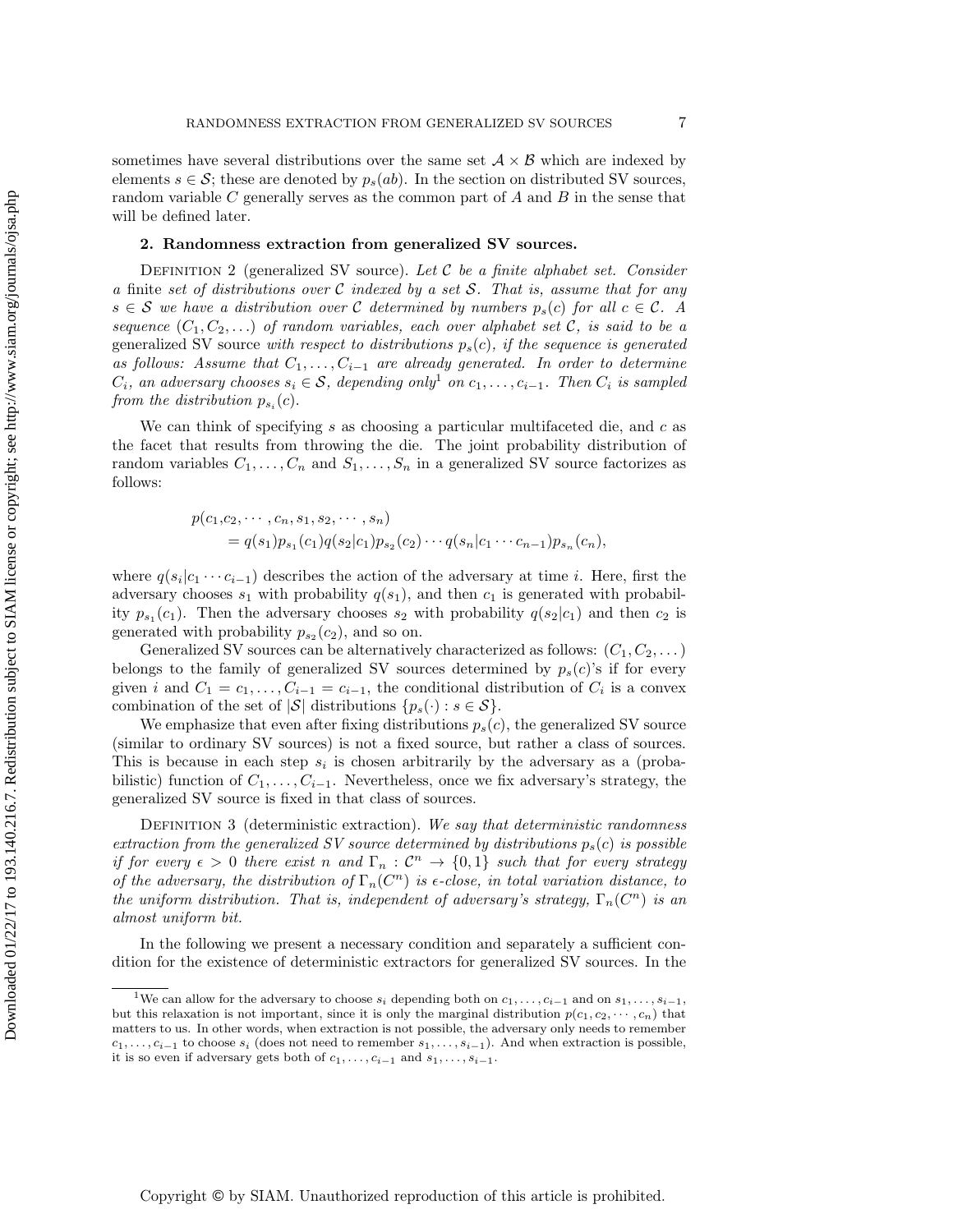sometimes have several distributions over the same set $\mathcal{A} \times \mathcal{B}$ which are indexed by elements $s \in \mathcal{S}$; these are denoted by $p_s(ab)$. In the section on distributed SV sources, random variable $C$ generally serves as the common part of $A$ and $B$ in the sense that will be defined later.

## 2. Randomness extraction from generalized SV sources.

Definition 2 (generalized SV source). *Let $\mathcal{C}$ be a finite alphabet set. Consider a* finite *set of distributions over $\mathcal{C}$ indexed by a set $\mathcal{S}$. That is, assume that for any $s \in \mathcal{S}$ we have a distribution over $\mathcal{C}$ determined by numbers $p_s(c)$ for all $c \in \mathcal{C}$. A sequence $(C_1, C_2, \ldots)$ of random variables, each over alphabet set $\mathcal{C}$, is said to be a* generalized SV source *with respect to distributions $p_s(c)$, if the sequence is generated as follows: Assume that $C_1, \ldots, C_{i-1}$ are already generated. In order to determine $C_i$, an adversary chooses $s_i \in \mathcal{S}$, depending only*[1] *on $c_1, \ldots, c_{i-1}$. Then $C_i$ is sampled from the distribution $p_{s_i}(c)$.*

We can think of specifying $s$ as choosing a particular multifaceted die, and $c$ as the facet that results from throwing the die. The joint probability distribution of random variables $C_1, \ldots, C_n$ and $S_1, \ldots, S_n$ in a generalized SV source factorizes as follows:

$$
\begin{aligned}
p(c_1, &c_2, \cdots, c_n, s_1, s_2, \cdots, s_n) \\
&= q(s_1)p_{s_1}(c_1)q(s_2|c_1)p_{s_2}(c_2)\cdots q(s_n|c_1\cdots c_{n-1})p_{s_n}(c_n),
\end{aligned}
$$

where $q(s_i|c_1\cdots c_{i-1})$ describes the action of the adversary at time $i$. Here, first the adversary chooses $s_1$ with probability $q(s_1)$, and then $c_1$ is generated with probability $p_{s_1}(c_1)$. Then the adversary chooses $s_2$ with probability $q(s_2|c_1)$ and then $c_2$ is generated with probability $p_{s_2}(c_2)$, and so on.

Generalized SV sources can be alternatively characterized as follows: $(C_1, C_2, \ldots)$ belongs to the family of generalized SV sources determined by $p_s(c)$'s if for every given $i$ and $C_1 = c_1, \ldots, C_{i-1} = c_{i-1}$, the conditional distribution of $C_i$ is a convex combination of the set of $|\mathcal{S}|$ distributions $\{p_s(\cdot) : s \in \mathcal{S}\}$.

We emphasize that even after fixing distributions $p_s(c)$, the generalized SV source (similar to ordinary SV sources) is not a fixed source, but rather a class of sources. This is because in each step $s_i$ is chosen arbitrarily by the adversary as a (probabilistic) function of $C_1, \ldots, C_{i-1}$. Nevertheless, once we fix adversary's strategy, the generalized SV source is fixed in that class of sources.

Definition 3 (deterministic extraction). *We say that deterministic randomness extraction from the generalized SV source determined by distributions $p_s(c)$ is possible if for every $\epsilon > 0$ there exist $n$ and $\Gamma_n : \mathcal{C}^n \to \{0, 1\}$ such that for every strategy of the adversary, the distribution of $\Gamma_n(C^n)$ is $\epsilon$-close, in total variation distance, to the uniform distribution. That is, independent of adversary's strategy, $\Gamma_n(C^n)$ is an almost uniform bit.*

In the following we present a necessary condition and separately a sufficient condition for the existence of deterministic extractors for generalized SV sources. In the

[1] We can allow for the adversary to choose $s_i$ depending both on $c_1, \ldots, c_{i-1}$ and on $s_1, \ldots, s_{i-1}$, but this relaxation is not important, since it is only the marginal distribution $p(c_1, c_2, \cdots, c_n)$ that matters to us. In other words, when extraction is not possible, the adversary only needs to remember $c_1, \ldots, c_{i-1}$ to choose $s_i$ (does not need to remember $s_1, \ldots, s_{i-1}$). And when extraction is possible, it is so even if adversary gets both of $c_1, \ldots, c_{i-1}$ and $s_1, \ldots, s_{i-1}$.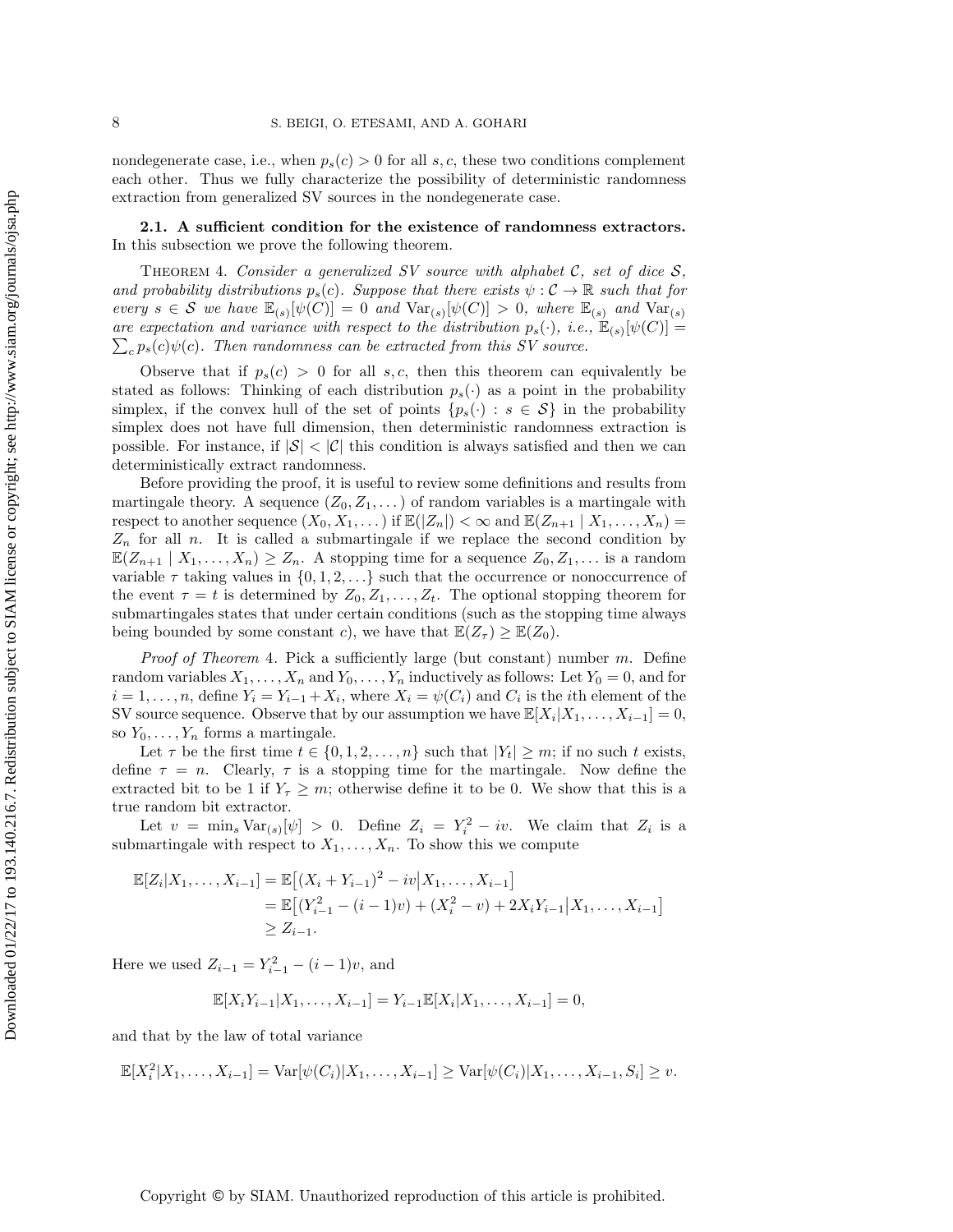nondegenerate case, i.e., when $p_s(c) > 0$ for all $s, c$, these two conditions complement each other. Thus we fully characterize the possibility of deterministic randomness extraction from generalized SV sources in the nondegenerate case.

### 2.1. A sufficient condition for the existence of randomness extractors.

In this subsection we prove the following theorem.

THEOREM 4. *Consider a generalized SV source with alphabet $\mathcal{C}$, set of dice $\mathcal{S}$, and probability distributions $p_s(c)$. Suppose that there exists $\psi : \mathcal{C} \to \mathbb{R}$ such that for every $s \in \mathcal{S}$ we have $\mathbb{E}_{(s)}[\psi(C)] = 0$ and $\mathrm{Var}_{(s)}[\psi(C)] > 0$, where $\mathbb{E}_{(s)}$ and $\mathrm{Var}_{(s)}$ are expectation and variance with respect to the distribution $p_s(\cdot)$, i.e., $\mathbb{E}_{(s)}[\psi(C)] = \sum_c p_s(c)\psi(c)$. Then randomness can be extracted from this SV source.*

Observe that if $p_s(c) > 0$ for all $s, c$, then this theorem can equivalently be stated as follows: Thinking of each distribution $p_s(\cdot)$ as a point in the probability simplex, if the convex hull of the set of points $\{p_s(\cdot) : s \in \mathcal{S}\}$ in the probability simplex does not have full dimension, then deterministic randomness extraction is possible. For instance, if $|\mathcal{S}| < |\mathcal{C}|$ this condition is always satisfied and then we can deterministically extract randomness.

Before providing the proof, it is useful to review some definitions and results from martingale theory. A sequence $(Z_0, Z_1, \dots)$ of random variables is a martingale with respect to another sequence $(X_0, X_1, \dots)$ if $\mathbb{E}(|Z_n|) < \infty$ and $\mathbb{E}(Z_{n+1} \mid X_1, \dots, X_n) = Z_n$ for all $n$. It is called a submartingale if we replace the second condition by $\mathbb{E}(Z_{n+1} \mid X_1, \dots, X_n) \geq Z_n$. A stopping time for a sequence $Z_0, Z_1, \dots$ is a random variable $\tau$ taking values in $\{0, 1, 2, \dots\}$ such that the occurrence or nonoccurrence of the event $\tau = t$ is determined by $Z_0, Z_1, \dots, Z_t$. The optional stopping theorem for submartingales states that under certain conditions (such as the stopping time always being bounded by some constant $c$), we have that $\mathbb{E}(Z_\tau) \geq \mathbb{E}(Z_0)$.

*Proof of Theorem* 4. Pick a sufficiently large (but constant) number $m$. Define random variables $X_1, \dots, X_n$ and $Y_0, \dots, Y_n$ inductively as follows: Let $Y_0 = 0$, and for $i = 1, \dots, n$, define $Y_i = Y_{i-1} + X_i$, where $X_i = \psi(C_i)$ and $C_i$ is the $i$th element of the SV source sequence. Observe that by our assumption we have $\mathbb{E}[X_i | X_1, \dots, X_{i-1}] = 0$, so $Y_0, \dots, Y_n$ forms a martingale.

Let $\tau$ be the first time $t \in \{0, 1, 2, \dots, n\}$ such that $|Y_t| \geq m$; if no such $t$ exists, define $\tau = n$. Clearly, $\tau$ is a stopping time for the martingale. Now define the extracted bit to be 1 if $Y_\tau \geq m$; otherwise define it to be 0. We show that this is a true random bit extractor.

Let $v = \min_s \mathrm{Var}_{(s)}[\psi] > 0$. Define $Z_i = Y_i^2 - iv$. We claim that $Z_i$ is a submartingale with respect to $X_1, \dots, X_n$. To show this we compute

$$
\begin{aligned}
\mathbb{E}[Z_i | X_1, \dots, X_{i-1}] &= \mathbb{E}\big[(X_i + Y_{i-1})^2 - iv \big| X_1, \dots, X_{i-1}\big] \\
&= \mathbb{E}\big[(Y_{i-1}^2 - (i-1)v) + (X_i^2 - v) + 2X_i Y_{i-1} \big| X_1, \dots, X_{i-1}\big] \\
&\geq Z_{i-1}.
\end{aligned}
$$

Here we used $Z_{i-1} = Y_{i-1}^2 - (i-1)v$, and

$$
\mathbb{E}[X_i Y_{i-1} | X_1, \dots, X_{i-1}] = Y_{i-1} \mathbb{E}[X_i | X_1, \dots, X_{i-1}] = 0,
$$

and that by the law of total variance

$$
\mathbb{E}[X_i^2 | X_1, \dots, X_{i-1}] = \mathrm{Var}[\psi(C_i) | X_1, \dots, X_{i-1}] \geq \mathrm{Var}[\psi(C_i) | X_1, \dots, X_{i-1}, S_i] \geq v.
$$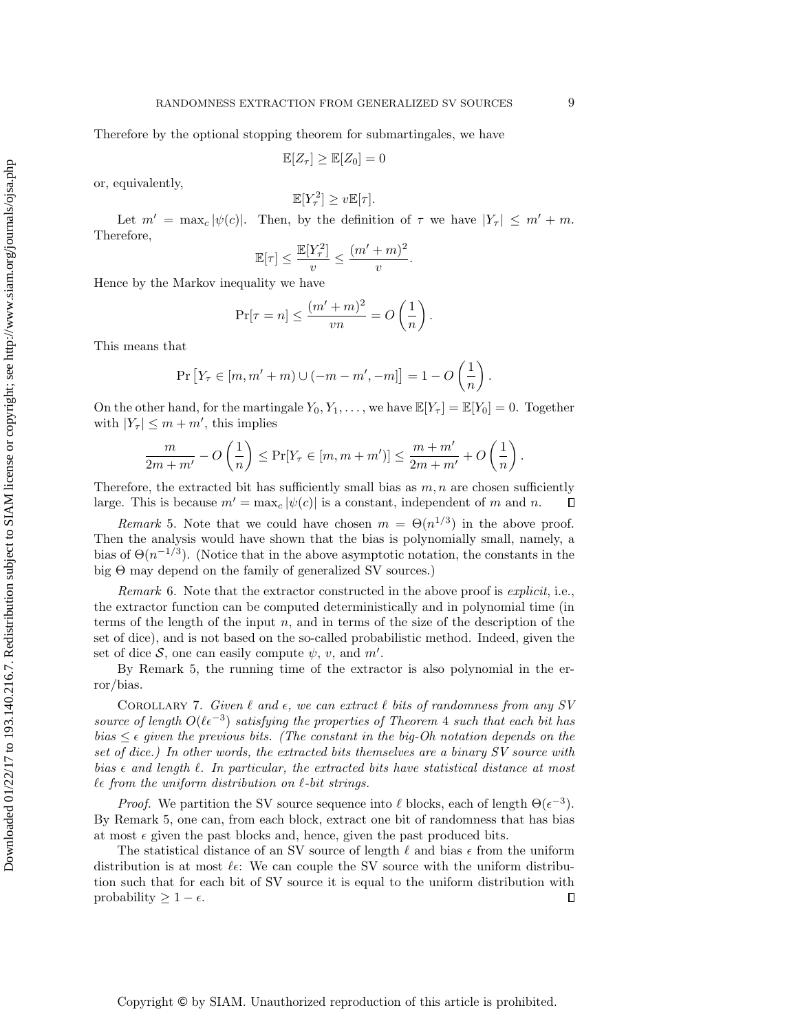Therefore by the optional stopping theorem for submartingales, we have

$$\mathbb{E}[Z_\tau] \geq \mathbb{E}[Z_0] = 0$$

or, equivalently,

$$\mathbb{E}[Y_\tau^2] \geq v\mathbb{E}[\tau].$$

Let $m' = \max_c |\psi(c)|$. Then, by the definition of $\tau$ we have $|Y_\tau| \leq m' + m$. Therefore,

$$\mathbb{E}[\tau] \leq \frac{\mathbb{E}[Y_\tau^2]}{v} \leq \frac{(m'+m)^2}{v}.$$

Hence by the Markov inequality we have

$$\Pr[\tau = n] \leq \frac{(m'+m)^2}{vn} = O\left(\frac{1}{n}\right).$$

This means that

$$\Pr\left[Y_\tau \in [m, m'+m) \cup (-m-m', -m]\right] = 1 - O\left(\frac{1}{n}\right).$$

On the other hand, for the martingale $Y_0, Y_1, \ldots$, we have $\mathbb{E}[Y_\tau] = \mathbb{E}[Y_0] = 0$. Together with $|Y_\tau| \leq m + m'$, this implies

$$\frac{m}{2m+m'} - O\left(\frac{1}{n}\right) \leq \Pr[Y_\tau \in [m, m+m')] \leq \frac{m+m'}{2m+m'} + O\left(\frac{1}{n}\right).$$

Therefore, the extracted bit has sufficiently small bias as $m, n$ are chosen sufficiently large. This is because $m' = \max_c |\psi(c)|$ is a constant, independent of $m$ and $n$. ∎

*Remark* 5. Note that we could have chosen $m = \Theta(n^{1/3})$ in the above proof. Then the analysis would have shown that the bias is polynomially small, namely, a bias of $\Theta(n^{-1/3})$. (Notice that in the above asymptotic notation, the constants in the big $\Theta$ may depend on the family of generalized SV sources.)

*Remark* 6. Note that the extractor constructed in the above proof is *explicit*, i.e., the extractor function can be computed deterministically and in polynomial time (in terms of the length of the input $n$, and in terms of the size of the description of the set of dice), and is not based on the so-called probabilistic method. Indeed, given the set of dice $\mathcal{S}$, one can easily compute $\psi$, $v$, and $m'$.

By Remark 5, the running time of the extractor is also polynomial in the error/bias.

COROLLARY 7. *Given $\ell$ and $\epsilon$, we can extract $\ell$ bits of randomness from any SV source of length $O(\ell\epsilon^{-3})$ satisfying the properties of Theorem 4 such that each bit has bias $\leq \epsilon$ given the previous bits. (The constant in the big-Oh notation depends on the set of dice.) In other words, the extracted bits themselves are a binary SV source with bias $\epsilon$ and length $\ell$. In particular, the extracted bits have statistical distance at most $\ell\epsilon$ from the uniform distribution on $\ell$-bit strings.*

*Proof.* We partition the SV source sequence into $\ell$ blocks, each of length $\Theta(\epsilon^{-3})$. By Remark 5, one can, from each block, extract one bit of randomness that has bias at most $\epsilon$ given the past blocks and, hence, given the past produced bits.

The statistical distance of an SV source of length $\ell$ and bias $\epsilon$ from the uniform distribution is at most $\ell\epsilon$: We can couple the SV source with the uniform distribution such that for each bit of SV source it is equal to the uniform distribution with probability $\geq 1 - \epsilon$. ∎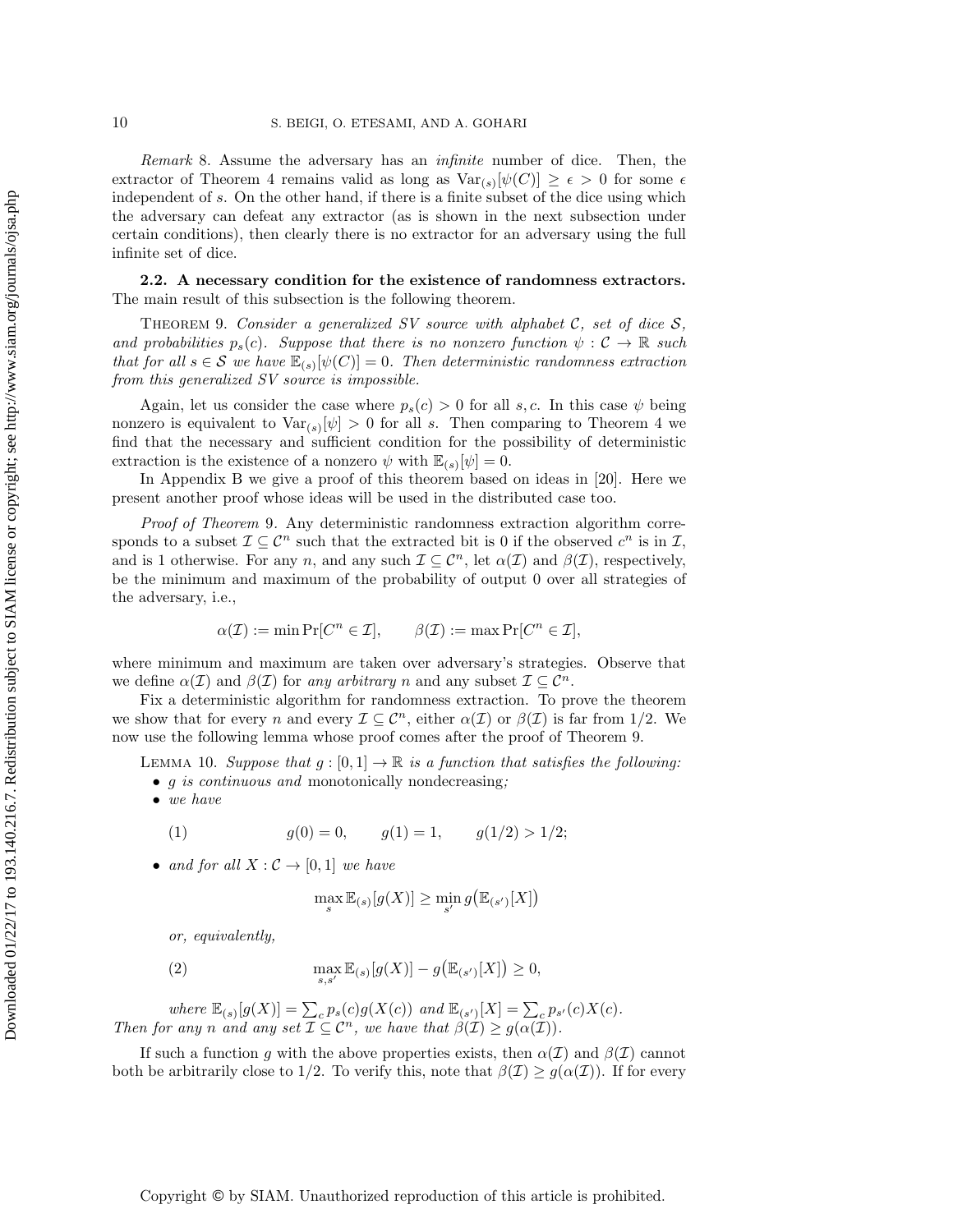*Remark* 8. Assume the adversary has an *infinite* number of dice. Then, the extractor of Theorem 4 remains valid as long as $\mathrm{Var}_{(s)}[\psi(C)] \geq \epsilon > 0$ for some $\epsilon$ independent of $s$. On the other hand, if there is a finite subset of the dice using which the adversary can defeat any extractor (as is shown in the next subsection under certain conditions), then clearly there is no extractor for an adversary using the full infinite set of dice.

**2.2. A necessary condition for the existence of randomness extractors.** The main result of this subsection is the following theorem.

THEOREM 9. *Consider a generalized SV source with alphabet $\mathcal{C}$, set of dice $\mathcal{S}$, and probabilities $p_s(c)$. Suppose that there is no nonzero function $\psi : \mathcal{C} \to \mathbb{R}$ such that for all $s \in \mathcal{S}$ we have $\mathbb{E}_{(s)}[\psi(C)] = 0$. Then deterministic randomness extraction from this generalized SV source is impossible.*

Again, let us consider the case where $p_s(c) > 0$ for all $s, c$. In this case $\psi$ being nonzero is equivalent to $\mathrm{Var}_{(s)}[\psi] > 0$ for all $s$. Then comparing to Theorem 4 we find that the necessary and sufficient condition for the possibility of deterministic extraction is the existence of a nonzero $\psi$ with $\mathbb{E}_{(s)}[\psi] = 0$.

In Appendix B we give a proof of this theorem based on ideas in [20]. Here we present another proof whose ideas will be used in the distributed case too.

*Proof of Theorem* 9. Any deterministic randomness extraction algorithm corresponds to a subset $\mathcal{I} \subseteq \mathcal{C}^n$ such that the extracted bit is 0 if the observed $c^n$ is in $\mathcal{I}$, and is 1 otherwise. For any $n$, and any such $\mathcal{I} \subseteq \mathcal{C}^n$, let $\alpha(\mathcal{I})$ and $\beta(\mathcal{I})$, respectively, be the minimum and maximum of the probability of output 0 over all strategies of the adversary, i.e.,

$$\alpha(\mathcal{I}) := \min \Pr[C^n \in \mathcal{I}], \qquad \beta(\mathcal{I}) := \max \Pr[C^n \in \mathcal{I}],$$

where minimum and maximum are taken over adversary's strategies. Observe that we define $\alpha(\mathcal{I})$ and $\beta(\mathcal{I})$ for *any arbitrary* $n$ and any subset $\mathcal{I} \subseteq \mathcal{C}^n$.

Fix a deterministic algorithm for randomness extraction. To prove the theorem we show that for every $n$ and every $\mathcal{I} \subseteq \mathcal{C}^n$, either $\alpha(\mathcal{I})$ or $\beta(\mathcal{I})$ is far from 1/2. We now use the following lemma whose proof comes after the proof of Theorem 9.

LEMMA 10. *Suppose that $g : [0, 1] \to \mathbb{R}$ is a function that satisfies the following:*

- *$g$ is continuous and* monotonically nondecreasing*;*
- *we have*

$$g(0) = 0, \qquad g(1) = 1, \qquad g(1/2) > 1/2; \tag{1}$$

- *and for all $X : \mathcal{C} \to [0, 1]$ we have*

$$\max_s \mathbb{E}_{(s)}[g(X)] \geq \min_{s'} g\big(\mathbb{E}_{(s')}[X]\big)$$

*or, equivalently,*

$$\max_{s,s'} \mathbb{E}_{(s)}[g(X)] - g\big(\mathbb{E}_{(s')}[X]\big) \geq 0, \tag{2}$$

*where $\mathbb{E}_{(s)}[g(X)] = \sum_c p_s(c)g(X(c))$ and $\mathbb{E}_{(s')}[X] = \sum_c p_{s'}(c)X(c)$. Then for any $n$ and any set $\mathcal{I} \subseteq \mathcal{C}^n$, we have that $\beta(\mathcal{I}) \geq g(\alpha(\mathcal{I}))$.*

If such a function $g$ with the above properties exists, then $\alpha(\mathcal{I})$ and $\beta(\mathcal{I})$ cannot both be arbitrarily close to 1/2. To verify this, note that $\beta(\mathcal{I}) \geq g(\alpha(\mathcal{I}))$. If for every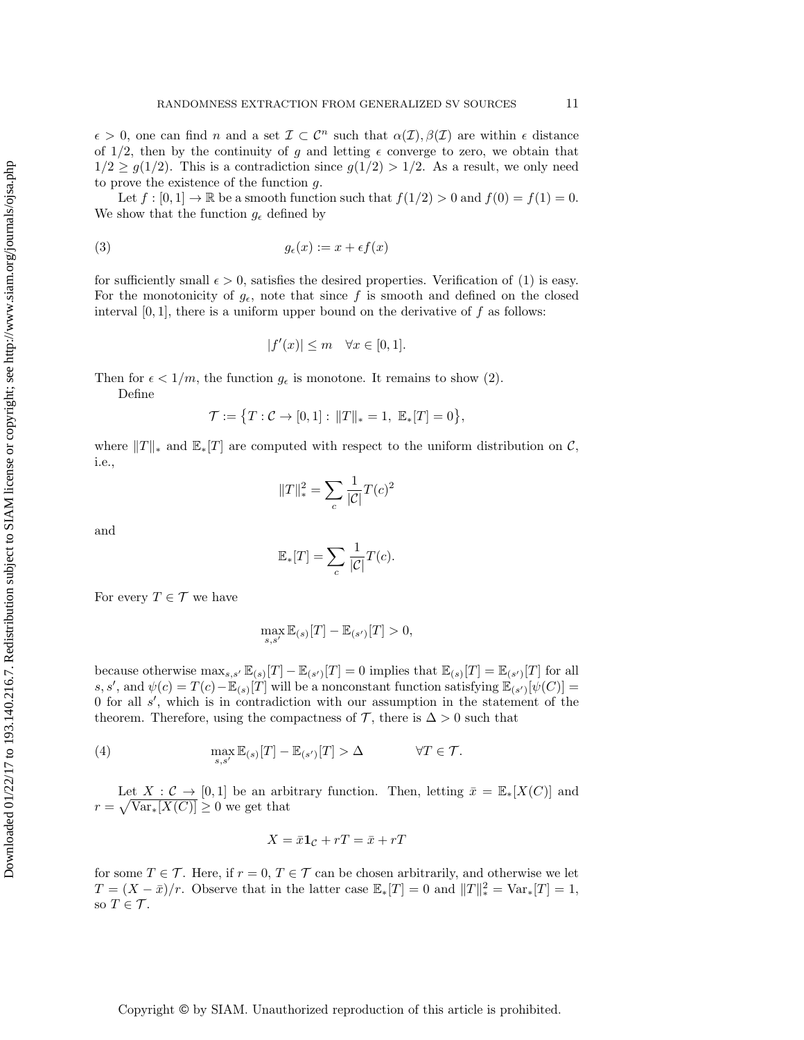$\epsilon > 0$, one can find $n$ and a set $\mathcal{I} \subset \mathcal{C}^n$ such that $\alpha(\mathcal{I}), \beta(\mathcal{I})$ are within $\epsilon$ distance of $1/2$, then by the continuity of $g$ and letting $\epsilon$ converge to zero, we obtain that $1/2 \geq g(1/2)$. This is a contradiction since $g(1/2) > 1/2$. As a result, we only need to prove the existence of the function $g$.

Let $f : [0, 1] \to \mathbb{R}$ be a smooth function such that $f(1/2) > 0$ and $f(0) = f(1) = 0$. We show that the function $g_\epsilon$ defined by

$$g_\epsilon(x) := x + \epsilon f(x) \tag{3}$$

for sufficiently small $\epsilon > 0$, satisfies the desired properties. Verification of (1) is easy. For the monotonicity of $g_\epsilon$, note that since $f$ is smooth and defined on the closed interval $[0, 1]$, there is a uniform upper bound on the derivative of $f$ as follows:

$$|f'(x)| \leq m \quad \forall x \in [0, 1].$$

Then for $\epsilon < 1/m$, the function $g_\epsilon$ is monotone. It remains to show (2).

Define

$$\mathcal{T} := \{T : \mathcal{C} \to [0, 1] : \|T\|_* = 1, \ \mathbb{E}_*[T] = 0\},$$

where $\|T\|_*$ and $\mathbb{E}_*[T]$ are computed with respect to the uniform distribution on $\mathcal{C}$, i.e.,

$$\|T\|_*^2 = \sum_c \frac{1}{|\mathcal{C}|} T(c)^2$$

and

$$\mathbb{E}_*[T] = \sum_c \frac{1}{|\mathcal{C}|} T(c).$$

For every $T \in \mathcal{T}$ we have

$$\max_{s,s'} \mathbb{E}_{(s)}[T] - \mathbb{E}_{(s')}[T] > 0,$$

because otherwise $\max_{s,s'} \mathbb{E}_{(s)}[T] - \mathbb{E}_{(s')}[T] = 0$ implies that $\mathbb{E}_{(s)}[T] = \mathbb{E}_{(s')}[T]$ for all $s, s'$, and $\psi(c) = T(c) - \mathbb{E}_{(s)}[T]$ will be a nonconstant function satisfying $\mathbb{E}_{(s')}[\psi(C)] = 0$ for all $s'$, which is in contradiction with our assumption in the statement of the theorem. Therefore, using the compactness of $\mathcal{T}$, there is $\Delta > 0$ such that

$$\max_{s,s'} \mathbb{E}_{(s)}[T] - \mathbb{E}_{(s')}[T] > \Delta \qquad \forall T \in \mathcal{T}. \tag{4}$$

Let $X : \mathcal{C} \to [0, 1]$ be an arbitrary function. Then, letting $\bar{x} = \mathbb{E}_*[X(C)]$ and $r = \sqrt{\mathrm{Var}_*[X(C)]} \geq 0$ we get that

$$X = \bar{x}\mathbf{1}_\mathcal{C} + rT = \bar{x} + rT$$

for some $T \in \mathcal{T}$. Here, if $r = 0$, $T \in \mathcal{T}$ can be chosen arbitrarily, and otherwise we let $T = (X - \bar{x})/r$. Observe that in the latter case $\mathbb{E}_*[T] = 0$ and $\|T\|_*^2 = \mathrm{Var}_*[T] = 1$, so $T \in \mathcal{T}$.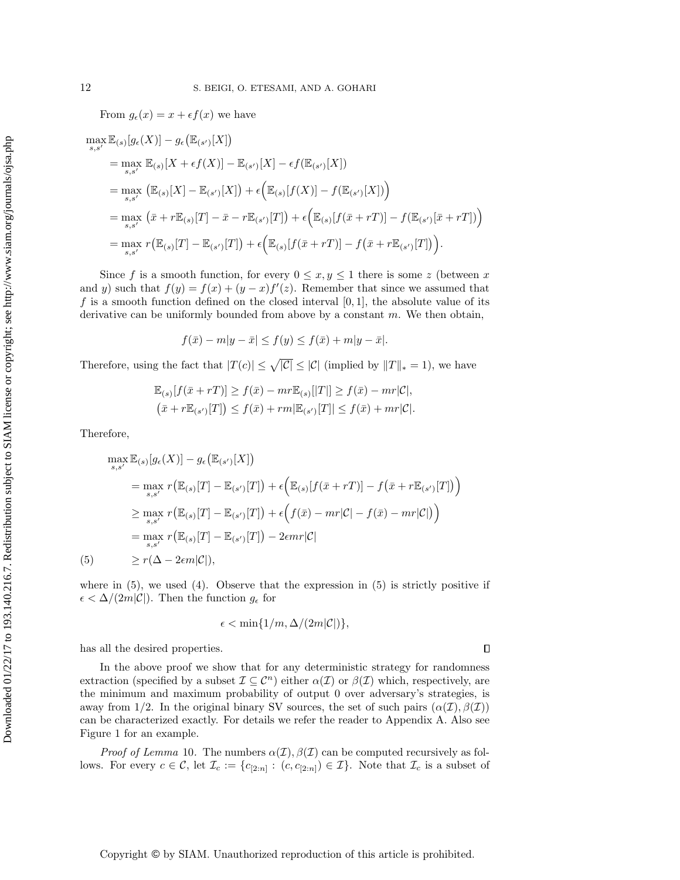From $g_\epsilon(x) = x + \epsilon f(x)$ we have

$$
\begin{aligned}
\max_{s,s'} & \mathbb{E}_{(s)}[g_\epsilon(X)] - g_\epsilon\big(\mathbb{E}_{(s')}[X]\big) \\
&= \max_{s,s'} \mathbb{E}_{(s)}[X + \epsilon f(X)] - \mathbb{E}_{(s')}[X] - \epsilon f(\mathbb{E}_{(s')}[X]) \\
&= \max_{s,s'} \big(\mathbb{E}_{(s)}[X] - \mathbb{E}_{(s')}[X]\big) + \epsilon\Big(\mathbb{E}_{(s)}[f(X)] - f(\mathbb{E}_{(s')}[X])\Big) \\
&= \max_{s,s'} \big(\bar{x} + r\mathbb{E}_{(s)}[T] - \bar{x} - r\mathbb{E}_{(s')}[T]\big) + \epsilon\Big(\mathbb{E}_{(s)}[f(\bar{x} + rT)] - f(\mathbb{E}_{(s')}[\bar{x} + rT])\Big) \\
&= \max_{s,s'} r\big(\mathbb{E}_{(s)}[T] - \mathbb{E}_{(s')}[T]\big) + \epsilon\Big(\mathbb{E}_{(s)}[f(\bar{x} + rT)] - f\big(\bar{x} + r\mathbb{E}_{(s')}[T]\big)\Big).
\end{aligned}
$$

Since $f$ is a smooth function, for every $0 \le x, y \le 1$ there is some $z$ (between $x$ and $y$) such that $f(y) = f(x) + (y - x)f'(z)$. Remember that since we assumed that $f$ is a smooth function defined on the closed interval $[0, 1]$, the absolute value of its derivative can be uniformly bounded from above by a constant $m$. We then obtain,

$$
f(\bar{x}) - m|y - \bar{x}| \le f(y) \le f(\bar{x}) + m|y - \bar{x}|.
$$

Therefore, using the fact that $|T(c)| \le \sqrt{|\mathcal{C}|} \le |\mathcal{C}|$ (implied by $\|T\|_* = 1$), we have

$$
\begin{aligned}
\mathbb{E}_{(s)}[f(\bar{x} + rT)] &\ge f(\bar{x}) - mr\mathbb{E}_{(s)}[|T|] \ge f(\bar{x}) - mr|\mathcal{C}|, \\
\big(\bar{x} + r\mathbb{E}_{(s')}[T]\big) &\le f(\bar{x}) + rm|\mathbb{E}_{(s')}[T]| \le f(\bar{x}) + mr|\mathcal{C}|.
\end{aligned}
$$

Therefore,

$$
\begin{aligned}
\max_{s,s'} & \mathbb{E}_{(s)}[g_\epsilon(X)] - g_\epsilon\big(\mathbb{E}_{(s')}[X]\big) \\
&= \max_{s,s'} r\big(\mathbb{E}_{(s)}[T] - \mathbb{E}_{(s')}[T]\big) + \epsilon\Big(\mathbb{E}_{(s)}[f(\bar{x} + rT)] - f\big(\bar{x} + r\mathbb{E}_{(s')}[T]\big)\Big) \\
&\ge \max_{s,s'} r\big(\mathbb{E}_{(s)}[T] - \mathbb{E}_{(s')}[T]\big) + \epsilon\Big(f(\bar{x}) - mr|\mathcal{C}| - f(\bar{x}) - mr|\mathcal{C}|\Big) \\
&= \max_{s,s'} r\big(\mathbb{E}_{(s)}[T] - \mathbb{E}_{(s')}[T]\big) - 2\epsilon mr|\mathcal{C}| \\
&\ge r(\Delta - 2\epsilon m|\mathcal{C}|), \qquad (5)
\end{aligned}
$$

where in (5), we used (4). Observe that the expression in (5) is strictly positive if $\epsilon < \Delta/(2m|\mathcal{C}|)$. Then the function $g_\epsilon$ for

$$
\epsilon < \min\{1/m, \Delta/(2m|\mathcal{C}|)\},
$$

has all the desired properties. $\square$

In the above proof we show that for any deterministic strategy for randomness extraction (specified by a subset $\mathcal{I} \subseteq \mathcal{C}^n$) either $\alpha(\mathcal{I})$ or $\beta(\mathcal{I})$ which, respectively, are the minimum and maximum probability of output 0 over adversary's strategies, is away from 1/2. In the original binary SV sources, the set of such pairs $(\alpha(\mathcal{I}), \beta(\mathcal{I}))$ can be characterized exactly. For details we refer the reader to Appendix A. Also see Figure 1 for an example.

*Proof of Lemma* 10. The numbers $\alpha(\mathcal{I}), \beta(\mathcal{I})$ can be computed recursively as follows. For every $c \in \mathcal{C}$, let $\mathcal{I}_c := \{c_{[2:n]} : (c, c_{[2:n]}) \in \mathcal{I}\}$. Note that $\mathcal{I}_c$ is a subset of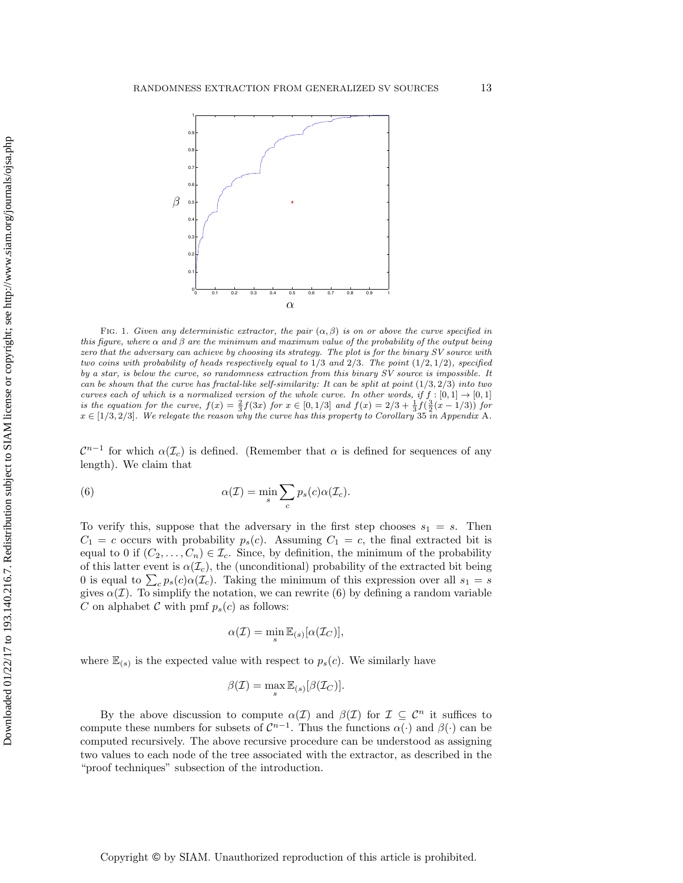FIG. 1. *Given any deterministic extractor, the pair $(\alpha, \beta)$ is on or above the curve specified in this figure, where $\alpha$ and $\beta$ are the minimum and maximum value of the probability of the output being zero that the adversary can achieve by choosing its strategy. The plot is for the binary SV source with two coins with probability of heads respectively equal to $1/3$ and $2/3$. The point $(1/2, 1/2)$, specified by a star, is below the curve, so randomness extraction from this binary SV source is impossible. It can be shown that the curve has fractal-like self-similarity: It can be split at point $(1/3, 2/3)$ into two curves each of which is a normalized version of the whole curve. In other words, if $f : [0, 1] \to [0, 1]$ is the equation for the curve, $f(x) = \frac{2}{3}f(3x)$ for $x \in [0, 1/3]$ and $f(x) = 2/3 + \frac{1}{3}f(\frac{3}{2}(x - 1/3))$ for $x \in [1/3, 2/3]$. We relegate the reason why the curve has this property to Corollary* 35 *in Appendix* A.

$\mathcal{C}^{n-1}$ for which $\alpha(\mathcal{I}_c)$ is defined. (Remember that $\alpha$ is defined for sequences of any length). We claim that

$$\alpha(\mathcal{I}) = \min_s \sum_c p_s(c)\alpha(\mathcal{I}_c). \tag{6}$$

To verify this, suppose that the adversary in the first step chooses $s_1 = s$. Then $C_1 = c$ occurs with probability $p_s(c)$. Assuming $C_1 = c$, the final extracted bit is equal to 0 if $(C_2, \dots, C_n) \in \mathcal{I}_c$. Since, by definition, the minimum of the probability of this latter event is $\alpha(\mathcal{I}_c)$, the (unconditional) probability of the extracted bit being 0 is equal to $\sum_c p_s(c)\alpha(\mathcal{I}_c)$. Taking the minimum of this expression over all $s_1 = s$ gives $\alpha(\mathcal{I})$. To simplify the notation, we can rewrite (6) by defining a random variable $C$ on alphabet $\mathcal{C}$ with pmf $p_s(c)$ as follows:

$$\alpha(\mathcal{I}) = \min_s \mathbb{E}_{(s)}[\alpha(\mathcal{I}_C)],$$

where $\mathbb{E}_{(s)}$ is the expected value with respect to $p_s(c)$. We similarly have

$$\beta(\mathcal{I}) = \max_s \mathbb{E}_{(s)}[\beta(\mathcal{I}_C)].$$

By the above discussion to compute $\alpha(\mathcal{I})$ and $\beta(\mathcal{I})$ for $\mathcal{I} \subseteq \mathcal{C}^n$ it suffices to compute these numbers for subsets of $\mathcal{C}^{n-1}$. Thus the functions $\alpha(\cdot)$ and $\beta(\cdot)$ can be computed recursively. The above recursive procedure can be understood as assigning two values to each node of the tree associated with the extractor, as described in the "proof techniques" subsection of the introduction.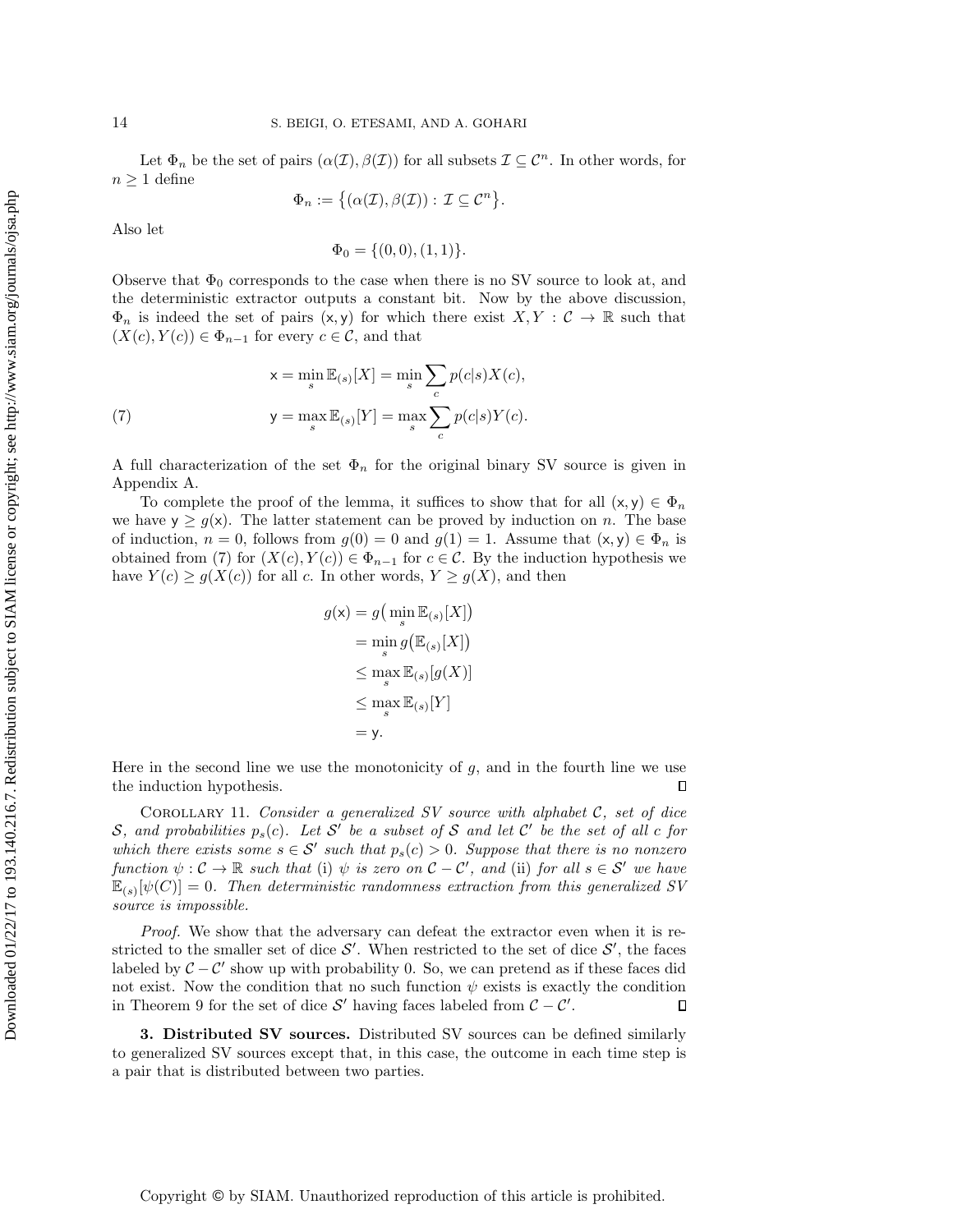Let $\Phi_n$ be the set of pairs $(\alpha(\mathcal{I}), \beta(\mathcal{I}))$ for all subsets $\mathcal{I} \subseteq \mathcal{C}^n$. In other words, for $n \geq 1$ define

$$\Phi_n := \big\{(\alpha(\mathcal{I}), \beta(\mathcal{I})) : \mathcal{I} \subseteq \mathcal{C}^n\big\}.$$

Also let

$$\Phi_0 = \{(0,0), (1,1)\}.$$

Observe that $\Phi_0$ corresponds to the case when there is no SV source to look at, and the deterministic extractor outputs a constant bit. Now by the above discussion, $\Phi_n$ is indeed the set of pairs $(\mathsf{x}, \mathsf{y})$ for which there exist $X, Y : \mathcal{C} \to \mathbb{R}$ such that $(X(c), Y(c)) \in \Phi_{n-1}$ for every $c \in \mathcal{C}$, and that

$$\begin{aligned}
\mathsf{x} &= \min_s \mathbb{E}_{(s)}[X] = \min_s \sum_c p(c|s) X(c), \\
\mathsf{y} &= \max_s \mathbb{E}_{(s)}[Y] = \max_s \sum_c p(c|s) Y(c).
\end{aligned} \tag{7}$$

A full characterization of the set $\Phi_n$ for the original binary SV source is given in Appendix A.

To complete the proof of the lemma, it suffices to show that for all $(\mathsf{x}, \mathsf{y}) \in \Phi_n$ we have $\mathsf{y} \geq g(\mathsf{x})$. The latter statement can be proved by induction on $n$. The base of induction, $n = 0$, follows from $g(0) = 0$ and $g(1) = 1$. Assume that $(\mathsf{x}, \mathsf{y}) \in \Phi_n$ is obtained from (7) for $(X(c), Y(c)) \in \Phi_{n-1}$ for $c \in \mathcal{C}$. By the induction hypothesis we have $Y(c) \geq g(X(c))$ for all $c$. In other words, $Y \geq g(X)$, and then

$$\begin{aligned}
g(\mathsf{x}) &= g\big(\min_s \mathbb{E}_{(s)}[X]\big) \\
&= \min_s g\big(\mathbb{E}_{(s)}[X]\big) \\
&\leq \max_s \mathbb{E}_{(s)}[g(X)] \\
&\leq \max_s \mathbb{E}_{(s)}[Y] \\
&= \mathsf{y}.
\end{aligned}$$

Here in the second line we use the monotonicity of $g$, and in the fourth line we use the induction hypothesis. ∎

Corollary 11. *Consider a generalized SV source with alphabet $\mathcal{C}$, set of dice $\mathcal{S}$, and probabilities $p_s(c)$. Let $\mathcal{S}'$ be a subset of $\mathcal{S}$ and let $\mathcal{C}'$ be the set of all $c$ for which there exists some $s \in \mathcal{S}'$ such that $p_s(c) > 0$. Suppose that there is no nonzero function $\psi : \mathcal{C} \to \mathbb{R}$ such that* (i) *$\psi$ is zero on $\mathcal{C} - \mathcal{C}'$, and* (ii) *for all $s \in \mathcal{S}'$ we have $\mathbb{E}_{(s)}[\psi(C)] = 0$. Then deterministic randomness extraction from this generalized SV source is impossible.*

*Proof.* We show that the adversary can defeat the extractor even when it is restricted to the smaller set of dice $\mathcal{S}'$. When restricted to the set of dice $\mathcal{S}'$, the faces labeled by $\mathcal{C} - \mathcal{C}'$ show up with probability 0. So, we can pretend as if these faces did not exist. Now the condition that no such function $\psi$ exists is exactly the condition in Theorem 9 for the set of dice $\mathcal{S}'$ having faces labeled from $\mathcal{C} - \mathcal{C}'$. ∎

## 3. Distributed SV sources.

Distributed SV sources can be defined similarly to generalized SV sources except that, in this case, the outcome in each time step is a pair that is distributed between two parties.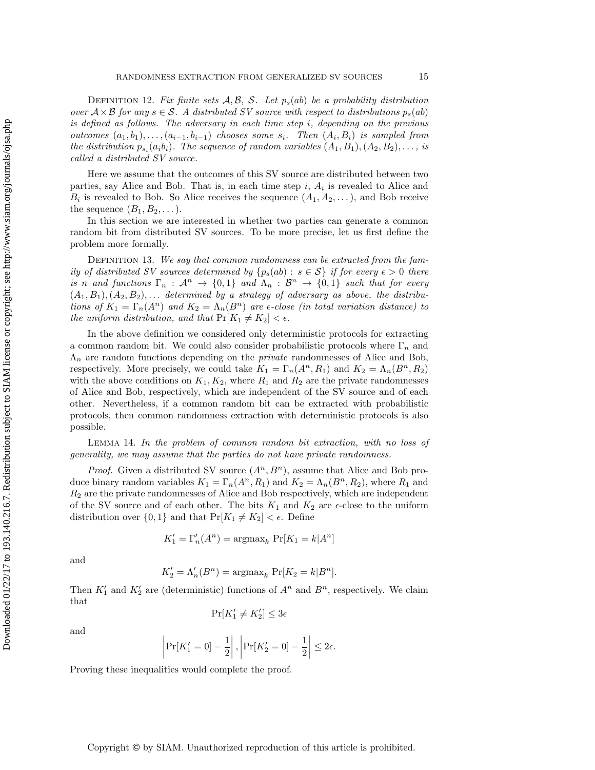Definition 12. *Fix finite sets $\mathcal{A}, \mathcal{B}, \mathcal{S}$. Let $p_s(ab)$ be a probability distribution over $\mathcal{A} \times \mathcal{B}$ for any $s \in \mathcal{S}$. A distributed SV source with respect to distributions $p_s(ab)$ is defined as follows. The adversary in each time step $i$, depending on the previous outcomes $(a_1, b_1), \dots, (a_{i-1}, b_{i-1})$ chooses some $s_i$. Then $(A_i, B_i)$ is sampled from the distribution $p_{s_i}(a_i b_i)$. The sequence of random variables $(A_1, B_1), (A_2, B_2), \dots,$ is called a distributed SV source.*

Here we assume that the outcomes of this SV source are distributed between two parties, say Alice and Bob. That is, in each time step $i$, $A_i$ is revealed to Alice and $B_i$ is revealed to Bob. So Alice receives the sequence $(A_1, A_2, \dots)$, and Bob receive the sequence $(B_1, B_2, \dots)$.

In this section we are interested in whether two parties can generate a common random bit from distributed SV sources. To be more precise, let us first define the problem more formally.

Definition 13. *We say that common randomness can be extracted from the family of distributed SV sources determined by $\{p_s(ab) : s \in \mathcal{S}\}$ if for every $\epsilon > 0$ there is $n$ and functions $\Gamma_n : \mathcal{A}^n \to \{0, 1\}$ and $\Lambda_n : \mathcal{B}^n \to \{0, 1\}$ such that for every $(A_1, B_1), (A_2, B_2), \dots$ determined by a strategy of adversary as above, the distributions of $K_1 = \Gamma_n(A^n)$ and $K_2 = \Lambda_n(B^n)$ are $\epsilon$-close (in total variation distance) to the uniform distribution, and that $\Pr[K_1 \neq K_2] < \epsilon$.*

In the above definition we considered only deterministic protocols for extracting a common random bit. We could also consider probabilistic protocols where $\Gamma_n$ and $\Lambda_n$ are random functions depending on the *private* randomnesses of Alice and Bob, respectively. More precisely, we could take $K_1 = \Gamma_n(A^n, R_1)$ and $K_2 = \Lambda_n(B^n, R_2)$ with the above conditions on $K_1, K_2$, where $R_1$ and $R_2$ are the private randomnesses of Alice and Bob, respectively, which are independent of the SV source and of each other. Nevertheless, if a common random bit can be extracted with probabilistic protocols, then common randomness extraction with deterministic protocols is also possible.

Lemma 14. *In the problem of common random bit extraction, with no loss of generality, we may assume that the parties do not have private randomness.*

*Proof.* Given a distributed SV source $(A^n, B^n)$, assume that Alice and Bob produce binary random variables $K_1 = \Gamma_n(A^n, R_1)$ and $K_2 = \Lambda_n(B^n, R_2)$, where $R_1$ and $R_2$ are the private randomnesses of Alice and Bob respectively, which are independent of the SV source and of each other. The bits $K_1$ and $K_2$ are $\epsilon$-close to the uniform distribution over $\{0, 1\}$ and that $\Pr[K_1 \neq K_2] < \epsilon$. Define

$$K_1' = \Gamma_n'(A^n) = \operatorname{argmax}_k \Pr[K_1 = k | A^n]$$

and

$$K_2' = \Lambda_n'(B^n) = \operatorname{argmax}_k \Pr[K_2 = k | B^n].$$

Then $K_1'$ and $K_2'$ are (deterministic) functions of $A^n$ and $B^n$, respectively. We claim that

$$\Pr[K_1' \neq K_2'] \leq 3\epsilon$$

and

$$\left| \Pr[K_1' = 0] - \frac{1}{2} \right|, \left| \Pr[K_2' = 0] - \frac{1}{2} \right| \leq 2\epsilon.$$

Proving these inequalities would complete the proof.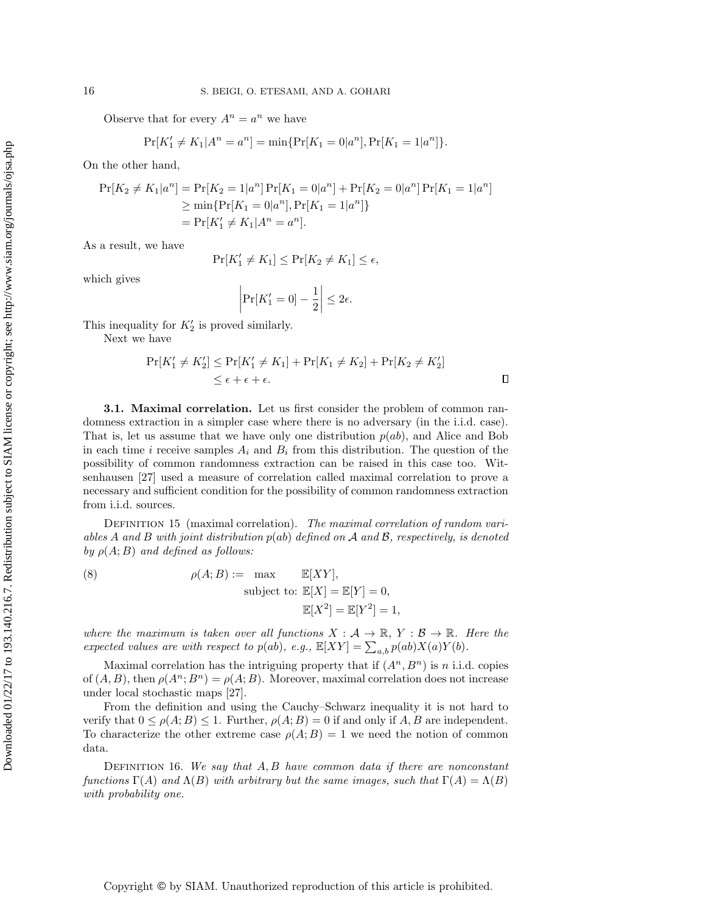Observe that for every $A^n = a^n$ we have

$$\Pr[K_1' \neq K_1 | A^n = a^n] = \min\{\Pr[K_1 = 0|a^n], \Pr[K_1 = 1|a^n]\}.$$

On the other hand,

$$\begin{aligned}
\Pr[K_2 \neq K_1|a^n] &= \Pr[K_2 = 1|a^n]\Pr[K_1 = 0|a^n] + \Pr[K_2 = 0|a^n]\Pr[K_1 = 1|a^n] \\
&\geq \min\{\Pr[K_1 = 0|a^n], \Pr[K_1 = 1|a^n]\} \\
&= \Pr[K_1' \neq K_1|A^n = a^n].
\end{aligned}$$

As a result, we have

$$\Pr[K_1' \neq K_1] \leq \Pr[K_2 \neq K_1] \leq \epsilon,$$

which gives

$$\left|\Pr[K_1' = 0] - \frac{1}{2}\right| \leq 2\epsilon.$$

This inequality for $K_2'$ is proved similarly.

Next we have

$$\begin{aligned}
\Pr[K_1' \neq K_2'] &\leq \Pr[K_1' \neq K_1] + \Pr[K_1 \neq K_2] + \Pr[K_2 \neq K_2'] \\
&\leq \epsilon + \epsilon + \epsilon.
\end{aligned}$$

∎

### 3.1. Maximal correlation.

Let us first consider the problem of common randomness extraction in a simpler case where there is no adversary (in the i.i.d. case). That is, let us assume that we have only one distribution $p(ab)$, and Alice and Bob in each time $i$ receive samples $A_i$ and $B_i$ from this distribution. The question of the possibility of common randomness extraction can be raised in this case too. Witsenhausen [27] used a measure of correlation called maximal correlation to prove a necessary and sufficient condition for the possibility of common randomness extraction from i.i.d. sources.

Definition 15 (maximal correlation). *The maximal correlation of random variables $A$ and $B$ with joint distribution $p(ab)$ defined on $\mathcal{A}$ and $\mathcal{B}$, respectively, is denoted by $\rho(A;B)$ and defined as follows:*

$$\begin{aligned}
\rho(A;B) := \quad &\max \qquad \mathbb{E}[XY], \\
&\text{subject to: } \mathbb{E}[X] = \mathbb{E}[Y] = 0, \\
&\qquad\qquad\quad\; \mathbb{E}[X^2] = \mathbb{E}[Y^2] = 1,
\end{aligned} \tag{8}$$

*where the maximum is taken over all functions $X : \mathcal{A} \to \mathbb{R}$, $Y : \mathcal{B} \to \mathbb{R}$. Here the expected values are with respect to $p(ab)$, e.g., $\mathbb{E}[XY] = \sum_{a,b} p(ab)X(a)Y(b)$.*

Maximal correlation has the intriguing property that if $(A^n, B^n)$ is $n$ i.i.d. copies of $(A, B)$, then $\rho(A^n; B^n) = \rho(A; B)$. Moreover, maximal correlation does not increase under local stochastic maps [27].

From the definition and using the Cauchy–Schwarz inequality it is not hard to verify that $0 \leq \rho(A;B) \leq 1$. Further, $\rho(A;B) = 0$ if and only if $A, B$ are independent. To characterize the other extreme case $\rho(A;B) = 1$ we need the notion of common data.

Definition 16. *We say that $A, B$ have common data if there are nonconstant functions $\Gamma(A)$ and $\Lambda(B)$ with arbitrary but the same images, such that $\Gamma(A) = \Lambda(B)$ with probability one.*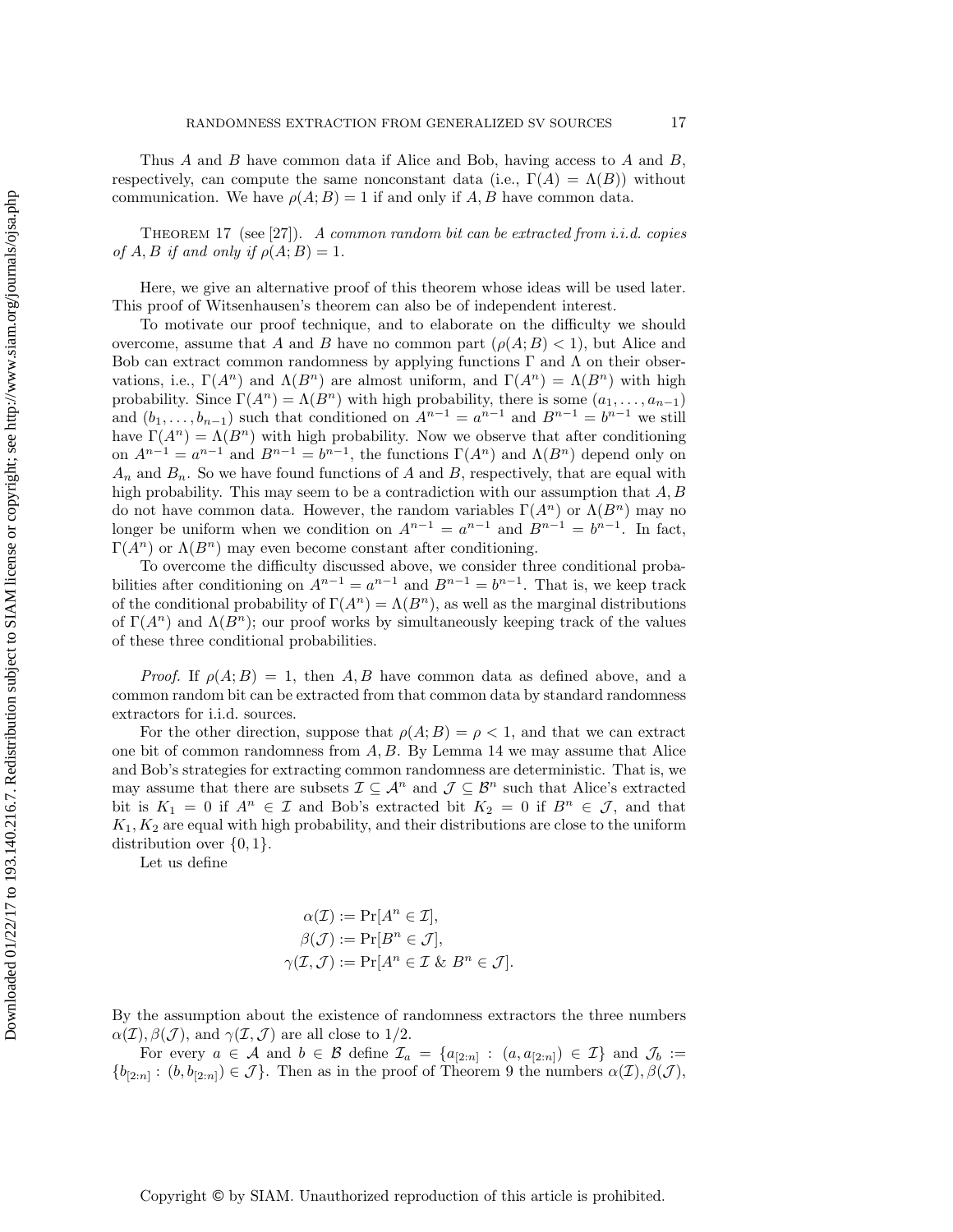Thus $A$ and $B$ have common data if Alice and Bob, having access to $A$ and $B$, respectively, can compute the same nonconstant data (i.e., $\Gamma(A) = \Lambda(B)$) without communication. We have $\rho(A; B) = 1$ if and only if $A, B$ have common data.

Theorem 17 (see [27]). *A common random bit can be extracted from i.i.d. copies of $A, B$ if and only if $\rho(A; B) = 1$.*

Here, we give an alternative proof of this theorem whose ideas will be used later. This proof of Witsenhausen's theorem can also be of independent interest.

To motivate our proof technique, and to elaborate on the difficulty we should overcome, assume that $A$ and $B$ have no common part ($\rho(A; B) < 1$), but Alice and Bob can extract common randomness by applying functions $\Gamma$ and $\Lambda$ on their observations, i.e., $\Gamma(A^n)$ and $\Lambda(B^n)$ are almost uniform, and $\Gamma(A^n) = \Lambda(B^n)$ with high probability. Since $\Gamma(A^n) = \Lambda(B^n)$ with high probability, there is some $(a_1, \dots, a_{n-1})$ and $(b_1, \dots, b_{n-1})$ such that conditioned on $A^{n-1} = a^{n-1}$ and $B^{n-1} = b^{n-1}$ we still have $\Gamma(A^n) = \Lambda(B^n)$ with high probability. Now we observe that after conditioning on $A^{n-1} = a^{n-1}$ and $B^{n-1} = b^{n-1}$, the functions $\Gamma(A^n)$ and $\Lambda(B^n)$ depend only on $A_n$ and $B_n$. So we have found functions of $A$ and $B$, respectively, that are equal with high probability. This may seem to be a contradiction with our assumption that $A, B$ do not have common data. However, the random variables $\Gamma(A^n)$ or $\Lambda(B^n)$ may no longer be uniform when we condition on $A^{n-1} = a^{n-1}$ and $B^{n-1} = b^{n-1}$. In fact, $\Gamma(A^n)$ or $\Lambda(B^n)$ may even become constant after conditioning.

To overcome the difficulty discussed above, we consider three conditional probabilities after conditioning on $A^{n-1} = a^{n-1}$ and $B^{n-1} = b^{n-1}$. That is, we keep track of the conditional probability of $\Gamma(A^n) = \Lambda(B^n)$, as well as the marginal distributions of $\Gamma(A^n)$ and $\Lambda(B^n)$; our proof works by simultaneously keeping track of the values of these three conditional probabilities.

*Proof.* If $\rho(A; B) = 1$, then $A, B$ have common data as defined above, and a common random bit can be extracted from that common data by standard randomness extractors for i.i.d. sources.

For the other direction, suppose that $\rho(A; B) = \rho < 1$, and that we can extract one bit of common randomness from $A, B$. By Lemma 14 we may assume that Alice and Bob's strategies for extracting common randomness are deterministic. That is, we may assume that there are subsets $\mathcal{I} \subseteq \mathcal{A}^n$ and $\mathcal{J} \subseteq \mathcal{B}^n$ such that Alice's extracted bit is $K_1 = 0$ if $A^n \in \mathcal{I}$ and Bob's extracted bit $K_2 = 0$ if $B^n \in \mathcal{J}$, and that $K_1, K_2$ are equal with high probability, and their distributions are close to the uniform distribution over $\{0, 1\}$.

Let us define

$$
\begin{aligned}
\alpha(\mathcal{I}) &:= \Pr[A^n \in \mathcal{I}], \\
\beta(\mathcal{J}) &:= \Pr[B^n \in \mathcal{J}], \\
\gamma(\mathcal{I}, \mathcal{J}) &:= \Pr[A^n \in \mathcal{I} \;\&\; B^n \in \mathcal{J}].
\end{aligned}
$$

By the assumption about the existence of randomness extractors the three numbers $\alpha(\mathcal{I})$, $\beta(\mathcal{J})$, and $\gamma(\mathcal{I}, \mathcal{J})$ are all close to $1/2$.

For every $a \in \mathcal{A}$ and $b \in \mathcal{B}$ define $\mathcal{I}_a = \{a_{[2:n]} : (a, a_{[2:n]}) \in \mathcal{I}\}$ and $\mathcal{J}_b := \{b_{[2:n]} : (b, b_{[2:n]}) \in \mathcal{J}\}$. Then as in the proof of Theorem 9 the numbers $\alpha(\mathcal{I})$, $\beta(\mathcal{J})$,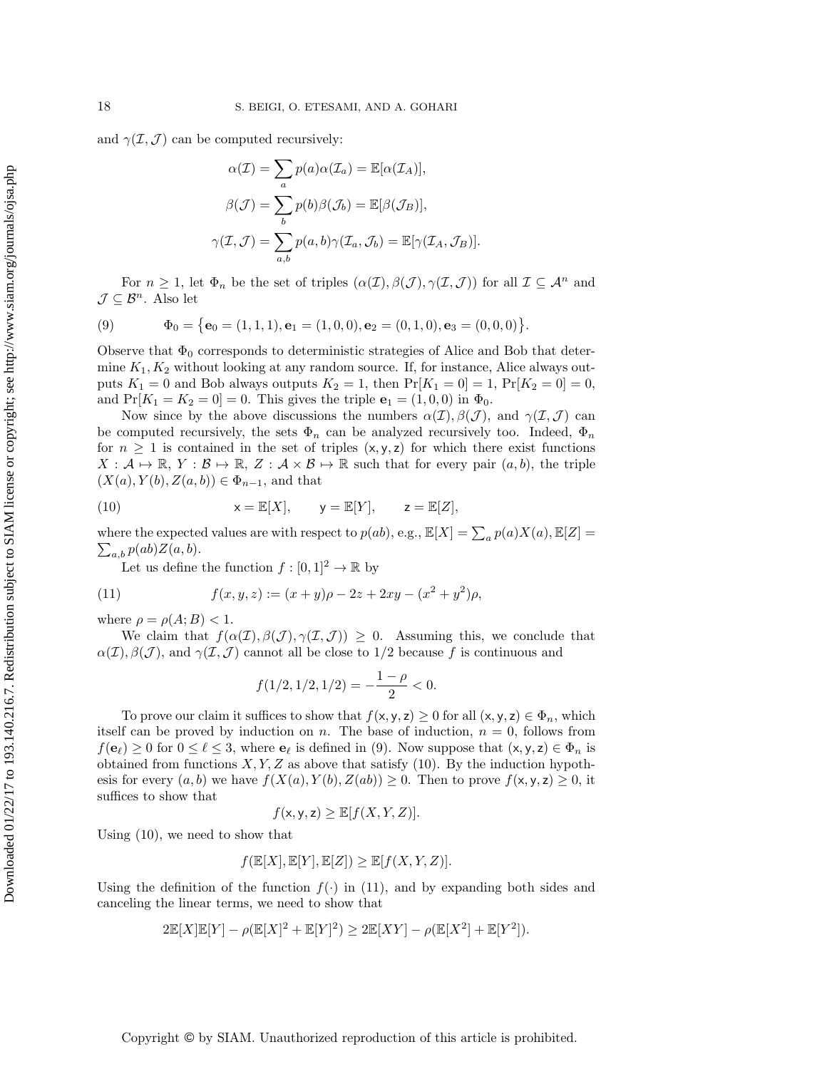and $\gamma(\mathcal{I}, \mathcal{J})$ can be computed recursively:

$$
\begin{aligned}
\alpha(\mathcal{I}) &= \sum_a p(a)\alpha(\mathcal{I}_a) = \mathbb{E}[\alpha(\mathcal{I}_A)], \\
\beta(\mathcal{J}) &= \sum_b p(b)\beta(\mathcal{J}_b) = \mathbb{E}[\beta(\mathcal{J}_B)], \\
\gamma(\mathcal{I}, \mathcal{J}) &= \sum_{a,b} p(a,b)\gamma(\mathcal{I}_a, \mathcal{J}_b) = \mathbb{E}[\gamma(\mathcal{I}_A, \mathcal{J}_B)].
\end{aligned}
$$

For $n \geq 1$, let $\Phi_n$ be the set of triples $(\alpha(\mathcal{I}), \beta(\mathcal{J}), \gamma(\mathcal{I}, \mathcal{J}))$ for all $\mathcal{I} \subseteq \mathcal{A}^n$ and $\mathcal{J} \subseteq \mathcal{B}^n$. Also let

$$
\Phi_0 = \big\{\mathbf{e}_0 = (1,1,1), \mathbf{e}_1 = (1,0,0), \mathbf{e}_2 = (0,1,0), \mathbf{e}_3 = (0,0,0)\big\}. \tag{9}
$$

Observe that $\Phi_0$ corresponds to deterministic strategies of Alice and Bob that determine $K_1, K_2$ without looking at any random source. If, for instance, Alice always outputs $K_1 = 0$ and Bob always outputs $K_2 = 1$, then $\Pr[K_1 = 0] = 1$, $\Pr[K_2 = 0] = 0$, and $\Pr[K_1 = K_2 = 0] = 0$. This gives the triple $\mathbf{e}_1 = (1,0,0)$ in $\Phi_0$.

Now since by the above discussions the numbers $\alpha(\mathcal{I}), \beta(\mathcal{J})$, and $\gamma(\mathcal{I}, \mathcal{J})$ can be computed recursively, the sets $\Phi_n$ can be analyzed recursively too. Indeed, $\Phi_n$ for $n \geq 1$ is contained in the set of triples $(\mathsf{x}, \mathsf{y}, \mathsf{z})$ for which there exist functions $X : \mathcal{A} \mapsto \mathbb{R}$, $Y : \mathcal{B} \mapsto \mathbb{R}$, $Z : \mathcal{A} \times \mathcal{B} \mapsto \mathbb{R}$ such that for every pair $(a, b)$, the triple $(X(a), Y(b), Z(a, b)) \in \Phi_{n-1}$, and that

$$
\mathsf{x} = \mathbb{E}[X], \qquad \mathsf{y} = \mathbb{E}[Y], \qquad \mathsf{z} = \mathbb{E}[Z], \tag{10}
$$

where the expected values are with respect to $p(ab)$, e.g., $\mathbb{E}[X] = \sum_a p(a)X(a), \mathbb{E}[Z] = \sum_{a,b} p(ab)Z(a,b)$.

Let us define the function $f : [0,1]^2 \to \mathbb{R}$ by

$$
f(x, y, z) := (x + y)\rho - 2z + 2xy - (x^2 + y^2)\rho, \tag{11}
$$

where $\rho = \rho(A; B) < 1$.

We claim that $f(\alpha(\mathcal{I}), \beta(\mathcal{J}), \gamma(\mathcal{I}, \mathcal{J})) \geq 0$. Assuming this, we conclude that $\alpha(\mathcal{I}), \beta(\mathcal{J})$, and $\gamma(\mathcal{I}, \mathcal{J})$ cannot all be close to $1/2$ because $f$ is continuous and

$$
f(1/2, 1/2, 1/2) = -\frac{1-\rho}{2} < 0.
$$

To prove our claim it suffices to show that $f(\mathsf{x}, \mathsf{y}, \mathsf{z}) \geq 0$ for all $(\mathsf{x}, \mathsf{y}, \mathsf{z}) \in \Phi_n$, which itself can be proved by induction on $n$. The base of induction, $n = 0$, follows from $f(\mathbf{e}_\ell) \geq 0$ for $0 \leq \ell \leq 3$, where $\mathbf{e}_\ell$ is defined in (9). Now suppose that $(\mathsf{x}, \mathsf{y}, \mathsf{z}) \in \Phi_n$ is obtained from functions $X, Y, Z$ as above that satisfy (10). By the induction hypothesis for every $(a, b)$ we have $f(X(a), Y(b), Z(ab)) \geq 0$. Then to prove $f(\mathsf{x}, \mathsf{y}, \mathsf{z}) \geq 0$, it suffices to show that

$$
f(\mathsf{x}, \mathsf{y}, \mathsf{z}) \geq \mathbb{E}[f(X, Y, Z)].
$$

Using (10), we need to show that

$$
f(\mathbb{E}[X], \mathbb{E}[Y], \mathbb{E}[Z]) \geq \mathbb{E}[f(X, Y, Z)].
$$

Using the definition of the function $f(\cdot)$ in (11), and by expanding both sides and canceling the linear terms, we need to show that

$$
2\mathbb{E}[X]\mathbb{E}[Y] - \rho(\mathbb{E}[X]^2 + \mathbb{E}[Y]^2) \geq 2\mathbb{E}[XY] - \rho(\mathbb{E}[X^2] + \mathbb{E}[Y^2]).
$$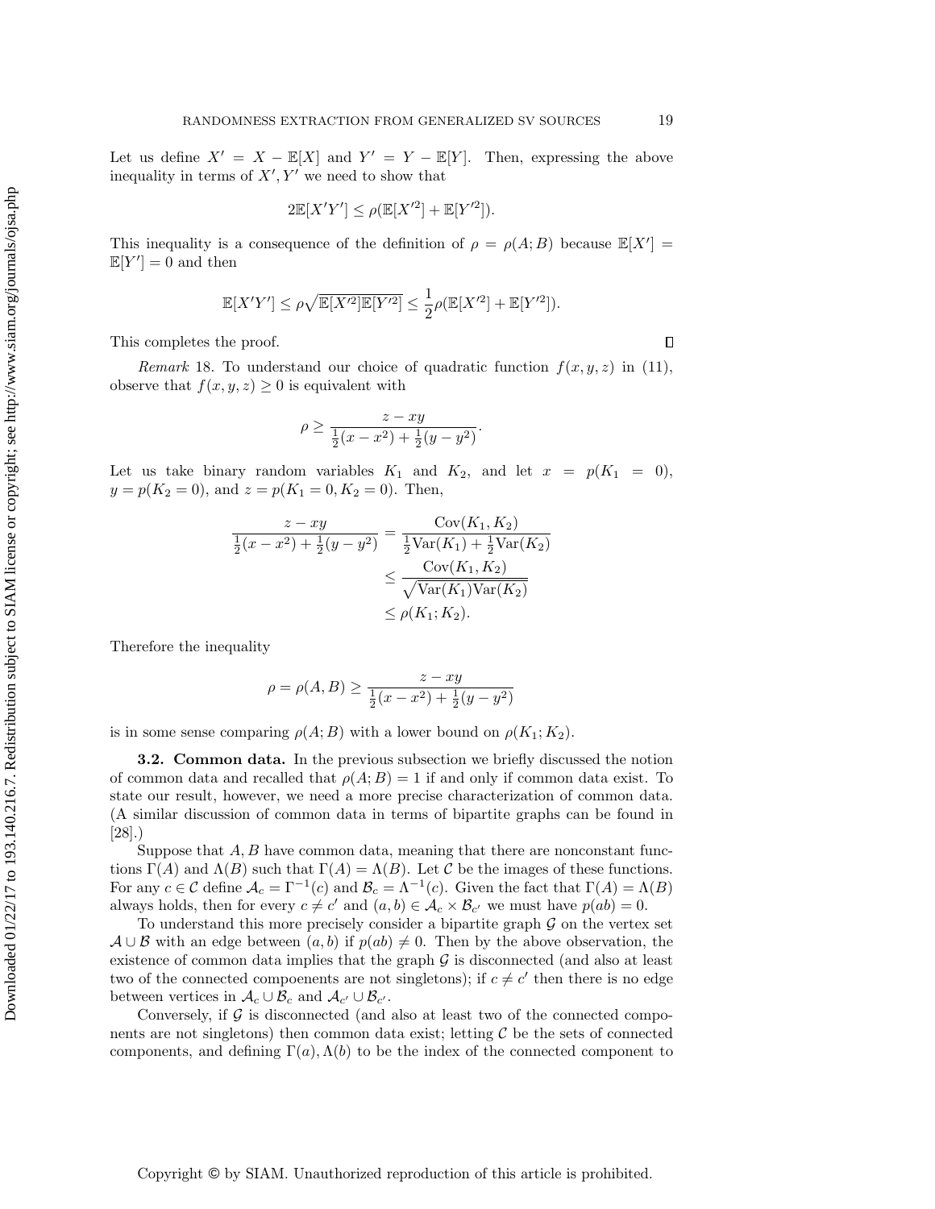Let us define $X' = X - \mathbb{E}[X]$ and $Y' = Y - \mathbb{E}[Y]$. Then, expressing the above inequality in terms of $X', Y'$ we need to show that

$$2\mathbb{E}[X'Y'] \leq \rho(\mathbb{E}[X'^2] + \mathbb{E}[Y'^2]).$$

This inequality is a consequence of the definition of $\rho = \rho(A; B)$ because $\mathbb{E}[X'] = \mathbb{E}[Y'] = 0$ and then

$$\mathbb{E}[X'Y'] \leq \rho\sqrt{\mathbb{E}[X'^2]\mathbb{E}[Y'^2]} \leq \frac{1}{2}\rho(\mathbb{E}[X'^2] + \mathbb{E}[Y'^2]).$$

This completes the proof. ∎

*Remark* 18. To understand our choice of quadratic function $f(x, y, z)$ in (11), observe that $f(x, y, z) \geq 0$ is equivalent with

$$\rho \geq \frac{z - xy}{\frac{1}{2}(x - x^2) + \frac{1}{2}(y - y^2)}.$$

Let us take binary random variables $K_1$ and $K_2$, and let $x = p(K_1 = 0)$, $y = p(K_2 = 0)$, and $z = p(K_1 = 0, K_2 = 0)$. Then,

$$\begin{aligned}
\frac{z - xy}{\frac{1}{2}(x - x^2) + \frac{1}{2}(y - y^2)} &= \frac{\mathrm{Cov}(K_1, K_2)}{\frac{1}{2}\mathrm{Var}(K_1) + \frac{1}{2}\mathrm{Var}(K_2)} \\
&\leq \frac{\mathrm{Cov}(K_1, K_2)}{\sqrt{\mathrm{Var}(K_1)\mathrm{Var}(K_2)}} \\
&\leq \rho(K_1; K_2).
\end{aligned}$$

Therefore the inequality

$$\rho = \rho(A, B) \geq \frac{z - xy}{\frac{1}{2}(x - x^2) + \frac{1}{2}(y - y^2)}$$

is in some sense comparing $\rho(A; B)$ with a lower bound on $\rho(K_1; K_2)$.

### 3.2. Common data.

In the previous subsection we briefly discussed the notion of common data and recalled that $\rho(A; B) = 1$ if and only if common data exist. To state our result, however, we need a more precise characterization of common data. (A similar discussion of common data in terms of bipartite graphs can be found in [28].)

Suppose that $A, B$ have common data, meaning that there are nonconstant functions $\Gamma(A)$ and $\Lambda(B)$ such that $\Gamma(A) = \Lambda(B)$. Let $\mathcal{C}$ be the images of these functions. For any $c \in \mathcal{C}$ define $\mathcal{A}_c = \Gamma^{-1}(c)$ and $\mathcal{B}_c = \Lambda^{-1}(c)$. Given the fact that $\Gamma(A) = \Lambda(B)$ always holds, then for every $c \neq c'$ and $(a, b) \in \mathcal{A}_c \times \mathcal{B}_{c'}$ we must have $p(ab) = 0$.

To understand this more precisely consider a bipartite graph $\mathcal{G}$ on the vertex set $\mathcal{A} \cup \mathcal{B}$ with an edge between $(a, b)$ if $p(ab) \neq 0$. Then by the above observation, the existence of common data implies that the graph $\mathcal{G}$ is disconnected (and also at least two of the connected compoenents are not singletons); if $c \neq c'$ then there is no edge between vertices in $\mathcal{A}_c \cup \mathcal{B}_c$ and $\mathcal{A}_{c'} \cup \mathcal{B}_{c'}$.

Conversely, if $\mathcal{G}$ is disconnected (and also at least two of the connected components are not singletons) then common data exist; letting $\mathcal{C}$ be the sets of connected components, and defining $\Gamma(a), \Lambda(b)$ to be the index of the connected component to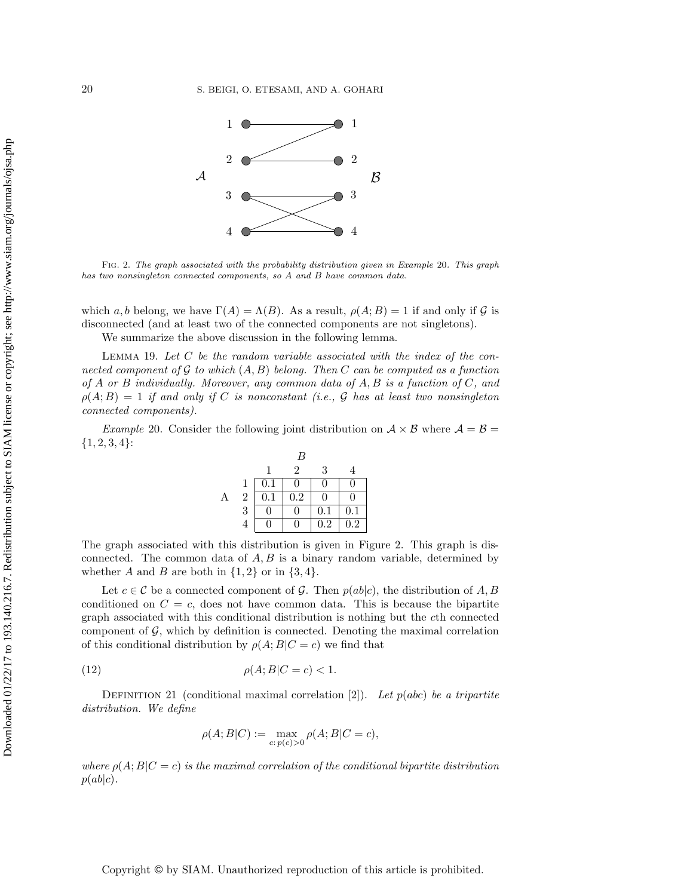Fig. 2. *The graph associated with the probability distribution given in Example 20. This graph has two nonsingleton connected components, so A and B have common data.*

which $a, b$ belong, we have $\Gamma(A) = \Lambda(B)$. As a result, $\rho(A; B) = 1$ if and only if $\mathcal{G}$ is disconnected (and at least two of the connected components are not singletons).

We summarize the above discussion in the following lemma.

Lemma 19. *Let $C$ be the random variable associated with the index of the connected component of $\mathcal{G}$ to which $(A, B)$ belong. Then $C$ can be computed as a function of $A$ or $B$ individually. Moreover, any common data of $A, B$ is a function of $C$, and $\rho(A; B) = 1$ if and only if $C$ is nonconstant (i.e., $\mathcal{G}$ has at least two nonsingleton connected components).*

*Example* 20. Consider the following joint distribution on $\mathcal{A} \times \mathcal{B}$ where $\mathcal{A} = \mathcal{B} = \{1, 2, 3, 4\}$:

| A \ B | 1 | 2 | 3 | 4 |
|---|---|---|---|---|
| 1 | 0.1 | 0 | 0 | 0 |
| 2 | 0.1 | 0.2 | 0 | 0 |
| 3 | 0 | 0 | 0.1 | 0.1 |
| 4 | 0 | 0 | 0.2 | 0.2 |

The graph associated with this distribution is given in Figure 2. This graph is disconnected. The common data of $A, B$ is a binary random variable, determined by whether $A$ and $B$ are both in $\{1, 2\}$ or in $\{3, 4\}$.

Let $c \in \mathcal{C}$ be a connected component of $\mathcal{G}$. Then $p(ab|c)$, the distribution of $A, B$ conditioned on $C = c$, does not have common data. This is because the bipartite graph associated with this conditional distribution is nothing but the $c$th connected component of $\mathcal{G}$, which by definition is connected. Denoting the maximal correlation of this conditional distribution by $\rho(A; B|C = c)$ we find that

$$\rho(A; B|C = c) < 1. \tag{12}$$

Definition 21 (conditional maximal correlation [2]). *Let $p(abc)$ be a tripartite distribution. We define*

$$\rho(A; B|C) := \max_{c:\, p(c)>0} \rho(A; B|C = c),$$

*where $\rho(A; B|C = c)$ is the maximal correlation of the conditional bipartite distribution $p(ab|c)$.*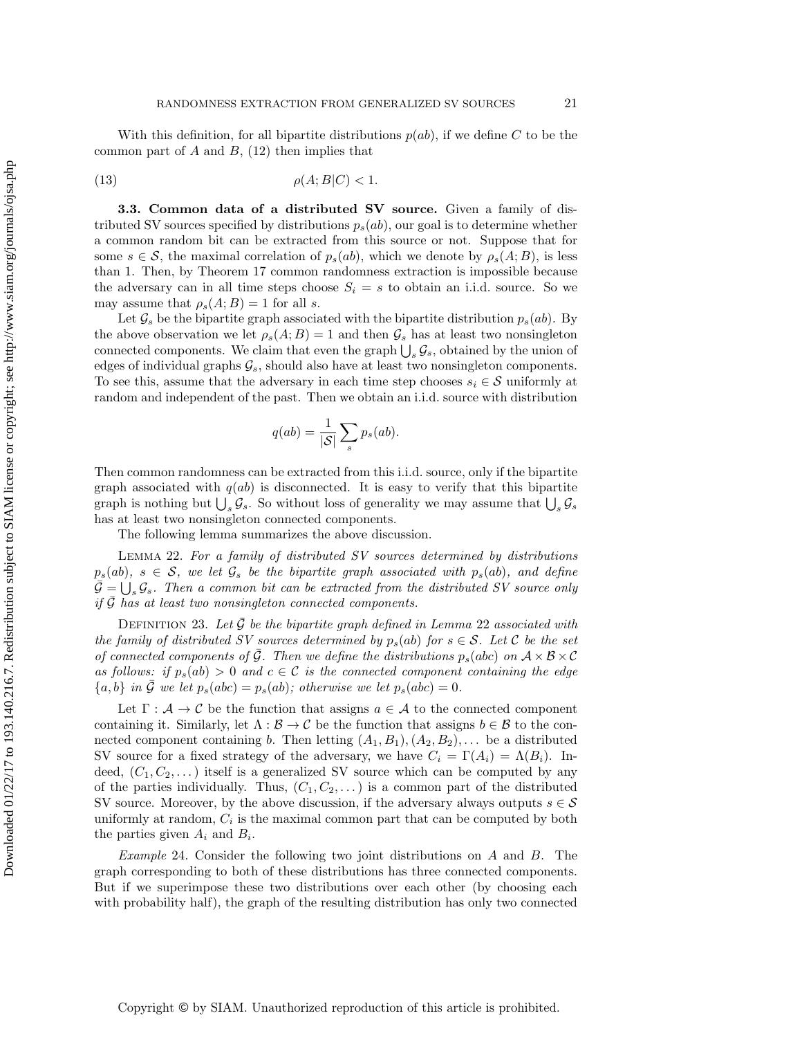With this definition, for all bipartite distributions $p(ab)$, if we define $C$ to be the common part of $A$ and $B$, (12) then implies that

$$\rho(A;B|C) < 1. \tag{13}$$

**3.3. Common data of a distributed SV source.** Given a family of distributed SV sources specified by distributions $p_s(ab)$, our goal is to determine whether a common random bit can be extracted from this source or not. Suppose that for some $s \in \mathcal{S}$, the maximal correlation of $p_s(ab)$, which we denote by $\rho_s(A;B)$, is less than 1. Then, by Theorem 17 common randomness extraction is impossible because the adversary can in all time steps choose $S_i = s$ to obtain an i.i.d. source. So we may assume that $\rho_s(A;B) = 1$ for all $s$.

Let $\mathcal{G}_s$ be the bipartite graph associated with the bipartite distribution $p_s(ab)$. By the above observation we let $\rho_s(A;B) = 1$ and then $\mathcal{G}_s$ has at least two nonsingleton connected components. We claim that even the graph $\bigcup_s \mathcal{G}_s$, obtained by the union of edges of individual graphs $\mathcal{G}_s$, should also have at least two nonsingleton components. To see this, assume that the adversary in each time step chooses $s_i \in \mathcal{S}$ uniformly at random and independent of the past. Then we obtain an i.i.d. source with distribution

$$q(ab) = \frac{1}{|\mathcal{S}|}\sum_s p_s(ab).$$

Then common randomness can be extracted from this i.i.d. source, only if the bipartite graph associated with $q(ab)$ is disconnected. It is easy to verify that this bipartite graph is nothing but $\bigcup_s \mathcal{G}_s$. So without loss of generality we may assume that $\bigcup_s \mathcal{G}_s$ has at least two nonsingleton connected components.

The following lemma summarizes the above discussion.

LEMMA 22. *For a family of distributed SV sources determined by distributions $p_s(ab)$, $s \in \mathcal{S}$, we let $\mathcal{G}_s$ be the bipartite graph associated with $p_s(ab)$, and define $\bar{\mathcal{G}} = \bigcup_s \mathcal{G}_s$. Then a common bit can be extracted from the distributed SV source only if $\bar{\mathcal{G}}$ has at least two nonsingleton connected components.*

DEFINITION 23. *Let $\bar{\mathcal{G}}$ be the bipartite graph defined in Lemma 22 associated with the family of distributed SV sources determined by $p_s(ab)$ for $s \in \mathcal{S}$. Let $\mathcal{C}$ be the set of connected components of $\bar{\mathcal{G}}$. Then we define the distributions $p_s(abc)$ on $\mathcal{A} \times \mathcal{B} \times \mathcal{C}$ as follows: if $p_s(ab) > 0$ and $c \in \mathcal{C}$ is the connected component containing the edge $\{a, b\}$ in $\bar{\mathcal{G}}$ we let $p_s(abc) = p_s(ab)$; otherwise we let $p_s(abc) = 0$.*

Let $\Gamma : \mathcal{A} \to \mathcal{C}$ be the function that assigns $a \in \mathcal{A}$ to the connected component containing it. Similarly, let $\Lambda : \mathcal{B} \to \mathcal{C}$ be the function that assigns $b \in \mathcal{B}$ to the connected component containing $b$. Then letting $(A_1, B_1), (A_2, B_2), \dots$ be a distributed SV source for a fixed strategy of the adversary, we have $C_i = \Gamma(A_i) = \Lambda(B_i)$. Indeed, $(C_1, C_2, \dots)$ itself is a generalized SV source which can be computed by any of the parties individually. Thus, $(C_1, C_2, \dots)$ is a common part of the distributed SV source. Moreover, by the above discussion, if the adversary always outputs $s \in \mathcal{S}$ uniformly at random, $C_i$ is the maximal common part that can be computed by both the parties given $A_i$ and $B_i$.

*Example* 24. Consider the following two joint distributions on $A$ and $B$. The graph corresponding to both of these distributions has three connected components. But if we superimpose these two distributions over each other (by choosing each with probability half), the graph of the resulting distribution has only two connected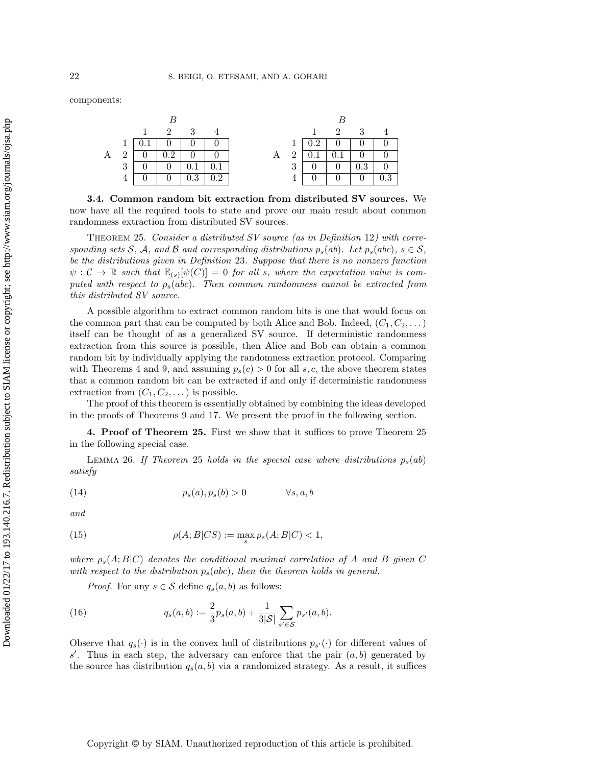components:

| | | B | | | |
|---|---|---|---|---|---|
| | | 1 | 2 | 3 | 4 |
| A | 1 | 0.1 | 0 | 0 | 0 |
| | 2 | 0 | 0.2 | 0 | 0 |
| | 3 | 0 | 0 | 0.1 | 0.1 |
| | 4 | 0 | 0 | 0.3 | 0.2 |

| | | B | | | |
|---|---|---|---|---|---|
| | | 1 | 2 | 3 | 4 |
| A | 1 | 0.2 | 0 | 0 | 0 |
| | 2 | 0.1 | 0.1 | 0 | 0 |
| | 3 | 0 | 0 | 0.3 | 0 |
| | 4 | 0 | 0 | 0 | 0.3 |

**3.4. Common random bit extraction from distributed SV sources.** We now have all the required tools to state and prove our main result about common randomness extraction from distributed SV sources.

THEOREM 25. *Consider a distributed SV source (as in Definition 12) with corresponding sets $\mathcal{S}$, $\mathcal{A}$, and $\mathcal{B}$ and corresponding distributions $p_s(ab)$. Let $p_s(abc)$, $s \in \mathcal{S}$, be the distributions given in Definition 23. Suppose that there is no nonzero function $\psi : \mathcal{C} \to \mathbb{R}$ such that $\mathbb{E}_{(s)}[\psi(C)] = 0$ for all $s$, where the expectation value is computed with respect to $p_s(abc)$. Then common randomness cannot be extracted from this distributed SV source.*

A possible algorithm to extract common random bits is one that would focus on the common part that can be computed by both Alice and Bob. Indeed, $(C_1, C_2, \dots)$ itself can be thought of as a generalized SV source. If deterministic randomness extraction from this source is possible, then Alice and Bob can obtain a common random bit by individually applying the randomness extraction protocol. Comparing with Theorems 4 and 9, and assuming $p_s(c) > 0$ for all $s, c$, the above theorem states that a common random bit can be extracted if and only if deterministic randomness extraction from $(C_1, C_2, \dots)$ is possible.

The proof of this theorem is essentially obtained by combining the ideas developed in the proofs of Theorems 9 and 17. We present the proof in the following section.

## 4. Proof of Theorem 25.

First we show that it suffices to prove Theorem 25 in the following special case.

LEMMA 26. *If Theorem 25 holds in the special case where distributions $p_s(ab)$ satisfy*

$$p_s(a), p_s(b) > 0 \qquad \forall s, a, b \tag{14}$$

*and*

$$\rho(A; B|CS) := \max_s \rho_s(A; B|C) < 1, \tag{15}$$

*where $\rho_s(A; B|C)$ denotes the conditional maximal correlation of $A$ and $B$ given $C$ with respect to the distribution $p_s(abc)$, then the theorem holds in general.*

*Proof.* For any $s \in \mathcal{S}$ define $q_s(a, b)$ as follows:

$$q_s(a, b) := \frac{2}{3} p_s(a, b) + \frac{1}{3|\mathcal{S}|} \sum_{s' \in \mathcal{S}} p_{s'}(a, b). \tag{16}$$

Observe that $q_s(\cdot)$ is in the convex hull of distributions $p_{s'}(\cdot)$ for different values of $s'$. Thus in each step, the adversary can enforce that the pair $(a, b)$ generated by the source has distribution $q_s(a, b)$ via a randomized strategy. As a result, it suffices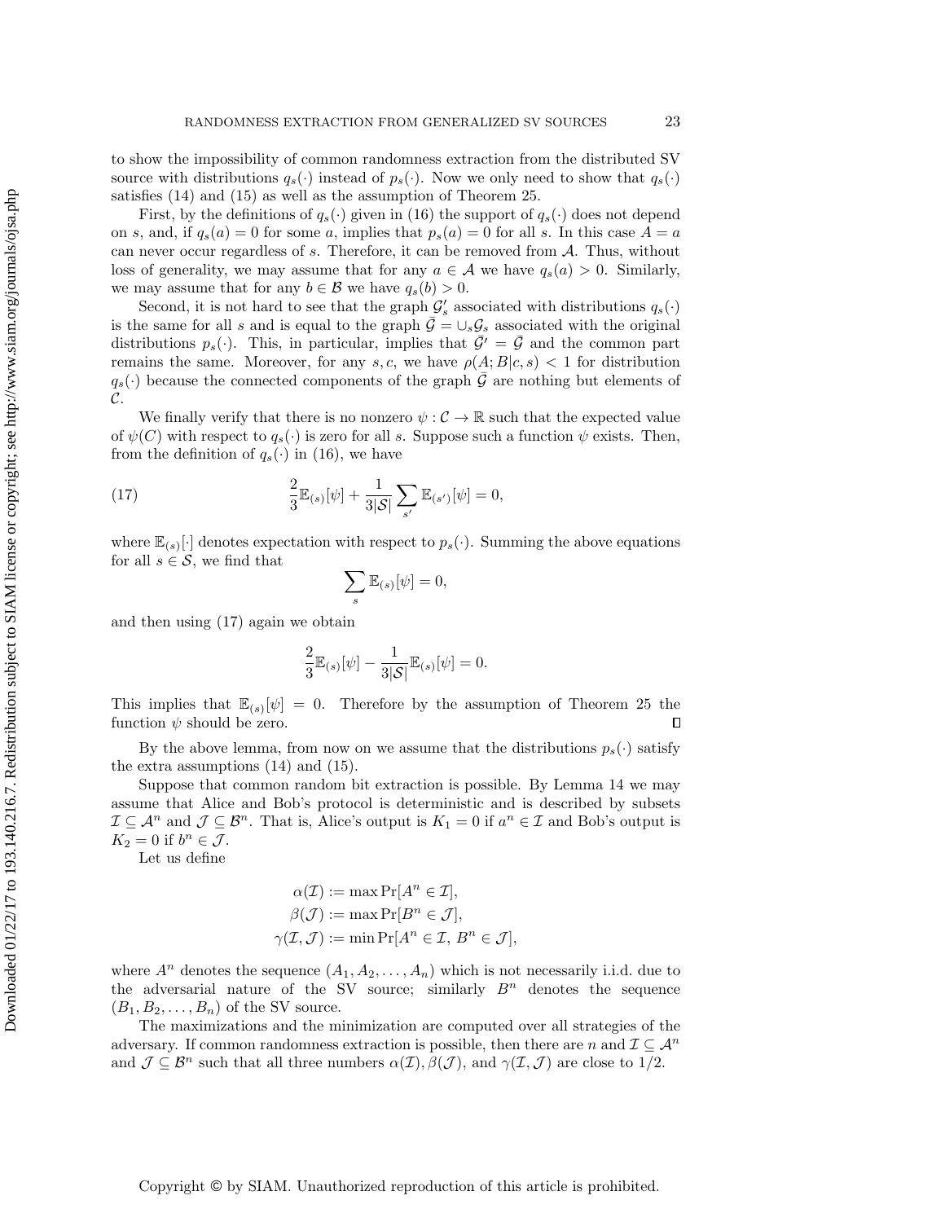to show the impossibility of common randomness extraction from the distributed SV source with distributions $q_s(\cdot)$ instead of $p_s(\cdot)$. Now we only need to show that $q_s(\cdot)$ satisfies (14) and (15) as well as the assumption of Theorem 25.

First, by the definitions of $q_s(\cdot)$ given in (16) the support of $q_s(\cdot)$ does not depend on $s$, and, if $q_s(a) = 0$ for some $a$, implies that $p_s(a) = 0$ for all $s$. In this case $A = a$ can never occur regardless of $s$. Therefore, it can be removed from $\mathcal{A}$. Thus, without loss of generality, we may assume that for any $a \in \mathcal{A}$ we have $q_s(a) > 0$. Similarly, we may assume that for any $b \in \mathcal{B}$ we have $q_s(b) > 0$.

Second, it is not hard to see that the graph $\mathcal{G}'_s$ associated with distributions $q_s(\cdot)$ is the same for all $s$ and is equal to the graph $\bar{\mathcal{G}} = \cup_s \mathcal{G}_s$ associated with the original distributions $p_s(\cdot)$. This, in particular, implies that $\bar{\mathcal{G}}' = \bar{\mathcal{G}}$ and the common part remains the same. Moreover, for any $s, c$, we have $\rho(A; B|c, s) < 1$ for distribution $q_s(\cdot)$ because the connected components of the graph $\bar{\mathcal{G}}$ are nothing but elements of $\mathcal{C}$.

We finally verify that there is no nonzero $\psi : \mathcal{C} \to \mathbb{R}$ such that the expected value of $\psi(C)$ with respect to $q_s(\cdot)$ is zero for all $s$. Suppose such a function $\psi$ exists. Then, from the definition of $q_s(\cdot)$ in (16), we have

$$\frac{2}{3}\mathbb{E}_{(s)}[\psi] + \frac{1}{3|\mathcal{S}|}\sum_{s'} \mathbb{E}_{(s')}[\psi] = 0, \tag{17}$$

where $\mathbb{E}_{(s)}[\cdot]$ denotes expectation with respect to $p_s(\cdot)$. Summing the above equations for all $s \in \mathcal{S}$, we find that

$$\sum_{s} \mathbb{E}_{(s)}[\psi] = 0,$$

and then using (17) again we obtain

$$\frac{2}{3}\mathbb{E}_{(s)}[\psi] - \frac{1}{3|\mathcal{S}|}\mathbb{E}_{(s)}[\psi] = 0.$$

This implies that $\mathbb{E}_{(s)}[\psi] = 0$. Therefore by the assumption of Theorem 25 the function $\psi$ should be zero. $\square$

By the above lemma, from now on we assume that the distributions $p_s(\cdot)$ satisfy the extra assumptions (14) and (15).

Suppose that common random bit extraction is possible. By Lemma 14 we may assume that Alice and Bob's protocol is deterministic and is described by subsets $\mathcal{I} \subseteq \mathcal{A}^n$ and $\mathcal{J} \subseteq \mathcal{B}^n$. That is, Alice's output is $K_1 = 0$ if $a^n \in \mathcal{I}$ and Bob's output is $K_2 = 0$ if $b^n \in \mathcal{J}$.

Let us define

$$\alpha(\mathcal{I}) := \max \Pr[A^n \in \mathcal{I}],$$
$$\beta(\mathcal{J}) := \max \Pr[B^n \in \mathcal{J}],$$
$$\gamma(\mathcal{I}, \mathcal{J}) := \min \Pr[A^n \in \mathcal{I},\ B^n \in \mathcal{J}],$$

where $A^n$ denotes the sequence $(A_1, A_2, \ldots, A_n)$ which is not necessarily i.i.d. due to the adversarial nature of the SV source; similarly $B^n$ denotes the sequence $(B_1, B_2, \ldots, B_n)$ of the SV source.

The maximizations and the minimization are computed over all strategies of the adversary. If common randomness extraction is possible, then there are $n$ and $\mathcal{I} \subseteq \mathcal{A}^n$ and $\mathcal{J} \subseteq \mathcal{B}^n$ such that all three numbers $\alpha(\mathcal{I}), \beta(\mathcal{J})$, and $\gamma(\mathcal{I}, \mathcal{J})$ are close to $1/2$.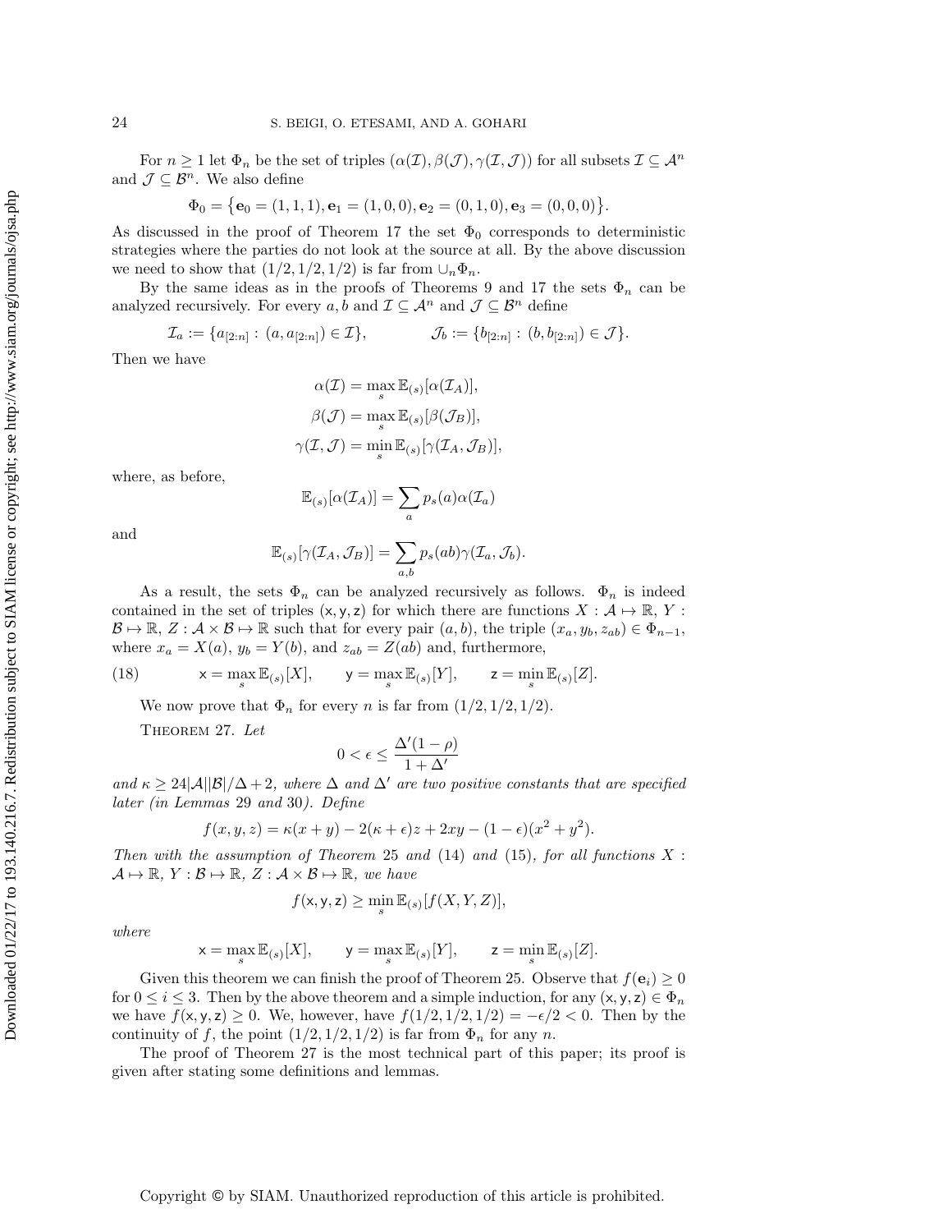For $n \geq 1$ let $\Phi_n$ be the set of triples $(\alpha(\mathcal{I}), \beta(\mathcal{J}), \gamma(\mathcal{I}, \mathcal{J}))$ for all subsets $\mathcal{I} \subseteq \mathcal{A}^n$ and $\mathcal{J} \subseteq \mathcal{B}^n$. We also define

$$\Phi_0 = \{\mathbf{e}_0 = (1,1,1), \mathbf{e}_1 = (1,0,0), \mathbf{e}_2 = (0,1,0), \mathbf{e}_3 = (0,0,0)\}.$$

As discussed in the proof of Theorem 17 the set $\Phi_0$ corresponds to deterministic strategies where the parties do not look at the source at all. By the above discussion we need to show that $(1/2, 1/2, 1/2)$ is far from $\cup_n \Phi_n$.

By the same ideas as in the proofs of Theorems 9 and 17 the sets $\Phi_n$ can be analyzed recursively. For every $a, b$ and $\mathcal{I} \subseteq \mathcal{A}^n$ and $\mathcal{J} \subseteq \mathcal{B}^n$ define

$$\mathcal{I}_a := \{a_{[2:n]} : (a, a_{[2:n]}) \in \mathcal{I}\}, \qquad \mathcal{J}_b := \{b_{[2:n]} : (b, b_{[2:n]}) \in \mathcal{J}\}.$$

Then we have

$$\alpha(\mathcal{I}) = \max_s \mathbb{E}_{(s)}[\alpha(\mathcal{I}_A)],$$
$$\beta(\mathcal{J}) = \max_s \mathbb{E}_{(s)}[\beta(\mathcal{J}_B)],$$
$$\gamma(\mathcal{I}, \mathcal{J}) = \min_s \mathbb{E}_{(s)}[\gamma(\mathcal{I}_A, \mathcal{J}_B)],$$

where, as before,

$$\mathbb{E}_{(s)}[\alpha(\mathcal{I}_A)] = \sum_a p_s(a)\alpha(\mathcal{I}_a)$$

and

$$\mathbb{E}_{(s)}[\gamma(\mathcal{I}_A, \mathcal{J}_B)] = \sum_{a,b} p_s(ab)\gamma(\mathcal{I}_a, \mathcal{J}_b).$$

As a result, the sets $\Phi_n$ can be analyzed recursively as follows. $\Phi_n$ is indeed contained in the set of triples $(\mathsf{x}, \mathsf{y}, \mathsf{z})$ for which there are functions $X : \mathcal{A} \mapsto \mathbb{R}$, $Y : \mathcal{B} \mapsto \mathbb{R}$, $Z : \mathcal{A} \times \mathcal{B} \mapsto \mathbb{R}$ such that for every pair $(a, b)$, the triple $(x_a, y_b, z_{ab}) \in \Phi_{n-1}$, where $x_a = X(a)$, $y_b = Y(b)$, and $z_{ab} = Z(ab)$ and, furthermore,

$$\mathsf{x} = \max_s \mathbb{E}_{(s)}[X], \qquad \mathsf{y} = \max_s \mathbb{E}_{(s)}[Y], \qquad \mathsf{z} = \min_s \mathbb{E}_{(s)}[Z]. \tag{18}$$

We now prove that $\Phi_n$ for every $n$ is far from $(1/2, 1/2, 1/2)$.

Theorem 27. *Let*

$$0 < \epsilon \leq \frac{\Delta'(1-\rho)}{1+\Delta'}$$

*and* $\kappa \geq 24|\mathcal{A}||\mathcal{B}|/\Delta + 2$, *where* $\Delta$ *and* $\Delta'$ *are two positive constants that are specified later (in Lemmas* 29 *and* 30*). Define*

$$f(x, y, z) = \kappa(x + y) - 2(\kappa + \epsilon)z + 2xy - (1 - \epsilon)(x^2 + y^2).$$

*Then with the assumption of Theorem* 25 *and* (14) *and* (15)*, for all functions* $X : \mathcal{A} \mapsto \mathbb{R}$, $Y : \mathcal{B} \mapsto \mathbb{R}$, $Z : \mathcal{A} \times \mathcal{B} \mapsto \mathbb{R}$, *we have*

$$f(\mathsf{x}, \mathsf{y}, \mathsf{z}) \geq \min_s \mathbb{E}_{(s)}[f(X, Y, Z)],$$

*where*

$$\mathsf{x} = \max_s \mathbb{E}_{(s)}[X], \qquad \mathsf{y} = \max_s \mathbb{E}_{(s)}[Y], \qquad \mathsf{z} = \min_s \mathbb{E}_{(s)}[Z].$$

Given this theorem we can finish the proof of Theorem 25. Observe that $f(\mathbf{e}_i) \geq 0$ for $0 \leq i \leq 3$. Then by the above theorem and a simple induction, for any $(\mathsf{x}, \mathsf{y}, \mathsf{z}) \in \Phi_n$ we have $f(\mathsf{x}, \mathsf{y}, \mathsf{z}) \geq 0$. We, however, have $f(1/2, 1/2, 1/2) = -\epsilon/2 < 0$. Then by the continuity of $f$, the point $(1/2, 1/2, 1/2)$ is far from $\Phi_n$ for any $n$.

The proof of Theorem 27 is the most technical part of this paper; its proof is given after stating some definitions and lemmas.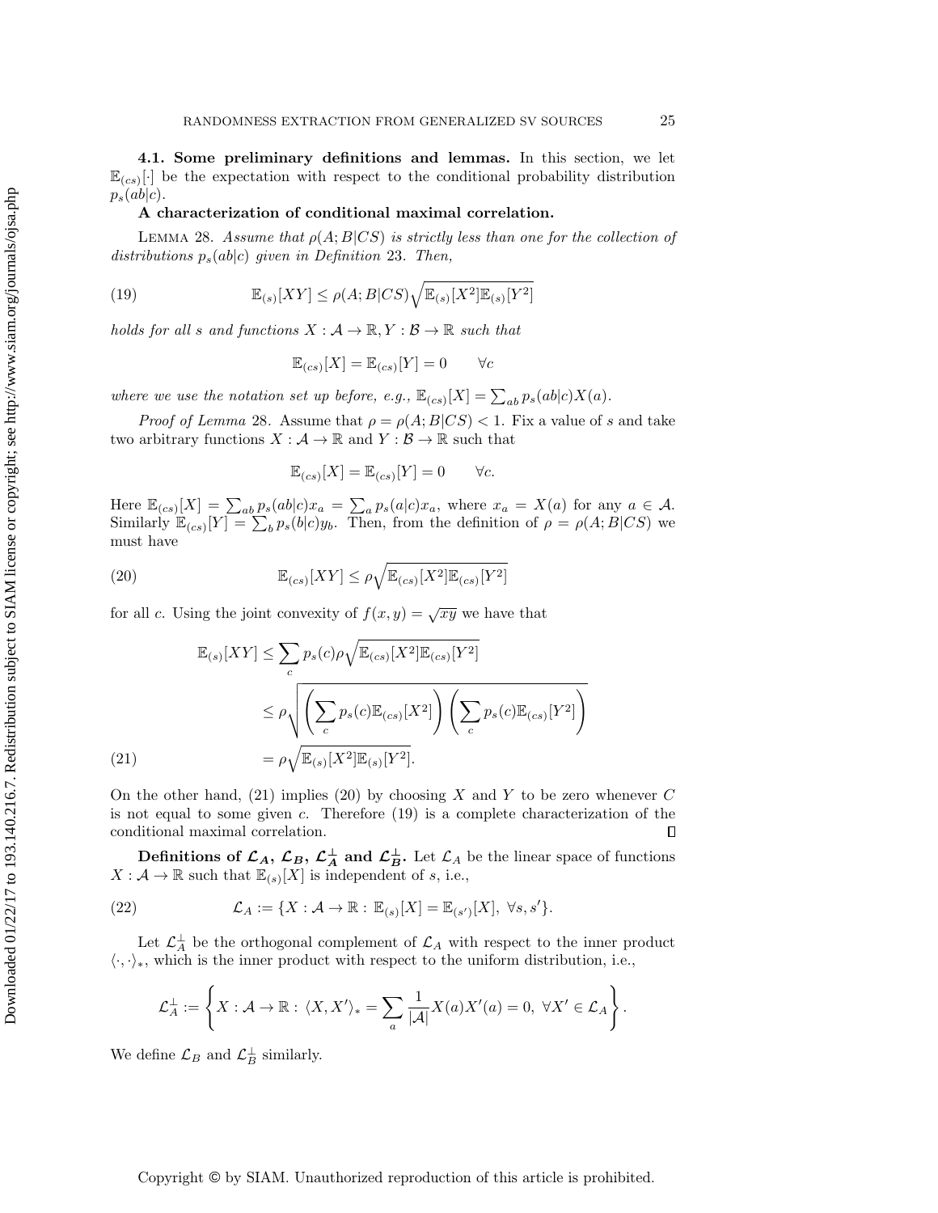### 4.1. Some preliminary definitions and lemmas.

In this section, we let $\mathbb{E}_{(cs)}[\cdot]$ be the expectation with respect to the conditional probability distribution $p_s(ab|c)$.

**A characterization of conditional maximal correlation.**

LEMMA 28. *Assume that $\rho(A; B|CS)$ is strictly less than one for the collection of distributions $p_s(ab|c)$ given in Definition 23. Then,*

$$\mathbb{E}_{(s)}[XY] \leq \rho(A; B|CS)\sqrt{\mathbb{E}_{(s)}[X^2]\mathbb{E}_{(s)}[Y^2]} \tag{19}$$

*holds for all $s$ and functions $X : \mathcal{A} \to \mathbb{R}, Y : \mathcal{B} \to \mathbb{R}$ such that*

$$\mathbb{E}_{(cs)}[X] = \mathbb{E}_{(cs)}[Y] = 0 \qquad \forall c$$

*where we use the notation set up before, e.g., $\mathbb{E}_{(cs)}[X] = \sum_{ab} p_s(ab|c)X(a)$.*

*Proof of Lemma* 28. Assume that $\rho = \rho(A; B|CS) < 1$. Fix a value of $s$ and take two arbitrary functions $X : \mathcal{A} \to \mathbb{R}$ and $Y : \mathcal{B} \to \mathbb{R}$ such that

$$\mathbb{E}_{(cs)}[X] = \mathbb{E}_{(cs)}[Y] = 0 \qquad \forall c.$$

Here $\mathbb{E}_{(cs)}[X] = \sum_{ab} p_s(ab|c)x_a = \sum_a p_s(a|c)x_a$, where $x_a = X(a)$ for any $a \in \mathcal{A}$. Similarly $\mathbb{E}_{(cs)}[Y] = \sum_b p_s(b|c)y_b$. Then, from the definition of $\rho = \rho(A; B|CS)$ we must have

$$\mathbb{E}_{(cs)}[XY] \leq \rho\sqrt{\mathbb{E}_{(cs)}[X^2]\mathbb{E}_{(cs)}[Y^2]} \tag{20}$$

for all $c$. Using the joint convexity of $f(x, y) = \sqrt{xy}$ we have that

$$\begin{aligned}
\mathbb{E}_{(s)}[XY] &\leq \sum_c p_s(c)\rho\sqrt{\mathbb{E}_{(cs)}[X^2]\mathbb{E}_{(cs)}[Y^2]} \\
&\leq \rho\sqrt{\left(\sum_c p_s(c)\mathbb{E}_{(cs)}[X^2]\right)\left(\sum_c p_s(c)\mathbb{E}_{(cs)}[Y^2]\right)} \\
&= \rho\sqrt{\mathbb{E}_{(s)}[X^2]\mathbb{E}_{(s)}[Y^2]}.
\end{aligned} \tag{21}$$

On the other hand, (21) implies (20) by choosing $X$ and $Y$ to be zero whenever $C$ is not equal to some given $c$. Therefore (19) is a complete characterization of the conditional maximal correlation. ∎

**Definitions of $\mathcal{L}_A$, $\mathcal{L}_B$, $\mathcal{L}_A^\perp$ and $\mathcal{L}_B^\perp$.** Let $\mathcal{L}_A$ be the linear space of functions $X : \mathcal{A} \to \mathbb{R}$ such that $\mathbb{E}_{(s)}[X]$ is independent of $s$, i.e.,

$$\mathcal{L}_A := \{X : \mathcal{A} \to \mathbb{R} : \mathbb{E}_{(s)}[X] = \mathbb{E}_{(s')}[X], \ \forall s, s'\}. \tag{22}$$

Let $\mathcal{L}_A^\perp$ be the orthogonal complement of $\mathcal{L}_A$ with respect to the inner product $\langle \cdot, \cdot \rangle_*$, which is the inner product with respect to the uniform distribution, i.e.,

$$\mathcal{L}_A^\perp := \left\{X : \mathcal{A} \to \mathbb{R} : \langle X, X' \rangle_* = \sum_a \frac{1}{|\mathcal{A}|}X(a)X'(a) = 0, \ \forall X' \in \mathcal{L}_A\right\}.$$

We define $\mathcal{L}_B$ and $\mathcal{L}_B^\perp$ similarly.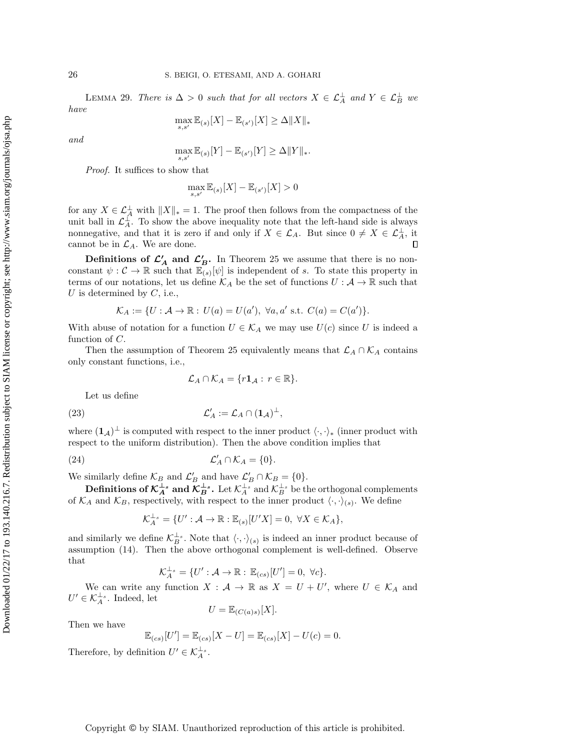LEMMA 29. *There is $\Delta > 0$ such that for all vectors $X \in \mathcal{L}_A^\perp$ and $Y \in \mathcal{L}_B^\perp$ we have*

$$\max_{s,s'} \mathbb{E}_{(s)}[X] - \mathbb{E}_{(s')}[X] \geq \Delta \|X\|_*$$

*and*

$$\max_{s,s'} \mathbb{E}_{(s)}[Y] - \mathbb{E}_{(s')}[Y] \geq \Delta \|Y\|_*.$$

*Proof.* It suffices to show that

$$\max_{s,s'} \mathbb{E}_{(s)}[X] - \mathbb{E}_{(s')}[X] > 0$$

for any $X \in \mathcal{L}_A^\perp$ with $\|X\|_* = 1$. The proof then follows from the compactness of the unit ball in $\mathcal{L}_A^\perp$. To show the above inequality note that the left-hand side is always nonnegative, and that it is zero if and only if $X \in \mathcal{L}_A$. But since $0 \neq X \in \mathcal{L}_A^\perp$, it cannot be in $\mathcal{L}_A$. We are done. $\square$

**Definitions of $\mathcal{L}'_A$ and $\mathcal{L}'_B$.** In Theorem 25 we assume that there is no nonconstant $\psi : \mathcal{C} \to \mathbb{R}$ such that $\mathbb{E}_{(s)}[\psi]$ is independent of $s$. To state this property in terms of our notations, let us define $\mathcal{K}_A$ be the set of functions $U : \mathcal{A} \to \mathbb{R}$ such that $U$ is determined by $C$, i.e.,

$$\mathcal{K}_A := \{U : \mathcal{A} \to \mathbb{R} : \, U(a) = U(a'), \; \forall a, a' \text{ s.t. } C(a) = C(a')\}.$$

With abuse of notation for a function $U \in \mathcal{K}_A$ we may use $U(c)$ since $U$ is indeed a function of $C$.

Then the assumption of Theorem 25 equivalently means that $\mathcal{L}_A \cap \mathcal{K}_A$ contains only constant functions, i.e.,

$$\mathcal{L}_A \cap \mathcal{K}_A = \{r\mathbf{1}_{\mathcal{A}} : \, r \in \mathbb{R}\}.$$

Let us define

$$\mathcal{L}'_A := \mathcal{L}_A \cap (\mathbf{1}_{\mathcal{A}})^\perp, \tag{23}$$

where $(\mathbf{1}_{\mathcal{A}})^\perp$ is computed with respect to the inner product $\langle \cdot, \cdot \rangle_*$ (inner product with respect to the uniform distribution). Then the above condition implies that

$$\mathcal{L}'_A \cap \mathcal{K}_A = \{0\}. \tag{24}$$

We similarly define $\mathcal{K}_B$ and $\mathcal{L}'_B$ and have $\mathcal{L}'_B \cap \mathcal{K}_B = \{0\}$.

**Definitions of $\mathcal{K}_A^{\perp_s}$ and $\mathcal{K}_B^{\perp_s}$.** Let $\mathcal{K}_A^{\perp_s}$ and $\mathcal{K}_B^{\perp_s}$ be the orthogonal complements of $\mathcal{K}_A$ and $\mathcal{K}_B$, respectively, with respect to the inner product $\langle \cdot, \cdot \rangle_{(s)}$. We define

$$\mathcal{K}_A^{\perp_s} = \{U' : \mathcal{A} \to \mathbb{R} : \mathbb{E}_{(s)}[U'X] = 0, \; \forall X \in \mathcal{K}_A\},$$

and similarly we define $\mathcal{K}_B^{\perp_s}$. Note that $\langle \cdot, \cdot \rangle_{(s)}$ is indeed an inner product because of assumption (14). Then the above orthogonal complement is well-defined. Observe that

$$\mathcal{K}_A^{\perp_s} = \{U' : \mathcal{A} \to \mathbb{R} : \, \mathbb{E}_{(cs)}[U'] = 0, \; \forall c\}.$$

We can write any function $X : \mathcal{A} \to \mathbb{R}$ as $X = U + U'$, where $U \in \mathcal{K}_A$ and $U' \in \mathcal{K}_A^{\perp_s}$. Indeed, let

$$U = \mathbb{E}_{(C(a)s)}[X].$$

Then we have

$$\mathbb{E}_{(cs)}[U'] = \mathbb{E}_{(cs)}[X - U] = \mathbb{E}_{(cs)}[X] - U(c) = 0.$$

Therefore, by definition $U' \in \mathcal{K}_A^{\perp_s}$.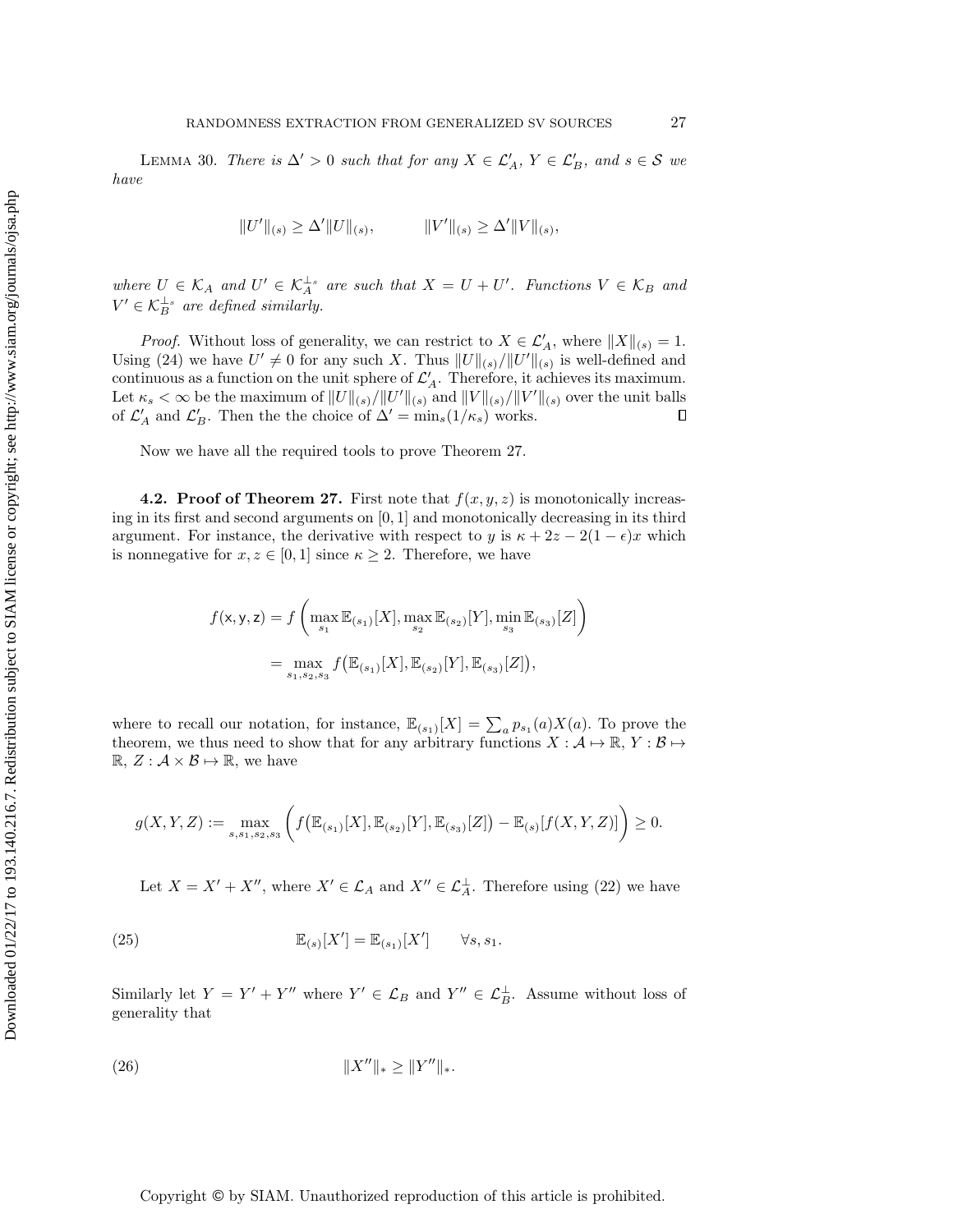LEMMA 30. *There is $\Delta' > 0$ such that for any $X \in \mathcal{L}'_A$, $Y \in \mathcal{L}'_B$, and $s \in \mathcal{S}$ we have*

$$\|U'\|_{(s)} \geq \Delta' \|U\|_{(s)}, \qquad \|V'\|_{(s)} \geq \Delta' \|V\|_{(s)},$$

*where $U \in \mathcal{K}_A$ and $U' \in \mathcal{K}_A^{\perp_s}$ are such that $X = U + U'$. Functions $V \in \mathcal{K}_B$ and $V' \in \mathcal{K}_B^{\perp_s}$ are defined similarly.*

*Proof.* Without loss of generality, we can restrict to $X \in \mathcal{L}'_A$, where $\|X\|_{(s)} = 1$. Using (24) we have $U' \neq 0$ for any such $X$. Thus $\|U\|_{(s)}/\|U'\|_{(s)}$ is well-defined and continuous as a function on the unit sphere of $\mathcal{L}'_A$. Therefore, it achieves its maximum. Let $\kappa_s < \infty$ be the maximum of $\|U\|_{(s)}/\|U'\|_{(s)}$ and $\|V\|_{(s)}/\|V'\|_{(s)}$ over the unit balls of $\mathcal{L}'_A$ and $\mathcal{L}'_B$. Then the the choice of $\Delta' = \min_s(1/\kappa_s)$ works. ∎

Now we have all the required tools to prove Theorem 27.

**4.2. Proof of Theorem 27.** First note that $f(x, y, z)$ is monotonically increasing in its first and second arguments on $[0, 1]$ and monotonically decreasing in its third argument. For instance, the derivative with respect to $y$ is $\kappa + 2z - 2(1-\epsilon)x$ which is nonnegative for $x, z \in [0, 1]$ since $\kappa \geq 2$. Therefore, we have

$$\begin{aligned} f(\mathsf{x}, \mathsf{y}, \mathsf{z}) &= f\left(\max_{s_1} \mathbb{E}_{(s_1)}[X], \max_{s_2} \mathbb{E}_{(s_2)}[Y], \min_{s_3} \mathbb{E}_{(s_3)}[Z]\right) \\ &= \max_{s_1, s_2, s_3} f\big(\mathbb{E}_{(s_1)}[X], \mathbb{E}_{(s_2)}[Y], \mathbb{E}_{(s_3)}[Z]\big), \end{aligned}$$

where to recall our notation, for instance, $\mathbb{E}_{(s_1)}[X] = \sum_a p_{s_1}(a) X(a)$. To prove the theorem, we thus need to show that for any arbitrary functions $X : \mathcal{A} \mapsto \mathbb{R}$, $Y : \mathcal{B} \mapsto \mathbb{R}$, $Z : \mathcal{A} \times \mathcal{B} \mapsto \mathbb{R}$, we have

$$g(X, Y, Z) := \max_{s, s_1, s_2, s_3} \left( f\big(\mathbb{E}_{(s_1)}[X], \mathbb{E}_{(s_2)}[Y], \mathbb{E}_{(s_3)}[Z]\big) - \mathbb{E}_{(s)}[f(X, Y, Z)] \right) \geq 0.$$

Let $X = X' + X''$, where $X' \in \mathcal{L}_A$ and $X'' \in \mathcal{L}_A^{\perp}$. Therefore using (22) we have

$$\mathbb{E}_{(s)}[X'] = \mathbb{E}_{(s_1)}[X'] \qquad \forall s, s_1. \tag{25}$$

Similarly let $Y = Y' + Y''$ where $Y' \in \mathcal{L}_B$ and $Y'' \in \mathcal{L}_B^{\perp}$. Assume without loss of generality that

$$\|X''\|_* \geq \|Y''\|_*. \tag{26}$$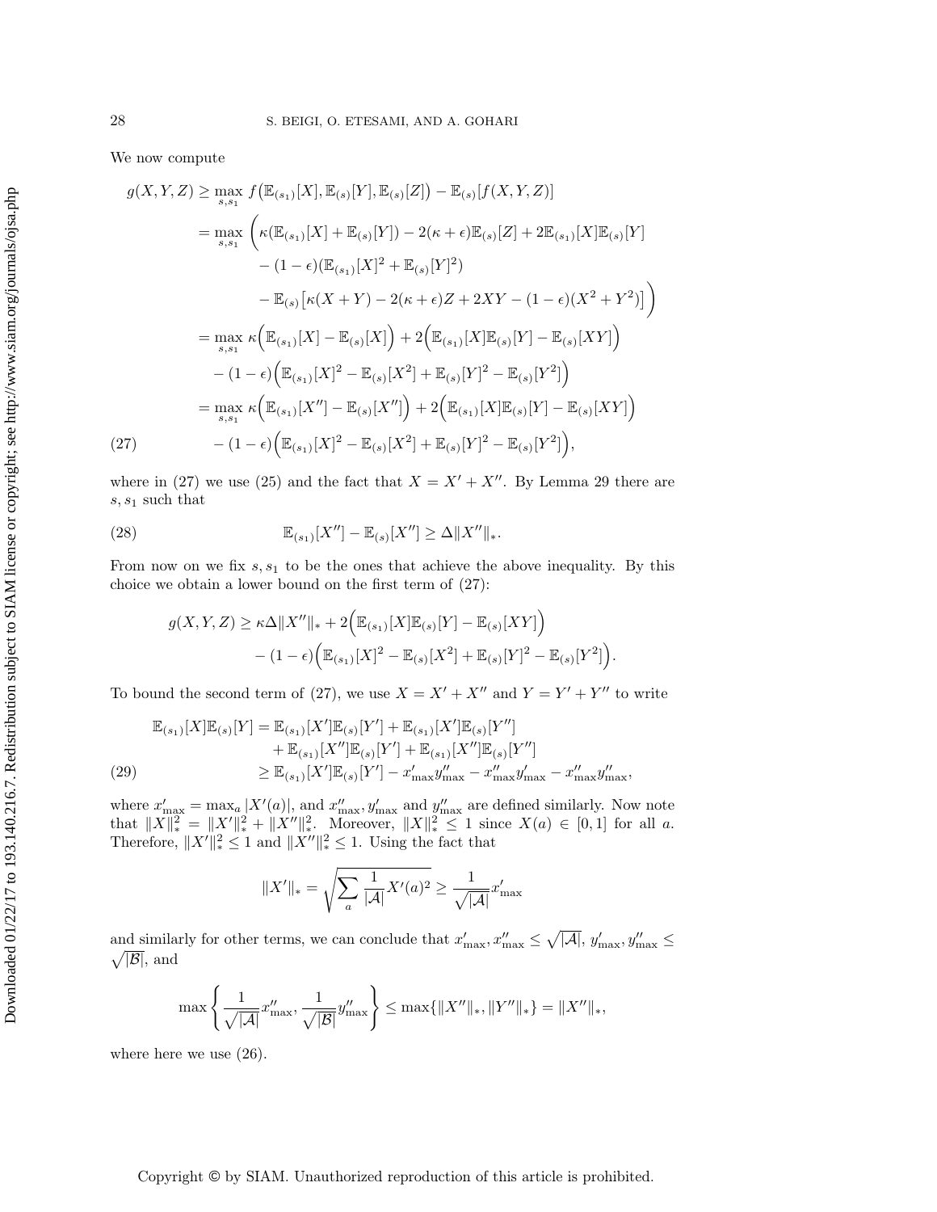We now compute

$$
\begin{aligned}
g(X,Y,Z) &\geq \max_{s,s_1} f\big(\mathbb{E}_{(s_1)}[X], \mathbb{E}_{(s)}[Y], \mathbb{E}_{(s)}[Z]\big) - \mathbb{E}_{(s)}[f(X,Y,Z)] \\
&= \max_{s,s_1} \bigg( \kappa(\mathbb{E}_{(s_1)}[X] + \mathbb{E}_{(s)}[Y]) - 2(\kappa+\epsilon)\mathbb{E}_{(s)}[Z] + 2\mathbb{E}_{(s_1)}[X]\mathbb{E}_{(s)}[Y] \\
&\qquad - (1-\epsilon)(\mathbb{E}_{(s_1)}[X]^2 + \mathbb{E}_{(s)}[Y]^2) \\
&\qquad - \mathbb{E}_{(s)}\big[\kappa(X+Y) - 2(\kappa+\epsilon)Z + 2XY - (1-\epsilon)(X^2+Y^2)\big]\bigg) \\
&= \max_{s,s_1} \kappa\Big(\mathbb{E}_{(s_1)}[X] - \mathbb{E}_{(s)}[X]\Big) + 2\Big(\mathbb{E}_{(s_1)}[X]\mathbb{E}_{(s)}[Y] - \mathbb{E}_{(s)}[XY]\Big) \\
&\quad - (1-\epsilon)\Big(\mathbb{E}_{(s_1)}[X]^2 - \mathbb{E}_{(s)}[X^2] + \mathbb{E}_{(s)}[Y]^2 - \mathbb{E}_{(s)}[Y^2]\Big) \\
&= \max_{s,s_1} \kappa\Big(\mathbb{E}_{(s_1)}[X''] - \mathbb{E}_{(s)}[X'']\Big) + 2\Big(\mathbb{E}_{(s_1)}[X]\mathbb{E}_{(s)}[Y] - \mathbb{E}_{(s)}[XY]\Big) \\
&\quad - (1-\epsilon)\Big(\mathbb{E}_{(s_1)}[X]^2 - \mathbb{E}_{(s)}[X^2] + \mathbb{E}_{(s)}[Y]^2 - \mathbb{E}_{(s)}[Y^2]\Big), \qquad (27)
\end{aligned}
$$

where in (27) we use (25) and the fact that $X = X' + X''$. By Lemma 29 there are $s, s_1$ such that

$$
\mathbb{E}_{(s_1)}[X''] - \mathbb{E}_{(s)}[X''] \geq \Delta \|X''\|_*. \qquad (28)
$$

From now on we fix $s, s_1$ to be the ones that achieve the above inequality. By this choice we obtain a lower bound on the first term of (27):

$$
\begin{aligned}
g(X,Y,Z) &\geq \kappa\Delta\|X''\|_* + 2\Big(\mathbb{E}_{(s_1)}[X]\mathbb{E}_{(s)}[Y] - \mathbb{E}_{(s)}[XY]\Big) \\
&\quad - (1-\epsilon)\Big(\mathbb{E}_{(s_1)}[X]^2 - \mathbb{E}_{(s)}[X^2] + \mathbb{E}_{(s)}[Y]^2 - \mathbb{E}_{(s)}[Y^2]\Big).
\end{aligned}
$$

To bound the second term of (27), we use $X = X' + X''$ and $Y = Y' + Y''$ to write

$$
\begin{aligned}
\mathbb{E}_{(s_1)}[X]\mathbb{E}_{(s)}[Y] &= \mathbb{E}_{(s_1)}[X']\mathbb{E}_{(s)}[Y'] + \mathbb{E}_{(s_1)}[X']\mathbb{E}_{(s)}[Y''] \\
&\quad + \mathbb{E}_{(s_1)}[X'']\mathbb{E}_{(s)}[Y'] + \mathbb{E}_{(s_1)}[X'']\mathbb{E}_{(s)}[Y''] \\
&\geq \mathbb{E}_{(s_1)}[X']\mathbb{E}_{(s)}[Y'] - x'_{\max}y''_{\max} - x''_{\max}y'_{\max} - x''_{\max}y''_{\max}, \qquad (29)
\end{aligned}
$$

where $x'_{\max} = \max_a |X'(a)|$, and $x''_{\max}, y'_{\max}$ and $y''_{\max}$ are defined similarly. Now note that $\|X\|_*^2 = \|X'\|_*^2 + \|X''\|_*^2$. Moreover, $\|X\|_*^2 \leq 1$ since $X(a) \in [0,1]$ for all $a$. Therefore, $\|X'\|_*^2 \leq 1$ and $\|X''\|_*^2 \leq 1$. Using the fact that

$$
\|X'\|_* = \sqrt{\sum_a \frac{1}{|\mathcal{A}|} X'(a)^2} \geq \frac{1}{\sqrt{|\mathcal{A}|}} x'_{\max}
$$

and similarly for other terms, we can conclude that $x'_{\max}, x''_{\max} \leq \sqrt{|\mathcal{A}|}$, $y'_{\max}, y''_{\max} \leq \sqrt{|\mathcal{B}|}$, and

$$
\max\left\{\frac{1}{\sqrt{|\mathcal{A}|}} x''_{\max}, \frac{1}{\sqrt{|\mathcal{B}|}} y''_{\max}\right\} \leq \max\{\|X''\|_*, \|Y''\|_*\} = \|X''\|_*,
$$

where here we use (26).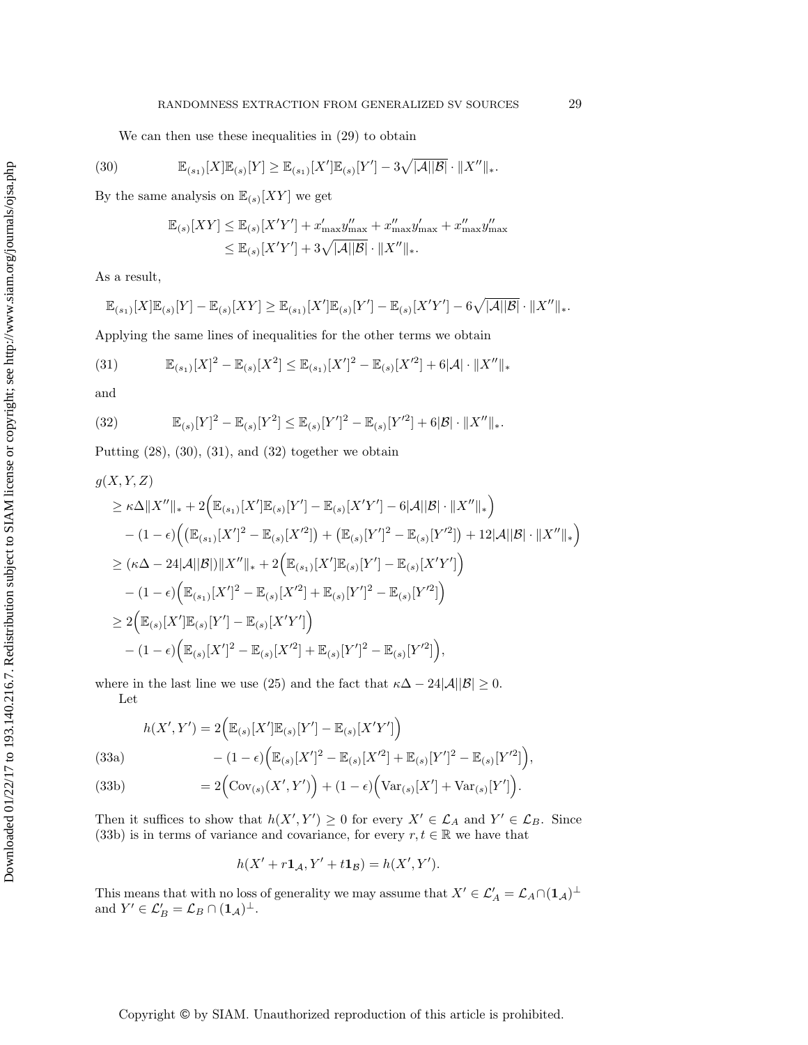We can then use these inequalities in (29) to obtain

$$\mathbb{E}_{(s_1)}[X]\mathbb{E}_{(s)}[Y] \geq \mathbb{E}_{(s_1)}[X']\mathbb{E}_{(s)}[Y'] - 3\sqrt{|\mathcal{A}||\mathcal{B}|} \cdot \|X''\|_*. \tag{30}$$

By the same analysis on $\mathbb{E}_{(s)}[XY]$ we get

$$\begin{aligned}
\mathbb{E}_{(s)}[XY] &\leq \mathbb{E}_{(s)}[X'Y'] + x'_{\max}y''_{\max} + x''_{\max}y'_{\max} + x''_{\max}y''_{\max} \\
&\leq \mathbb{E}_{(s)}[X'Y'] + 3\sqrt{|\mathcal{A}||\mathcal{B}|} \cdot \|X''\|_*.
\end{aligned}$$

As a result,

$$\mathbb{E}_{(s_1)}[X]\mathbb{E}_{(s)}[Y] - \mathbb{E}_{(s)}[XY] \geq \mathbb{E}_{(s_1)}[X']\mathbb{E}_{(s)}[Y'] - \mathbb{E}_{(s)}[X'Y'] - 6\sqrt{|\mathcal{A}||\mathcal{B}|} \cdot \|X''\|_*.$$

Applying the same lines of inequalities for the other terms we obtain

$$\mathbb{E}_{(s_1)}[X]^2 - \mathbb{E}_{(s)}[X^2] \leq \mathbb{E}_{(s_1)}[X']^2 - \mathbb{E}_{(s)}[X'^2] + 6|\mathcal{A}| \cdot \|X''\|_* \tag{31}$$

and

$$\mathbb{E}_{(s)}[Y]^2 - \mathbb{E}_{(s)}[Y^2] \leq \mathbb{E}_{(s)}[Y']^2 - \mathbb{E}_{(s)}[Y'^2] + 6|\mathcal{B}| \cdot \|X''\|_*. \tag{32}$$

Putting (28), (30), (31), and (32) together we obtain

$$\begin{aligned}
&g(X,Y,Z) \\
&\quad \geq \kappa\Delta\|X''\|_* + 2\Big(\mathbb{E}_{(s_1)}[X']\mathbb{E}_{(s)}[Y'] - \mathbb{E}_{(s)}[X'Y'] - 6|\mathcal{A}||\mathcal{B}| \cdot \|X''\|_*\Big) \\
&\qquad - (1-\epsilon)\Big(\big(\mathbb{E}_{(s_1)}[X']^2 - \mathbb{E}_{(s)}[X'^2]\big) + \big(\mathbb{E}_{(s)}[Y']^2 - \mathbb{E}_{(s)}[Y'^2]\big) + 12|\mathcal{A}||\mathcal{B}| \cdot \|X''\|_*\Big) \\
&\quad \geq (\kappa\Delta - 24|\mathcal{A}||\mathcal{B}|)\|X''\|_* + 2\Big(\mathbb{E}_{(s_1)}[X']\mathbb{E}_{(s)}[Y'] - \mathbb{E}_{(s)}[X'Y']\Big) \\
&\qquad - (1-\epsilon)\Big(\mathbb{E}_{(s_1)}[X']^2 - \mathbb{E}_{(s)}[X'^2] + \mathbb{E}_{(s)}[Y']^2 - \mathbb{E}_{(s)}[Y'^2]\Big) \\
&\quad \geq 2\Big(\mathbb{E}_{(s)}[X']\mathbb{E}_{(s)}[Y'] - \mathbb{E}_{(s)}[X'Y']\Big) \\
&\qquad - (1-\epsilon)\Big(\mathbb{E}_{(s)}[X']^2 - \mathbb{E}_{(s)}[X'^2] + \mathbb{E}_{(s)}[Y']^2 - \mathbb{E}_{(s)}[Y'^2]\Big),
\end{aligned}$$

where in the last line we use (25) and the fact that $\kappa\Delta - 24|\mathcal{A}||\mathcal{B}| \geq 0$.

Let

$$\begin{aligned}
h(X',Y') &= 2\Big(\mathbb{E}_{(s)}[X']\mathbb{E}_{(s)}[Y'] - \mathbb{E}_{(s)}[X'Y']\Big) \\
&\qquad - (1-\epsilon)\Big(\mathbb{E}_{(s)}[X']^2 - \mathbb{E}_{(s)}[X'^2] + \mathbb{E}_{(s)}[Y']^2 - \mathbb{E}_{(s)}[Y'^2]\Big), && \text{(33a)} \\
&= 2\Big(\mathrm{Cov}_{(s)}(X',Y')\Big) + (1-\epsilon)\Big(\mathrm{Var}_{(s)}[X'] + \mathrm{Var}_{(s)}[Y']\Big). && \text{(33b)}
\end{aligned}$$

Then it suffices to show that $h(X',Y') \geq 0$ for every $X' \in \mathcal{L}_A$ and $Y' \in \mathcal{L}_B$. Since (33b) is in terms of variance and covariance, for every $r,t \in \mathbb{R}$ we have that

$$h(X' + r\mathbf{1}_{\mathcal{A}}, Y' + t\mathbf{1}_{\mathcal{B}}) = h(X',Y').$$

This means that with no loss of generality we may assume that $X' \in \mathcal{L}'_A = \mathcal{L}_A \cap (\mathbf{1}_{\mathcal{A}})^\perp$ and $Y' \in \mathcal{L}'_B = \mathcal{L}_B \cap (\mathbf{1}_{\mathcal{A}})^\perp$.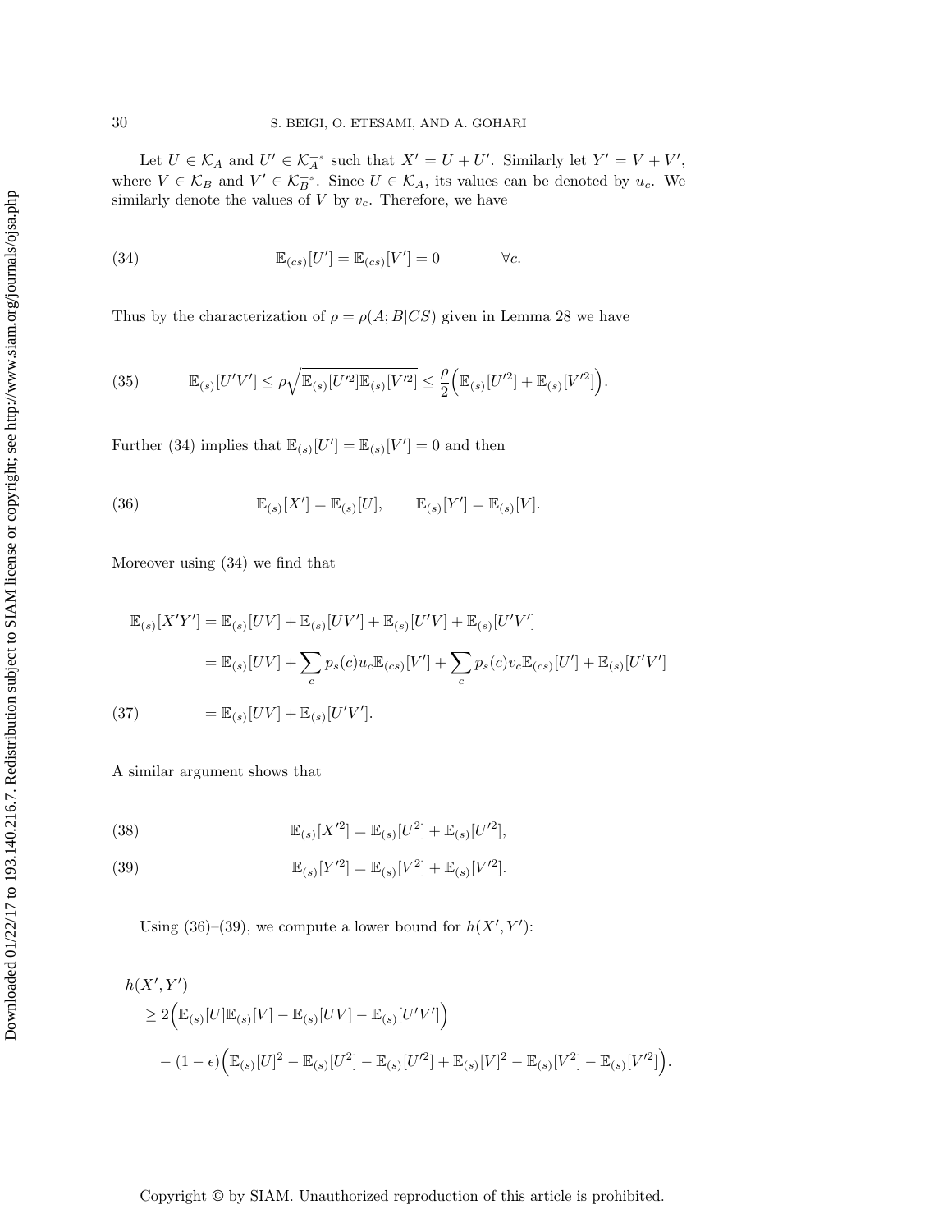Let $U \in \mathcal{K}_A$ and $U' \in \mathcal{K}_A^{\perp_s}$ such that $X' = U + U'$. Similarly let $Y' = V + V'$, where $V \in \mathcal{K}_B$ and $V' \in \mathcal{K}_B^{\perp_s}$. Since $U \in \mathcal{K}_A$, its values can be denoted by $u_c$. We similarly denote the values of $V$ by $v_c$. Therefore, we have

$$\mathbb{E}_{(cs)}[U'] = \mathbb{E}_{(cs)}[V'] = 0 \qquad \forall c. \tag{34}$$

Thus by the characterization of $\rho = \rho(A; B|CS)$ given in Lemma 28 we have

$$\mathbb{E}_{(s)}[U'V'] \leq \rho\sqrt{\mathbb{E}_{(s)}[U'^2]\mathbb{E}_{(s)}[V'^2]} \leq \frac{\rho}{2}\Big(\mathbb{E}_{(s)}[U'^2] + \mathbb{E}_{(s)}[V'^2]\Big). \tag{35}$$

Further (34) implies that $\mathbb{E}_{(s)}[U'] = \mathbb{E}_{(s)}[V'] = 0$ and then

$$\mathbb{E}_{(s)}[X'] = \mathbb{E}_{(s)}[U], \qquad \mathbb{E}_{(s)}[Y'] = \mathbb{E}_{(s)}[V]. \tag{36}$$

Moreover using (34) we find that

$$\begin{aligned}
\mathbb{E}_{(s)}[X'Y'] &= \mathbb{E}_{(s)}[UV] + \mathbb{E}_{(s)}[UV'] + \mathbb{E}_{(s)}[U'V] + \mathbb{E}_{(s)}[U'V'] \\
&= \mathbb{E}_{(s)}[UV] + \sum_c p_s(c) u_c \mathbb{E}_{(cs)}[V'] + \sum_c p_s(c) v_c \mathbb{E}_{(cs)}[U'] + \mathbb{E}_{(s)}[U'V'] \\
&= \mathbb{E}_{(s)}[UV] + \mathbb{E}_{(s)}[U'V']. 
\end{aligned} \tag{37}$$

A similar argument shows that

$$\mathbb{E}_{(s)}[X'^2] = \mathbb{E}_{(s)}[U^2] + \mathbb{E}_{(s)}[U'^2], \tag{38}$$

$$\mathbb{E}_{(s)}[Y'^2] = \mathbb{E}_{(s)}[V^2] + \mathbb{E}_{(s)}[V'^2]. \tag{39}$$

Using (36)–(39), we compute a lower bound for $h(X', Y')$:

$$\begin{aligned}
&h(X', Y') \\
&\quad \geq 2\Big(\mathbb{E}_{(s)}[U]\mathbb{E}_{(s)}[V] - \mathbb{E}_{(s)}[UV] - \mathbb{E}_{(s)}[U'V']\Big) \\
&\qquad - (1-\epsilon)\Big(\mathbb{E}_{(s)}[U]^2 - \mathbb{E}_{(s)}[U^2] - \mathbb{E}_{(s)}[U'^2] + \mathbb{E}_{(s)}[V]^2 - \mathbb{E}_{(s)}[V^2] - \mathbb{E}_{(s)}[V'^2]\Big).
\end{aligned}$$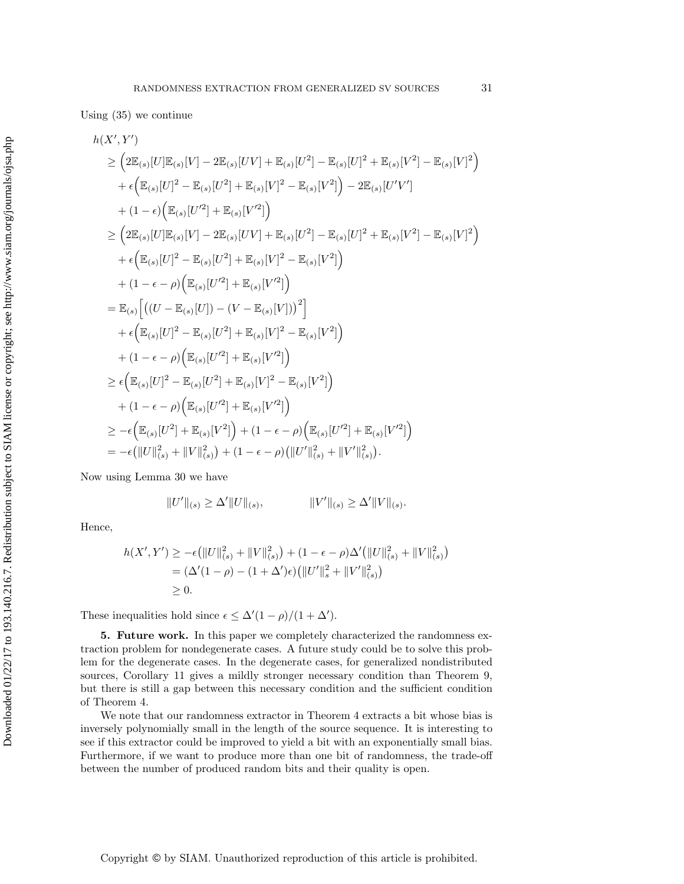Using (35) we continue

$$
\begin{aligned}
h(X', Y') &\\
&\geq \Big(2\mathbb{E}_{(s)}[U]\mathbb{E}_{(s)}[V] - 2\mathbb{E}_{(s)}[UV] + \mathbb{E}_{(s)}[U^2] - \mathbb{E}_{(s)}[U]^2 + \mathbb{E}_{(s)}[V^2] - \mathbb{E}_{(s)}[V]^2\Big) \\
&\quad + \epsilon\Big(\mathbb{E}_{(s)}[U]^2 - \mathbb{E}_{(s)}[U^2] + \mathbb{E}_{(s)}[V]^2 - \mathbb{E}_{(s)}[V^2]\Big) - 2\mathbb{E}_{(s)}[U'V'] \\
&\quad + (1-\epsilon)\Big(\mathbb{E}_{(s)}[U'^2] + \mathbb{E}_{(s)}[V'^2]\Big) \\
&\geq \Big(2\mathbb{E}_{(s)}[U]\mathbb{E}_{(s)}[V] - 2\mathbb{E}_{(s)}[UV] + \mathbb{E}_{(s)}[U^2] - \mathbb{E}_{(s)}[U]^2 + \mathbb{E}_{(s)}[V^2] - \mathbb{E}_{(s)}[V]^2\Big) \\
&\quad + \epsilon\Big(\mathbb{E}_{(s)}[U]^2 - \mathbb{E}_{(s)}[U^2] + \mathbb{E}_{(s)}[V]^2 - \mathbb{E}_{(s)}[V^2]\Big) \\
&\quad + (1-\epsilon-\rho)\Big(\mathbb{E}_{(s)}[U'^2] + \mathbb{E}_{(s)}[V'^2]\Big) \\
&= \mathbb{E}_{(s)}\Big[\big((U - \mathbb{E}_{(s)}[U]) - (V - \mathbb{E}_{(s)}[V])\big)^2\Big] \\
&\quad + \epsilon\Big(\mathbb{E}_{(s)}[U]^2 - \mathbb{E}_{(s)}[U^2] + \mathbb{E}_{(s)}[V]^2 - \mathbb{E}_{(s)}[V^2]\Big) \\
&\quad + (1-\epsilon-\rho)\Big(\mathbb{E}_{(s)}[U'^2] + \mathbb{E}_{(s)}[V'^2]\Big) \\
&\geq \epsilon\Big(\mathbb{E}_{(s)}[U]^2 - \mathbb{E}_{(s)}[U^2] + \mathbb{E}_{(s)}[V]^2 - \mathbb{E}_{(s)}[V^2]\Big) \\
&\quad + (1-\epsilon-\rho)\Big(\mathbb{E}_{(s)}[U'^2] + \mathbb{E}_{(s)}[V'^2]\Big) \\
&\geq -\epsilon\Big(\mathbb{E}_{(s)}[U^2] + \mathbb{E}_{(s)}[V^2]\Big) + (1-\epsilon-\rho)\Big(\mathbb{E}_{(s)}[U'^2] + \mathbb{E}_{(s)}[V'^2]\Big) \\
&= -\epsilon\big(\|U\|_{(s)}^2 + \|V\|_{(s)}^2\big) + (1-\epsilon-\rho)\big(\|U'\|_{(s)}^2 + \|V'\|_{(s)}^2\big).
\end{aligned}
$$

Now using Lemma 30 we have

$$
\|U'\|_{(s)} \geq \Delta'\|U\|_{(s)}, \qquad\qquad \|V'\|_{(s)} \geq \Delta'\|V\|_{(s)}.
$$

Hence,

$$
\begin{aligned}
h(X', Y') &\geq -\epsilon\big(\|U\|_{(s)}^2 + \|V\|_{(s)}^2\big) + (1-\epsilon-\rho)\Delta'\big(\|U\|_{(s)}^2 + \|V\|_{(s)}^2\big) \\
&= (\Delta'(1-\rho) - (1+\Delta')\epsilon)\big(\|U'\|_s^2 + \|V'\|_{(s)}^2\big) \\
&\geq 0.
\end{aligned}
$$

These inequalities hold since $\epsilon \leq \Delta'(1-\rho)/(1+\Delta')$.

**5. Future work.** In this paper we completely characterized the randomness extraction problem for nondegenerate cases. A future study could be to solve this problem for the degenerate cases. In the degenerate cases, for generalized nondistributed sources, Corollary 11 gives a mildly stronger necessary condition than Theorem 9, but there is still a gap between this necessary condition and the sufficient condition of Theorem 4.

We note that our randomness extractor in Theorem 4 extracts a bit whose bias is inversely polynomially small in the length of the source sequence. It is interesting to see if this extractor could be improved to yield a bit with an exponentially small bias. Furthermore, if we want to produce more than one bit of randomness, the trade-off between the number of produced random bits and their quality is open.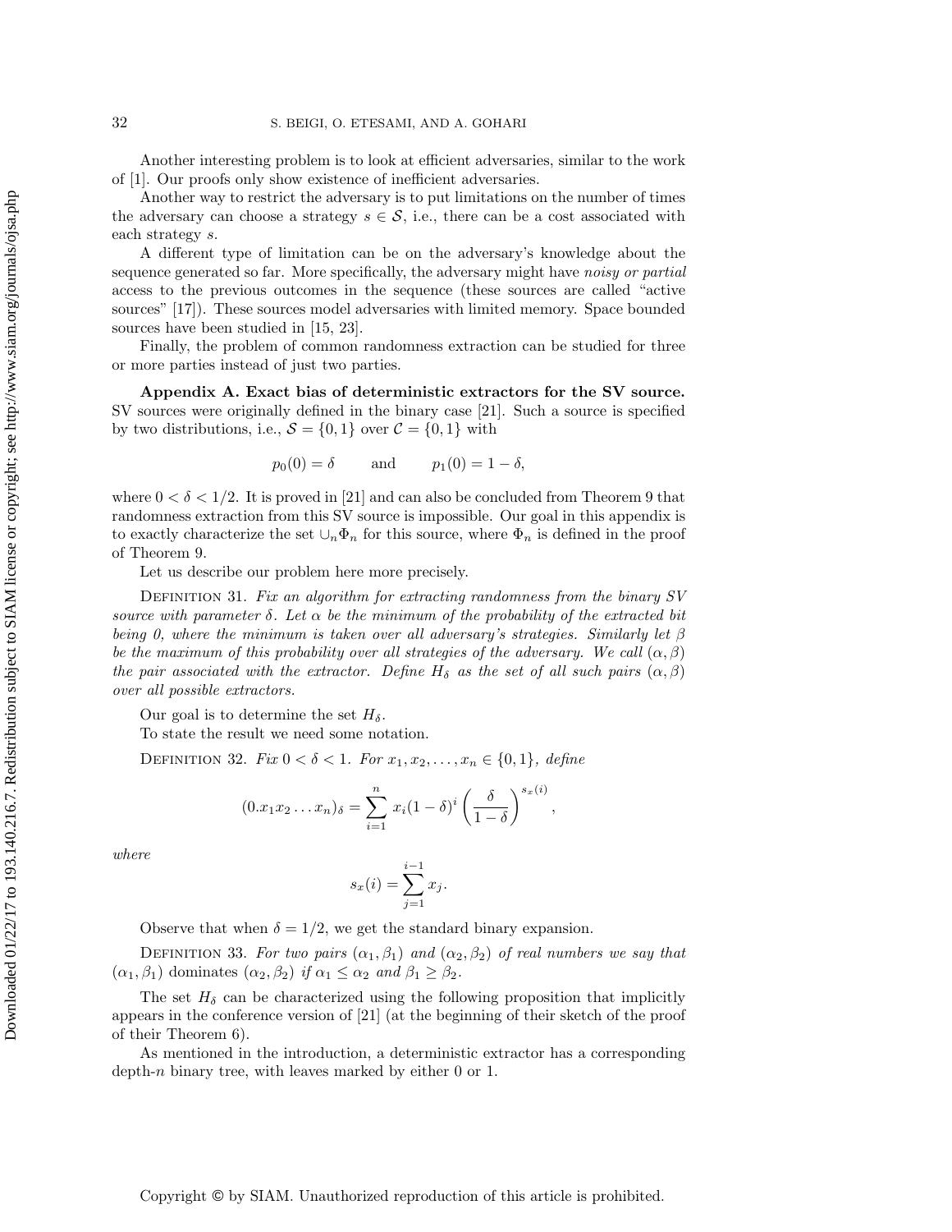Another interesting problem is to look at efficient adversaries, similar to the work of [1]. Our proofs only show existence of inefficient adversaries.

Another way to restrict the adversary is to put limitations on the number of times the adversary can choose a strategy $s \in \mathcal{S}$, i.e., there can be a cost associated with each strategy $s$.

A different type of limitation can be on the adversary's knowledge about the sequence generated so far. More specifically, the adversary might have *noisy or partial* access to the previous outcomes in the sequence (these sources are called "active sources" [17]). These sources model adversaries with limited memory. Space bounded sources have been studied in [15, 23].

Finally, the problem of common randomness extraction can be studied for three or more parties instead of just two parties.

## Appendix A. Exact bias of deterministic extractors for the SV source.

SV sources were originally defined in the binary case [21]. Such a source is specified by two distributions, i.e., $\mathcal{S} = \{0, 1\}$ over $\mathcal{C} = \{0, 1\}$ with

$$p_0(0) = \delta \qquad \text{and} \qquad p_1(0) = 1 - \delta,$$

where $0 < \delta < 1/2$. It is proved in [21] and can also be concluded from Theorem 9 that randomness extraction from this SV source is impossible. Our goal in this appendix is to exactly characterize the set $\cup_n \Phi_n$ for this source, where $\Phi_n$ is defined in the proof of Theorem 9.

Let us describe our problem here more precisely.

Definition 31. *Fix an algorithm for extracting randomness from the binary SV source with parameter $\delta$. Let $\alpha$ be the minimum of the probability of the extracted bit being 0, where the minimum is taken over all adversary's strategies. Similarly let $\beta$ be the maximum of this probability over all strategies of the adversary. We call $(\alpha, \beta)$ the pair associated with the extractor. Define $H_\delta$ as the set of all such pairs $(\alpha, \beta)$ over all possible extractors.*

Our goal is to determine the set $H_\delta$.

To state the result we need some notation.

Definition 32. *Fix $0 < \delta < 1$. For $x_1, x_2, \ldots, x_n \in \{0, 1\}$, define*

$$(0.x_1x_2\ldots x_n)_\delta = \sum_{i=1}^{n} x_i(1-\delta)^i \left(\frac{\delta}{1-\delta}\right)^{s_x(i)},$$

*where*

$$s_x(i) = \sum_{j=1}^{i-1} x_j.$$

Observe that when $\delta = 1/2$, we get the standard binary expansion.

Definition 33. *For two pairs $(\alpha_1, \beta_1)$ and $(\alpha_2, \beta_2)$ of real numbers we say that $(\alpha_1, \beta_1)$* dominates *$(\alpha_2, \beta_2)$ if $\alpha_1 \leq \alpha_2$ and $\beta_1 \geq \beta_2$.*

The set $H_\delta$ can be characterized using the following proposition that implicitly appears in the conference version of [21] (at the beginning of their sketch of the proof of their Theorem 6).

As mentioned in the introduction, a deterministic extractor has a corresponding depth-$n$ binary tree, with leaves marked by either 0 or 1.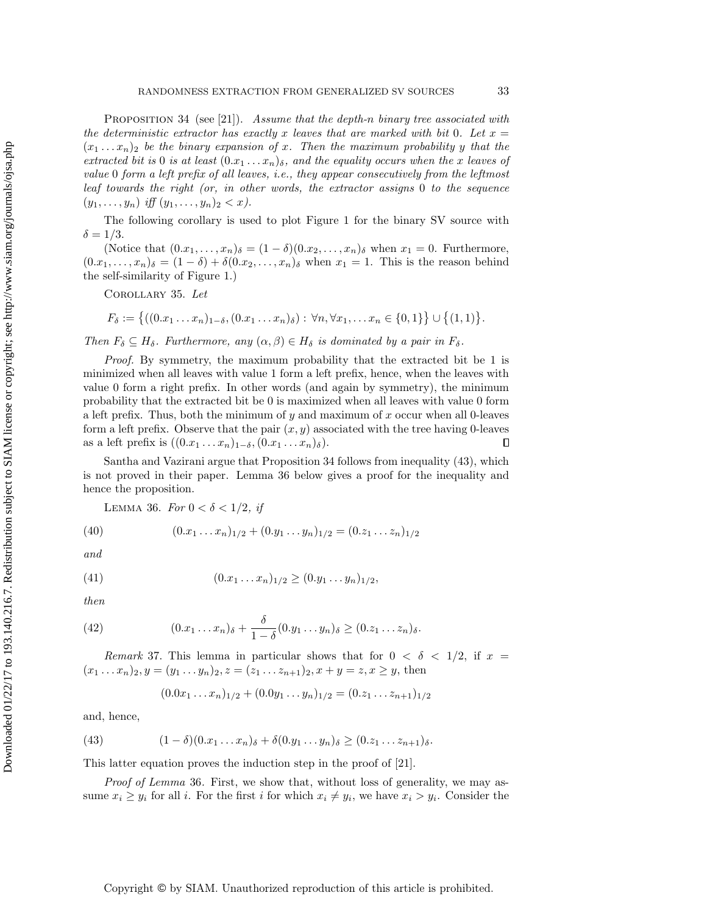PROPOSITION 34 (see [21]). *Assume that the depth-$n$ binary tree associated with the deterministic extractor has exactly $x$ leaves that are marked with bit 0. Let $x = (x_1 \dots x_n)_2$ be the binary expansion of $x$. Then the maximum probability $y$ that the extracted bit is 0 is at least $(0.x_1 \dots x_n)_\delta$, and the equality occurs when the $x$ leaves of value 0 form a left prefix of all leaves, i.e., they appear consecutively from the leftmost leaf towards the right (or, in other words, the extractor assigns 0 to the sequence $(y_1, \dots, y_n)$ iff $(y_1, \dots, y_n)_2 < x$).*

The following corollary is used to plot Figure 1 for the binary SV source with $\delta = 1/3$.

(Notice that $(0.x_1, \dots, x_n)_\delta = (1-\delta)(0.x_2, \dots, x_n)_\delta$ when $x_1 = 0$. Furthermore, $(0.x_1, \dots, x_n)_\delta = (1-\delta) + \delta(0.x_2, \dots, x_n)_\delta$ when $x_1 = 1$. This is the reason behind the self-similarity of Figure 1.)

COROLLARY 35. *Let*

$$F_\delta := \left\{((0.x_1 \dots x_n)_{1-\delta}, (0.x_1 \dots x_n)_\delta) : \forall n, \forall x_1, \dots x_n \in \{0,1\}\right\} \cup \left\{(1,1)\right\}.$$

*Then $F_\delta \subseteq H_\delta$. Furthermore, any $(\alpha, \beta) \in H_\delta$ is dominated by a pair in $F_\delta$.*

*Proof.* By symmetry, the maximum probability that the extracted bit be 1 is minimized when all leaves with value 1 form a left prefix, hence, when the leaves with value 0 form a right prefix. In other words (and again by symmetry), the minimum probability that the extracted bit be 0 is maximized when all leaves with value 0 form a left prefix. Thus, both the minimum of $y$ and maximum of $x$ occur when all 0-leaves form a left prefix. Observe that the pair $(x, y)$ associated with the tree having 0-leaves as a left prefix is $((0.x_1 \dots x_n)_{1-\delta}, (0.x_1 \dots x_n)_\delta)$. ∎

Santha and Vazirani argue that Proposition 34 follows from inequality (43), which is not proved in their paper. Lemma 36 below gives a proof for the inequality and hence the proposition.

LEMMA 36. *For $0 < \delta < 1/2$, if*

$$(0.x_1 \dots x_n)_{1/2} + (0.y_1 \dots y_n)_{1/2} = (0.z_1 \dots z_n)_{1/2} \tag{40}$$

*and*

$$(0.x_1 \dots x_n)_{1/2} \geq (0.y_1 \dots y_n)_{1/2}, \tag{41}$$

*then*

$$(0.x_1 \dots x_n)_\delta + \frac{\delta}{1-\delta}(0.y_1 \dots y_n)_\delta \geq (0.z_1 \dots z_n)_\delta. \tag{42}$$

*Remark* 37. This lemma in particular shows that for $0 < \delta < 1/2$, if $x = (x_1 \dots x_n)_2, y = (y_1 \dots y_n)_2, z = (z_1 \dots z_{n+1})_2, x + y = z, x \geq y$, then

$$(0.0x_1 \dots x_n)_{1/2} + (0.0y_1 \dots y_n)_{1/2} = (0.z_1 \dots z_{n+1})_{1/2}$$

and, hence,

$$(1-\delta)(0.x_1 \dots x_n)_\delta + \delta(0.y_1 \dots y_n)_\delta \geq (0.z_1 \dots z_{n+1})_\delta. \tag{43}$$

This latter equation proves the induction step in the proof of [21].

*Proof of Lemma* 36. First, we show that, without loss of generality, we may assume $x_i \geq y_i$ for all $i$. For the first $i$ for which $x_i \neq y_i$, we have $x_i > y_i$. Consider the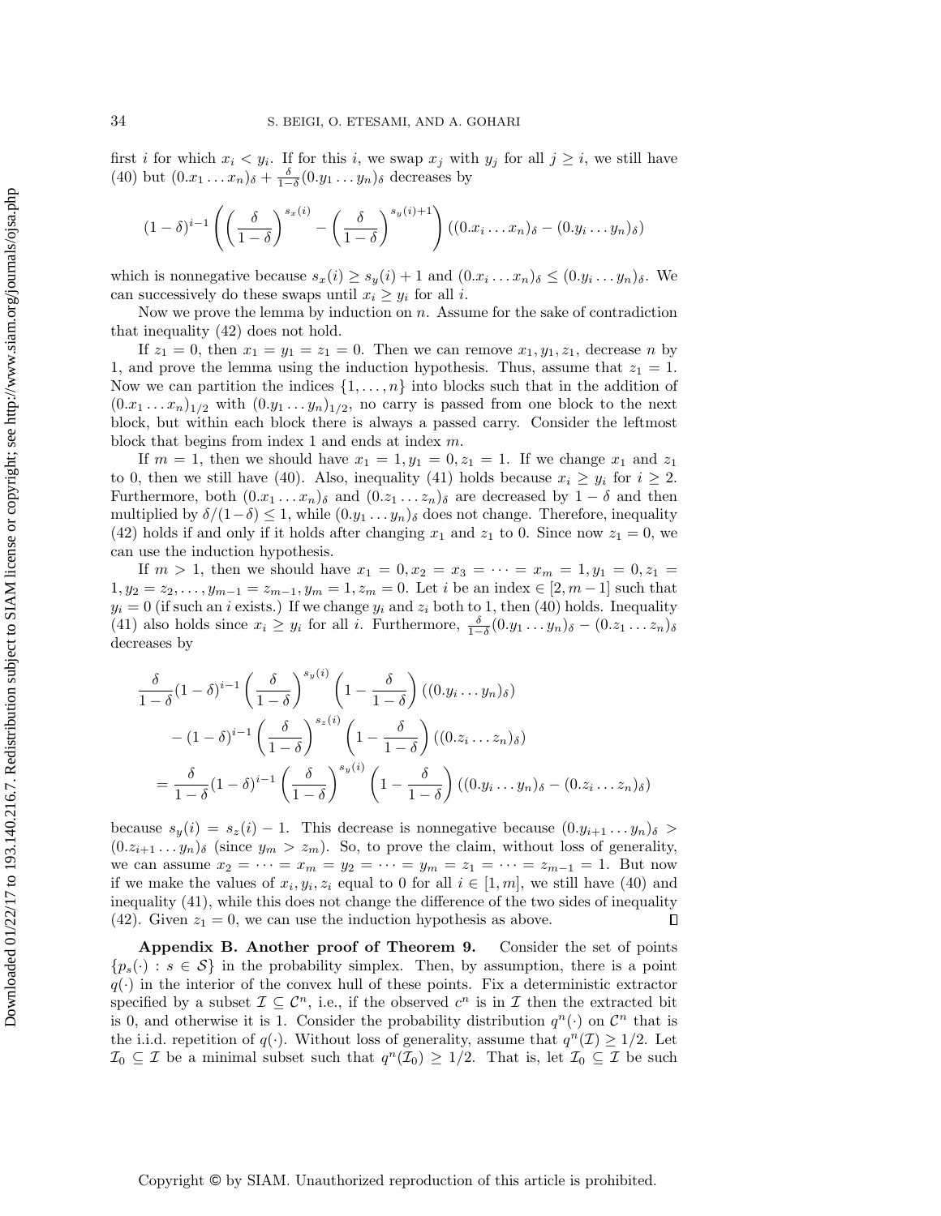first $i$ for which $x_i < y_i$. If for this $i$, we swap $x_j$ with $y_j$ for all $j \geq i$, we still have (40) but $(0.x_1 \dots x_n)_\delta + \frac{\delta}{1-\delta}(0.y_1 \dots y_n)_\delta$ decreases by

$$(1-\delta)^{i-1}\left(\left(\frac{\delta}{1-\delta}\right)^{s_x(i)} - \left(\frac{\delta}{1-\delta}\right)^{s_y(i)+1}\right)((0.x_i \dots x_n)_\delta - (0.y_i \dots y_n)_\delta)$$

which is nonnegative because $s_x(i) \geq s_y(i)+1$ and $(0.x_i \dots x_n)_\delta \leq (0.y_i \dots y_n)_\delta$. We can successively do these swaps until $x_i \geq y_i$ for all $i$.

Now we prove the lemma by induction on $n$. Assume for the sake of contradiction that inequality (42) does not hold.

If $z_1 = 0$, then $x_1 = y_1 = z_1 = 0$. Then we can remove $x_1, y_1, z_1$, decrease $n$ by 1, and prove the lemma using the induction hypothesis. Thus, assume that $z_1 = 1$. Now we can partition the indices $\{1, \dots, n\}$ into blocks such that in the addition of $(0.x_1 \dots x_n)_{1/2}$ with $(0.y_1 \dots y_n)_{1/2}$, no carry is passed from one block to the next block, but within each block there is always a passed carry. Consider the leftmost block that begins from index 1 and ends at index $m$.

If $m = 1$, then we should have $x_1 = 1, y_1 = 0, z_1 = 1$. If we change $x_1$ and $z_1$ to 0, then we still have (40). Also, inequality (41) holds because $x_i \geq y_i$ for $i \geq 2$. Furthermore, both $(0.x_1 \dots x_n)_\delta$ and $(0.z_1 \dots z_n)_\delta$ are decreased by $1-\delta$ and then multiplied by $\delta/(1-\delta) \leq 1$, while $(0.y_1 \dots y_n)_\delta$ does not change. Therefore, inequality (42) holds if and only if it holds after changing $x_1$ and $z_1$ to 0. Since now $z_1 = 0$, we can use the induction hypothesis.

If $m > 1$, then we should have $x_1 = 0, x_2 = x_3 = \dots = x_m = 1, y_1 = 0, z_1 = 1, y_2 = z_2, \dots, y_{m-1} = z_{m-1}, y_m = 1, z_m = 0$. Let $i$ be an index $\in [2, m-1]$ such that $y_i = 0$ (if such an $i$ exists.) If we change $y_i$ and $z_i$ both to 1, then (40) holds. Inequality (41) also holds since $x_i \geq y_i$ for all $i$. Furthermore, $\frac{\delta}{1-\delta}(0.y_1 \dots y_n)_\delta - (0.z_1 \dots z_n)_\delta$ decreases by

$$\begin{aligned}
&\frac{\delta}{1-\delta}(1-\delta)^{i-1}\left(\frac{\delta}{1-\delta}\right)^{s_y(i)}\left(1 - \frac{\delta}{1-\delta}\right)((0.y_i \dots y_n)_\delta) \\
&\quad - (1-\delta)^{i-1}\left(\frac{\delta}{1-\delta}\right)^{s_z(i)}\left(1 - \frac{\delta}{1-\delta}\right)((0.z_i \dots z_n)_\delta) \\
&= \frac{\delta}{1-\delta}(1-\delta)^{i-1}\left(\frac{\delta}{1-\delta}\right)^{s_y(i)}\left(1 - \frac{\delta}{1-\delta}\right)((0.y_i \dots y_n)_\delta - (0.z_i \dots z_n)_\delta)
\end{aligned}$$

because $s_y(i) = s_z(i) - 1$. This decrease is nonnegative because $(0.y_{i+1} \dots y_n)_\delta > (0.z_{i+1} \dots y_n)_\delta$ (since $y_m > z_m$). So, to prove the claim, without loss of generality, we can assume $x_2 = \dots = x_m = y_2 = \dots = y_m = z_1 = \dots = z_{m-1} = 1$. But now if we make the values of $x_i, y_i, z_i$ equal to 0 for all $i \in [1, m]$, we still have (40) and inequality (41), while this does not change the difference of the two sides of inequality (42). Given $z_1 = 0$, we can use the induction hypothesis as above. ∎

**Appendix B. Another proof of Theorem 9.** Consider the set of points $\{p_s(\cdot) : s \in \mathcal{S}\}$ in the probability simplex. Then, by assumption, there is a point $q(\cdot)$ in the interior of the convex hull of these points. Fix a deterministic extractor specified by a subset $\mathcal{I} \subseteq \mathcal{C}^n$, i.e., if the observed $c^n$ is in $\mathcal{I}$ then the extracted bit is 0, and otherwise it is 1. Consider the probability distribution $q^n(\cdot)$ on $\mathcal{C}^n$ that is the i.i.d. repetition of $q(\cdot)$. Without loss of generality, assume that $q^n(\mathcal{I}) \geq 1/2$. Let $\mathcal{I}_0 \subseteq \mathcal{I}$ be a minimal subset such that $q^n(\mathcal{I}_0) \geq 1/2$. That is, let $\mathcal{I}_0 \subseteq \mathcal{I}$ be such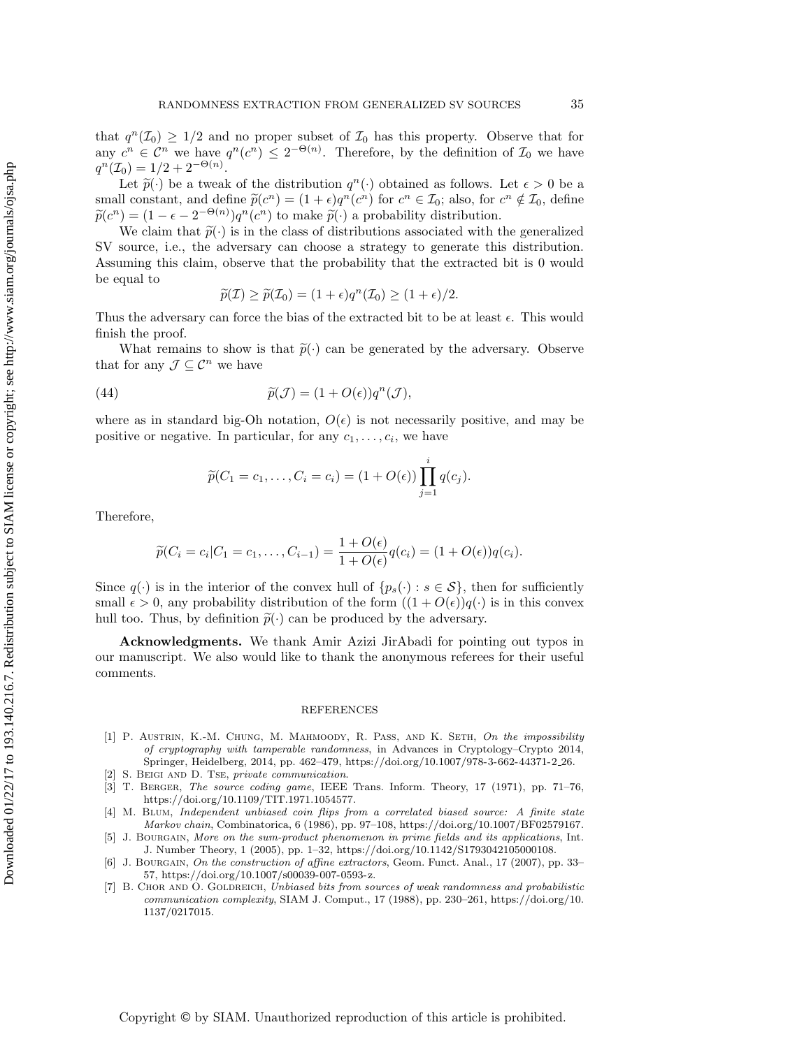that $q^n(\mathcal{I}_0) \geq 1/2$ and no proper subset of $\mathcal{I}_0$ has this property. Observe that for any $c^n \in \mathcal{C}^n$ we have $q^n(c^n) \leq 2^{-\Theta(n)}$. Therefore, by the definition of $\mathcal{I}_0$ we have $q^n(\mathcal{I}_0) = 1/2 + 2^{-\Theta(n)}$.

Let $\widetilde{p}(\cdot)$ be a tweak of the distribution $q^n(\cdot)$ obtained as follows. Let $\epsilon > 0$ be a small constant, and define $\widetilde{p}(c^n) = (1+\epsilon)q^n(c^n)$ for $c^n \in \mathcal{I}_0$; also, for $c^n \notin \mathcal{I}_0$, define $\widetilde{p}(c^n) = (1 - \epsilon - 2^{-\Theta(n)})q^n(c^n)$ to make $\widetilde{p}(\cdot)$ a probability distribution.

We claim that $\widetilde{p}(\cdot)$ is in the class of distributions associated with the generalized SV source, i.e., the adversary can choose a strategy to generate this distribution. Assuming this claim, observe that the probability that the extracted bit is 0 would be equal to

$$\widetilde{p}(\mathcal{I}) \geq \widetilde{p}(\mathcal{I}_0) = (1+\epsilon)q^n(\mathcal{I}_0) \geq (1+\epsilon)/2.$$

Thus the adversary can force the bias of the extracted bit to be at least $\epsilon$. This would finish the proof.

What remains to show is that $\widetilde{p}(\cdot)$ can be generated by the adversary. Observe that for any $\mathcal{J} \subseteq \mathcal{C}^n$ we have

$$\widetilde{p}(\mathcal{J}) = (1 + O(\epsilon))q^n(\mathcal{J}), \tag{44}$$

where as in standard big-Oh notation, $O(\epsilon)$ is not necessarily positive, and may be positive or negative. In particular, for any $c_1, \ldots, c_i$, we have

$$\widetilde{p}(C_1 = c_1, \ldots, C_i = c_i) = (1 + O(\epsilon)) \prod_{j=1}^{i} q(c_j).$$

Therefore,

$$\widetilde{p}(C_i = c_i | C_1 = c_1, \ldots, C_{i-1}) = \frac{1 + O(\epsilon)}{1 + O(\epsilon)} q(c_i) = (1 + O(\epsilon))q(c_i).$$

Since $q(\cdot)$ is in the interior of the convex hull of $\{p_s(\cdot) : s \in \mathcal{S}\}$, then for sufficiently small $\epsilon > 0$, any probability distribution of the form $((1 + O(\epsilon))q(\cdot)$ is in this convex hull too. Thus, by definition $\widetilde{p}(\cdot)$ can be produced by the adversary.

**Acknowledgments.** We thank Amir Azizi JirAbadi for pointing out typos in our manuscript. We also would like to thank the anonymous referees for their useful comments.

## REFERENCES

[1] P. Austrin, K.-M. Chung, M. Mahmoody, R. Pass, and K. Seth, *On the impossibility of cryptography with tamperable randomness*, in Advances in Cryptology–Crypto 2014, Springer, Heidelberg, 2014, pp. 462–479, https://doi.org/10.1007/978-3-662-44371-2_26.

[2] S. Beigi and D. Tse, *private communication*.

[3] T. Berger, *The source coding game*, IEEE Trans. Inform. Theory, 17 (1971), pp. 71–76, https://doi.org/10.1109/TIT.1971.1054577.

[4] M. Blum, *Independent unbiased coin flips from a correlated biased source: A finite state Markov chain*, Combinatorica, 6 (1986), pp. 97–108, https://doi.org/10.1007/BF02579167.

[5] J. Bourgain, *More on the sum-product phenomenon in prime fields and its applications*, Int. J. Number Theory, 1 (2005), pp. 1–32, https://doi.org/10.1142/S1793042105000108.

[6] J. Bourgain, *On the construction of affine extractors*, Geom. Funct. Anal., 17 (2007), pp. 33–57, https://doi.org/10.1007/s00039-007-0593-z.

[7] B. Chor and O. Goldreich, *Unbiased bits from sources of weak randomness and probabilistic communication complexity*, SIAM J. Comput., 17 (1988), pp. 230–261, https://doi.org/10.1137/0217015.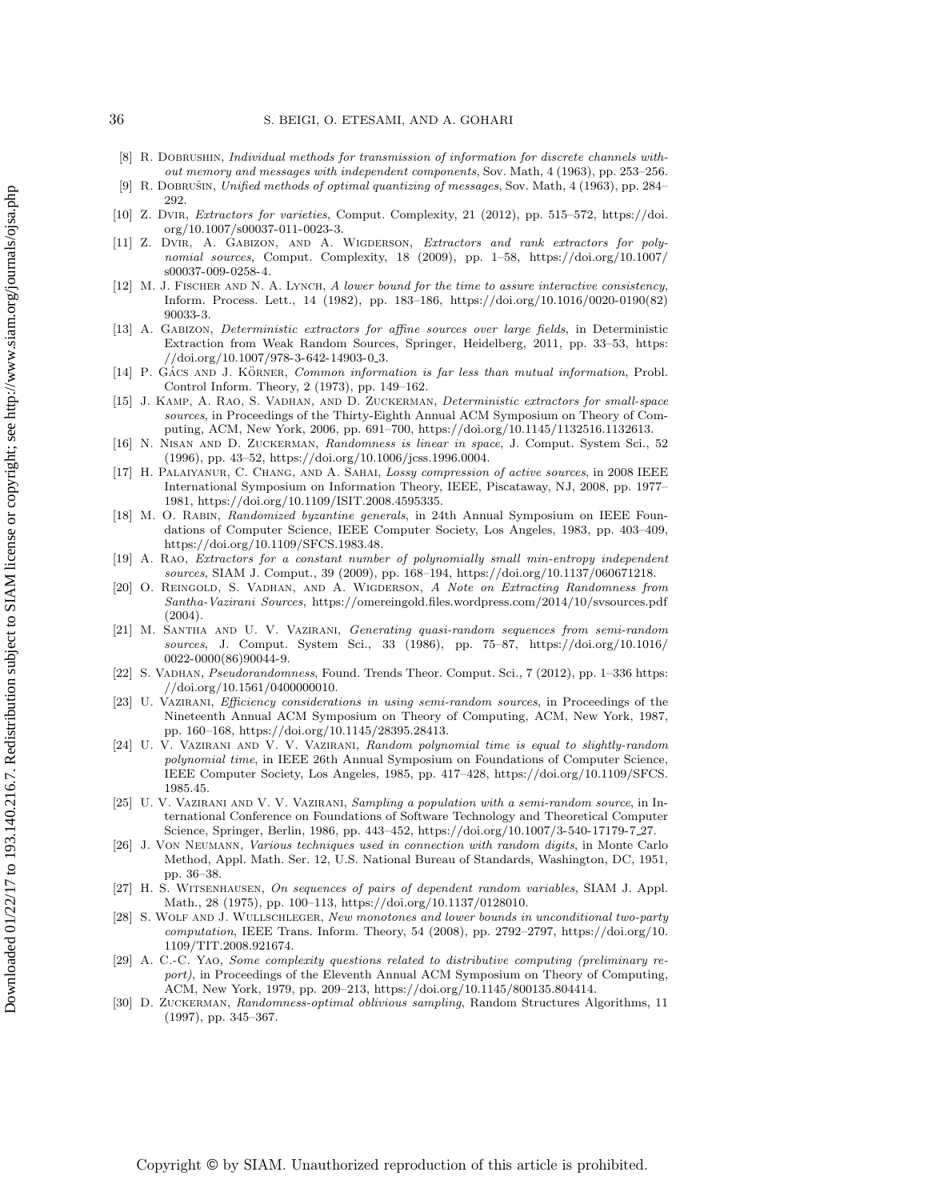[8] R. Dobrushin, *Individual methods for transmission of information for discrete channels without memory and messages with independent components*, Sov. Math, 4 (1963), pp. 253–256.

[9] R. Dobrušin, *Unified methods of optimal quantizing of messages*, Sov. Math, 4 (1963), pp. 284–292.

[10] Z. Dvir, *Extractors for varieties*, Comput. Complexity, 21 (2012), pp. 515–572, https://doi.org/10.1007/s00037-011-0023-3.

[11] Z. Dvir, A. Gabizon, and A. Wigderson, *Extractors and rank extractors for polynomial sources*, Comput. Complexity, 18 (2009), pp. 1–58, https://doi.org/10.1007/s00037-009-0258-4.

[12] M. J. Fischer and N. A. Lynch, *A lower bound for the time to assure interactive consistency*, Inform. Process. Lett., 14 (1982), pp. 183–186, https://doi.org/10.1016/0020-0190(82)90033-3.

[13] A. Gabizon, *Deterministic extractors for affine sources over large fields*, in Deterministic Extraction from Weak Random Sources, Springer, Heidelberg, 2011, pp. 33–53, https://doi.org/10.1007/978-3-642-14903-0_3.

[14] P. Gács and J. Körner, *Common information is far less than mutual information*, Probl. Control Inform. Theory, 2 (1973), pp. 149–162.

[15] J. Kamp, A. Rao, S. Vadhan, and D. Zuckerman, *Deterministic extractors for small-space sources*, in Proceedings of the Thirty-Eighth Annual ACM Symposium on Theory of Computing, ACM, New York, 2006, pp. 691–700, https://doi.org/10.1145/1132516.1132613.

[16] N. Nisan and D. Zuckerman, *Randomness is linear in space*, J. Comput. System Sci., 52 (1996), pp. 43–52, https://doi.org/10.1006/jcss.1996.0004.

[17] H. Palaiyanur, C. Chang, and A. Sahai, *Lossy compression of active sources*, in 2008 IEEE International Symposium on Information Theory, IEEE, Piscataway, NJ, 2008, pp. 1977–1981, https://doi.org/10.1109/ISIT.2008.4595335.

[18] M. O. Rabin, *Randomized byzantine generals*, in 24th Annual Symposium on IEEE Foundations of Computer Science, IEEE Computer Society, Los Angeles, 1983, pp. 403–409, https://doi.org/10.1109/SFCS.1983.48.

[19] A. Rao, *Extractors for a constant number of polynomially small min-entropy independent sources*, SIAM J. Comput., 39 (2009), pp. 168–194, https://doi.org/10.1137/060671218.

[20] O. Reingold, S. Vadhan, and A. Wigderson, *A Note on Extracting Randomness from Santha-Vazirani Sources*, https://omereingold.files.wordpress.com/2014/10/svsources.pdf (2004).

[21] M. Santha and U. V. Vazirani, *Generating quasi-random sequences from semi-random sources*, J. Comput. System Sci., 33 (1986), pp. 75–87, https://doi.org/10.1016/0022-0000(86)90044-9.

[22] S. Vadhan, *Pseudorandomness*, Found. Trends Theor. Comput. Sci., 7 (2012), pp. 1–336 https://doi.org/10.1561/0400000010.

[23] U. Vazirani, *Efficiency considerations in using semi-random sources*, in Proceedings of the Nineteenth Annual ACM Symposium on Theory of Computing, ACM, New York, 1987, pp. 160–168, https://doi.org/10.1145/28395.28413.

[24] U. V. Vazirani and V. V. Vazirani, *Random polynomial time is equal to slightly-random polynomial time*, in IEEE 26th Annual Symposium on Foundations of Computer Science, IEEE Computer Society, Los Angeles, 1985, pp. 417–428, https://doi.org/10.1109/SFCS.1985.45.

[25] U. V. Vazirani and V. V. Vazirani, *Sampling a population with a semi-random source*, in International Conference on Foundations of Software Technology and Theoretical Computer Science, Springer, Berlin, 1986, pp. 443–452, https://doi.org/10.1007/3-540-17179-7_27.

[26] J. Von Neumann, *Various techniques used in connection with random digits*, in Monte Carlo Method, Appl. Math. Ser. 12, U.S. National Bureau of Standards, Washington, DC, 1951, pp. 36–38.

[27] H. S. Witsenhausen, *On sequences of pairs of dependent random variables*, SIAM J. Appl. Math., 28 (1975), pp. 100–113, https://doi.org/10.1137/0128010.

[28] S. Wolf and J. Wullschleger, *New monotones and lower bounds in unconditional two-party computation*, IEEE Trans. Inform. Theory, 54 (2008), pp. 2792–2797, https://doi.org/10.1109/TIT.2008.921674.

[29] A. C.-C. Yao, *Some complexity questions related to distributive computing (preliminary report)*, in Proceedings of the Eleventh Annual ACM Symposium on Theory of Computing, ACM, New York, 1979, pp. 209–213, https://doi.org/10.1145/800135.804414.

[30] D. Zuckerman, *Randomness-optimal oblivious sampling*, Random Structures Algorithms, 11 (1997), pp. 345–367.